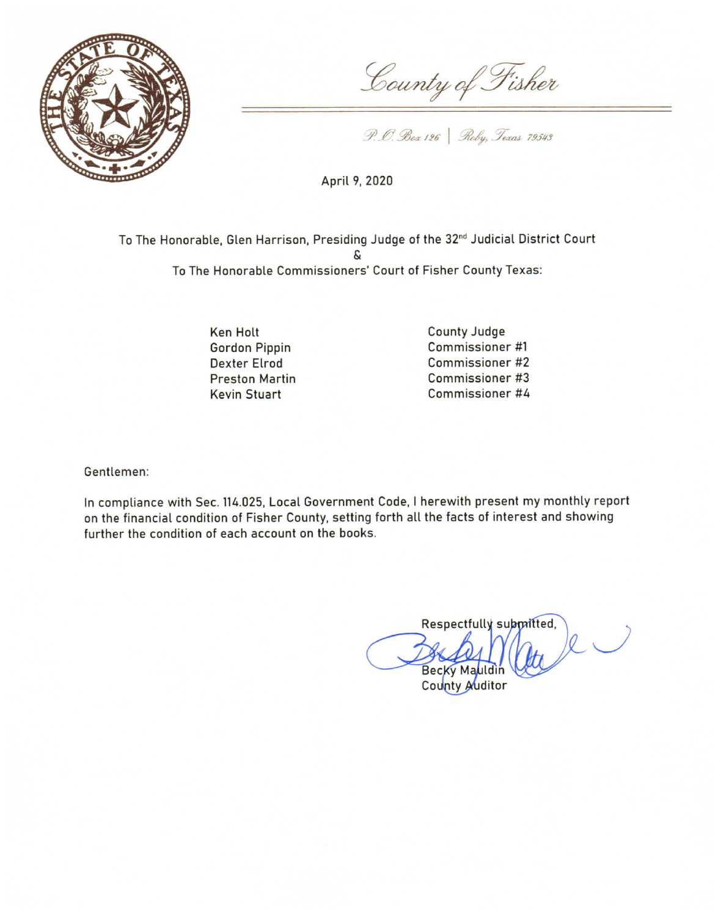# County of Fisher

P.O. Box 126 | Roby, Texas 79543

April 9, 2020

To The Honorable, Glen Harrison, Presiding Judge of the 32nd Judicial District Court

&

To The Honorable Commissioners' Court of Fisher County Texas:

| | |
|---|---|
| Ken Holt | County Judge |
| Gordon Pippin | Commissioner #1 |
| Dexter Elrod | Commissioner #2 |
| Preston Martin | Commissioner #3 |
| Kevin Stuart | Commissioner #4 |

Gentlemen:

In compliance with Sec. 114.025, Local Government Code, I herewith present my monthly report on the financial condition of Fisher County, setting forth all the facts of interest and showing further the condition of each account on the books.

Respectfully submitted,

Becky Mauldin

County Auditor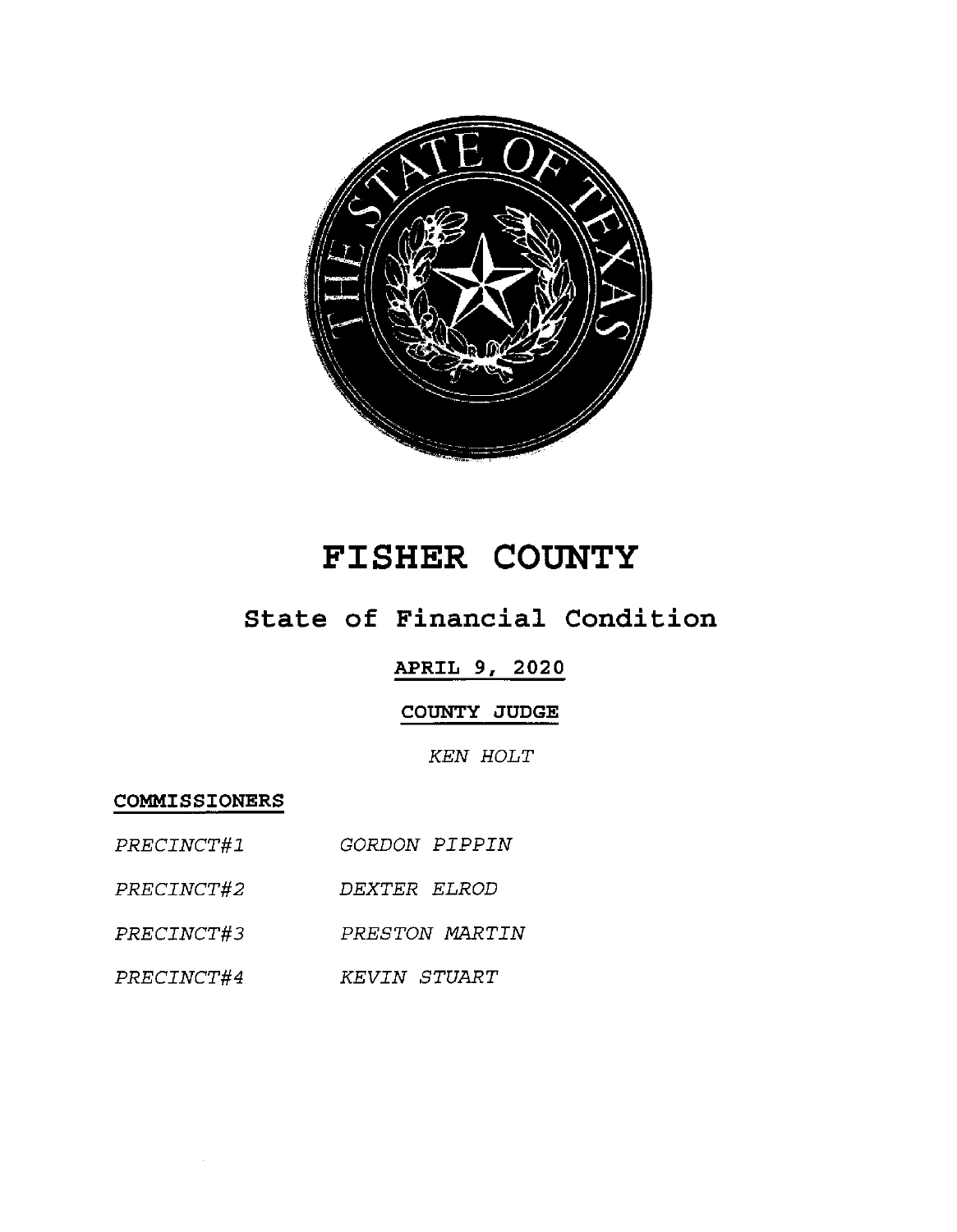# FISHER COUNTY

## State of Financial Condition

**APRIL 9, 2020**

**COUNTY JUDGE**

*KEN HOLT*

**COMMISSIONERS**

| | |
|---|---|
| *PRECINCT#1* | *GORDON PIPPIN* |
| *PRECINCT#2* | *DEXTER ELROD* |
| *PRECINCT#3* | *PRESTON MARTIN* |
| *PRECINCT#4* | *KEVIN STUART* |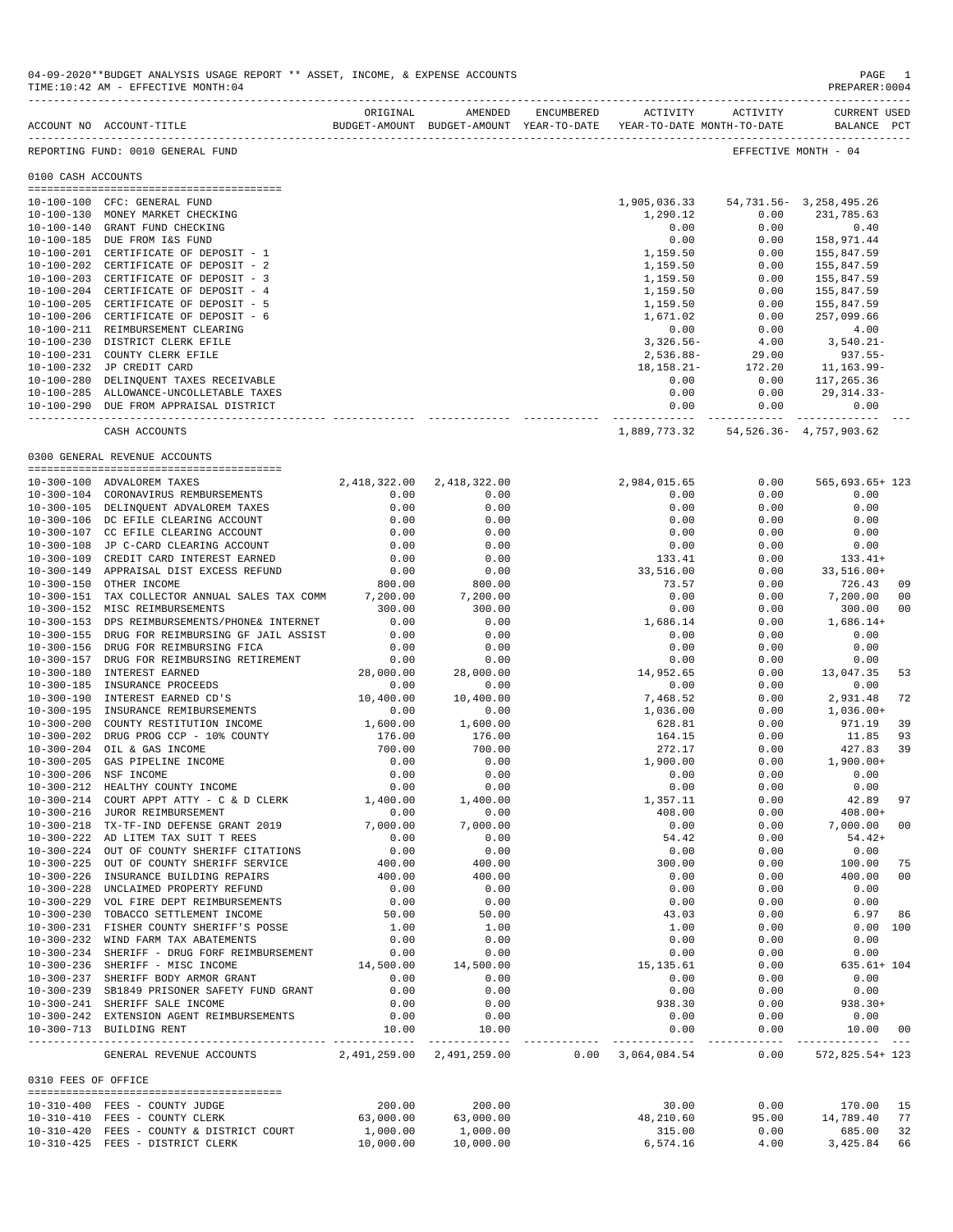04-09-2020**BUDGET ANALYSIS USAGE REPORT ** ASSET, INCOME, & EXPENSE ACCOUNTS

TIME:10:42 AM - EFFECTIVE MONTH:04

PREPARER:0004

REPORTING FUND: 0010 GENERAL FUND — EFFECTIVE MONTH - 04

## 0100 CASH ACCOUNTS

| ACCOUNT NO | ACCOUNT-TITLE | ORIGINAL BUDGET-AMOUNT | AMENDED BUDGET-AMOUNT | ENCUMBERED YEAR-TO-DATE | ACTIVITY YEAR-TO-DATE | ACTIVITY MONTH-TO-DATE | CURRENT USED BALANCE | PCT |
|---|---|---|---|---|---|---|---|---|
| 10-100-100 | CFC: GENERAL FUND | | | | 1,905,036.33 | 54,731.56- | 3,258,495.26 | |
| 10-100-130 | MONEY MARKET CHECKING | | | | 1,290.12 | 0.00 | 231,785.63 | |
| 10-100-140 | GRANT FUND CHECKING | | | | 0.00 | 0.00 | 0.40 | |
| 10-100-185 | DUE FROM I&S FUND | | | | 0.00 | 0.00 | 158,971.44 | |
| 10-100-201 | CERTIFICATE OF DEPOSIT - 1 | | | | 1,159.50 | 0.00 | 155,847.59 | |
| 10-100-202 | CERTIFICATE OF DEPOSIT - 2 | | | | 1,159.50 | 0.00 | 155,847.59 | |
| 10-100-203 | CERTIFICATE OF DEPOSIT - 3 | | | | 1,159.50 | 0.00 | 155,847.59 | |
| 10-100-204 | CERTIFICATE OF DEPOSIT - 4 | | | | 1,159.50 | 0.00 | 155,847.59 | |
| 10-100-205 | CERTIFICATE OF DEPOSIT - 5 | | | | 1,159.50 | 0.00 | 155,847.59 | |
| 10-100-206 | CERTIFICATE OF DEPOSIT - 6 | | | | 1,671.02 | 0.00 | 257,099.66 | |
| 10-100-211 | REIMBURSEMENT CLEARING | | | | 0.00 | 0.00 | 4.00 | |
| 10-100-230 | DISTRICT CLERK EFILE | | | | 3,326.56- | 4.00 | 3,540.21- | |
| 10-100-231 | COUNTY CLERK EFILE | | | | 2,536.88- | 29.00 | 937.55- | |
| 10-100-232 | JP CREDIT CARD | | | | 18,158.21- | 172.20 | 11,163.99- | |
| 10-100-280 | DELINQUENT TAXES RECEIVABLE | | | | 0.00 | 0.00 | 117,265.36 | |
| 10-100-285 | ALLOWANCE-UNCOLLETABLE TAXES | | | | 0.00 | 0.00 | 29,314.33- | |
| 10-100-290 | DUE FROM APPRAISAL DISTRICT | | | | 0.00 | 0.00 | 0.00 | |
| | CASH ACCOUNTS | | | | 1,889,773.32 | 54,526.36- | 4,757,903.62 | |

## 0300 GENERAL REVENUE ACCOUNTS

| ACCOUNT NO | ACCOUNT-TITLE | ORIGINAL BUDGET-AMOUNT | AMENDED BUDGET-AMOUNT | ENCUMBERED YEAR-TO-DATE | ACTIVITY YEAR-TO-DATE | ACTIVITY MONTH-TO-DATE | CURRENT USED BALANCE | PCT |
|---|---|---|---|---|---|---|---|---|
| 10-300-100 | ADVALOREM TAXES | 2,418,322.00 | 2,418,322.00 | | 2,984,015.65 | 0.00 | 565,693.65+ | 123 |
| 10-300-104 | CORONAVIRUS REMBURSEMENTS | 0.00 | 0.00 | | 0.00 | 0.00 | 0.00 | |
| 10-300-105 | DELINQUENT ADVALOREM TAXES | 0.00 | 0.00 | | 0.00 | 0.00 | 0.00 | |
| 10-300-106 | DC EFILE CLEARING ACCOUNT | 0.00 | 0.00 | | 0.00 | 0.00 | 0.00 | |
| 10-300-107 | CC EFILE CLEARING ACCOUNT | 0.00 | 0.00 | | 0.00 | 0.00 | 0.00 | |
| 10-300-108 | JP C-CARD CLEARING ACCOUNT | 0.00 | 0.00 | | 0.00 | 0.00 | 0.00 | |
| 10-300-109 | CREDIT CARD INTEREST EARNED | 0.00 | 0.00 | | 133.41 | 0.00 | 133.41+ | |
| 10-300-149 | APPRAISAL DIST EXCESS REFUND | 0.00 | 0.00 | | 33,516.00 | 0.00 | 33,516.00+ | |
| 10-300-150 | OTHER INCOME | 800.00 | 800.00 | | 73.57 | 0.00 | 726.43 | 09 |
| 10-300-151 | TAX COLLECTOR ANNUAL SALES TAX COMM | 7,200.00 | 7,200.00 | | 0.00 | 0.00 | 7,200.00 | 00 |
| 10-300-152 | MISC REIMBURSEMENTS | 300.00 | 300.00 | | 0.00 | 0.00 | 300.00 | 00 |
| 10-300-153 | DPS REIMBURSEMENTS/PHONE& INTERNET | 0.00 | 0.00 | | 1,686.14 | 0.00 | 1,686.14+ | |
| 10-300-155 | DRUG FOR REIMBURSING GF JAIL ASSIST | 0.00 | 0.00 | | 0.00 | 0.00 | 0.00 | |
| 10-300-156 | DRUG FOR REIMBURSING FICA | 0.00 | 0.00 | | 0.00 | 0.00 | 0.00 | |
| 10-300-157 | DRUG FOR REIMBURSING RETIREMENT | 0.00 | 0.00 | | 0.00 | 0.00 | 0.00 | |
| 10-300-180 | INTEREST EARNED | 28,000.00 | 28,000.00 | | 14,952.65 | 0.00 | 13,047.35 | 53 |
| 10-300-185 | INSURANCE PROCEEDS | 0.00 | 0.00 | | 0.00 | 0.00 | 0.00 | |
| 10-300-190 | INTEREST EARNED CD'S | 10,400.00 | 10,400.00 | | 7,468.52 | 0.00 | 2,931.48 | 72 |
| 10-300-195 | INSURANCE REMIBURSEMENTS | 0.00 | 0.00 | | 1,036.00 | 0.00 | 1,036.00+ | |
| 10-300-200 | COUNTY RESTITUTION INCOME | 1,600.00 | 1,600.00 | | 628.81 | 0.00 | 971.19 | 39 |
| 10-300-202 | DRUG PROG CCP - 10% COUNTY | 176.00 | 176.00 | | 164.15 | 0.00 | 11.85 | 93 |
| 10-300-204 | OIL & GAS INCOME | 700.00 | 700.00 | | 272.17 | 0.00 | 427.83 | 39 |
| 10-300-205 | GAS PIPELINE INCOME | 0.00 | 0.00 | | 1,900.00 | 0.00 | 1,900.00+ | |
| 10-300-206 | NSF INCOME | 0.00 | 0.00 | | 0.00 | 0.00 | 0.00 | |
| 10-300-212 | HEALTHY COUNTY INCOME | 0.00 | 0.00 | | 0.00 | 0.00 | 0.00 | |
| 10-300-214 | COURT APPT ATTY - C & D CLERK | 1,400.00 | 1,400.00 | | 1,357.11 | 0.00 | 42.89 | 97 |
| 10-300-216 | JUROR REIMBURSEMENT | 0.00 | 0.00 | | 408.00 | 0.00 | 408.00+ | |
| 10-300-218 | TX-TF-IND DEFENSE GRANT 2019 | 7,000.00 | 7,000.00 | | 0.00 | 0.00 | 7,000.00 | 00 |
| 10-300-222 | AD LITEM TAX SUIT T REES | 0.00 | 0.00 | | 54.42 | 0.00 | 54.42+ | |
| 10-300-224 | OUT OF COUNTY SHERIFF CITATIONS | 0.00 | 0.00 | | 0.00 | 0.00 | 0.00 | |
| 10-300-225 | OUT OF COUNTY SHERIFF SERVICE | 400.00 | 400.00 | | 300.00 | 0.00 | 100.00 | 75 |
| 10-300-226 | INSURANCE BUILDING REPAIRS | 400.00 | 400.00 | | 0.00 | 0.00 | 400.00 | 00 |
| 10-300-228 | UNCLAIMED PROPERTY REFUND | 0.00 | 0.00 | | 0.00 | 0.00 | 0.00 | |
| 10-300-229 | VOL FIRE DEPT REIMBURSEMENTS | 0.00 | 0.00 | | 0.00 | 0.00 | 0.00 | |
| 10-300-230 | TOBACCO SETTLEMENT INCOME | 50.00 | 50.00 | | 43.03 | 0.00 | 6.97 | 86 |
| 10-300-231 | FISHER COUNTY SHERIFF'S POSSE | 1.00 | 1.00 | | 1.00 | 0.00 | 0.00 | 100 |
| 10-300-232 | WIND FARM TAX ABATEMENTS | 0.00 | 0.00 | | 0.00 | 0.00 | 0.00 | |
| 10-300-234 | SHERIFF - DRUG FORF REIMBURSEMENT | 0.00 | 0.00 | | 0.00 | 0.00 | 0.00 | |
| 10-300-236 | SHERIFF - MISC INCOME | 14,500.00 | 14,500.00 | | 15,135.61 | 0.00 | 635.61+ | 104 |
| 10-300-237 | SHERIFF BODY ARMOR GRANT | 0.00 | 0.00 | | 0.00 | 0.00 | 0.00 | |
| 10-300-239 | SB1849 PRISONER SAFETY FUND GRANT | 0.00 | 0.00 | | 0.00 | 0.00 | 0.00 | |
| 10-300-241 | SHERIFF SALE INCOME | 0.00 | 0.00 | | 938.30 | 0.00 | 938.30+ | |
| 10-300-242 | EXTENSION AGENT REIMBURSEMENTS | 0.00 | 0.00 | | 0.00 | 0.00 | 0.00 | |
| 10-300-713 | BUILDING RENT | 10.00 | 10.00 | | 0.00 | 0.00 | 10.00 | 00 |
| | GENERAL REVENUE ACCOUNTS | 2,491,259.00 | 2,491,259.00 | 0.00 | 3,064,084.54 | 0.00 | 572,825.54+ | 123 |

## 0310 FEES OF OFFICE

| ACCOUNT NO | ACCOUNT-TITLE | ORIGINAL BUDGET-AMOUNT | AMENDED BUDGET-AMOUNT | ENCUMBERED YEAR-TO-DATE | ACTIVITY YEAR-TO-DATE | ACTIVITY MONTH-TO-DATE | CURRENT USED BALANCE | PCT |
|---|---|---|---|---|---|---|---|---|
| 10-310-400 | FEES - COUNTY JUDGE | 200.00 | 200.00 | | 30.00 | 0.00 | 170.00 | 15 |
| 10-310-410 | FEES - COUNTY CLERK | 63,000.00 | 63,000.00 | | 48,210.60 | 95.00 | 14,789.40 | 77 |
| 10-310-420 | FEES - COUNTY & DISTRICT COURT | 1,000.00 | 1,000.00 | | 315.00 | 0.00 | 685.00 | 32 |
| 10-310-425 | FEES - DISTRICT CLERK | 10,000.00 | 10,000.00 | | 6,574.16 | 4.00 | 3,425.84 | 66 |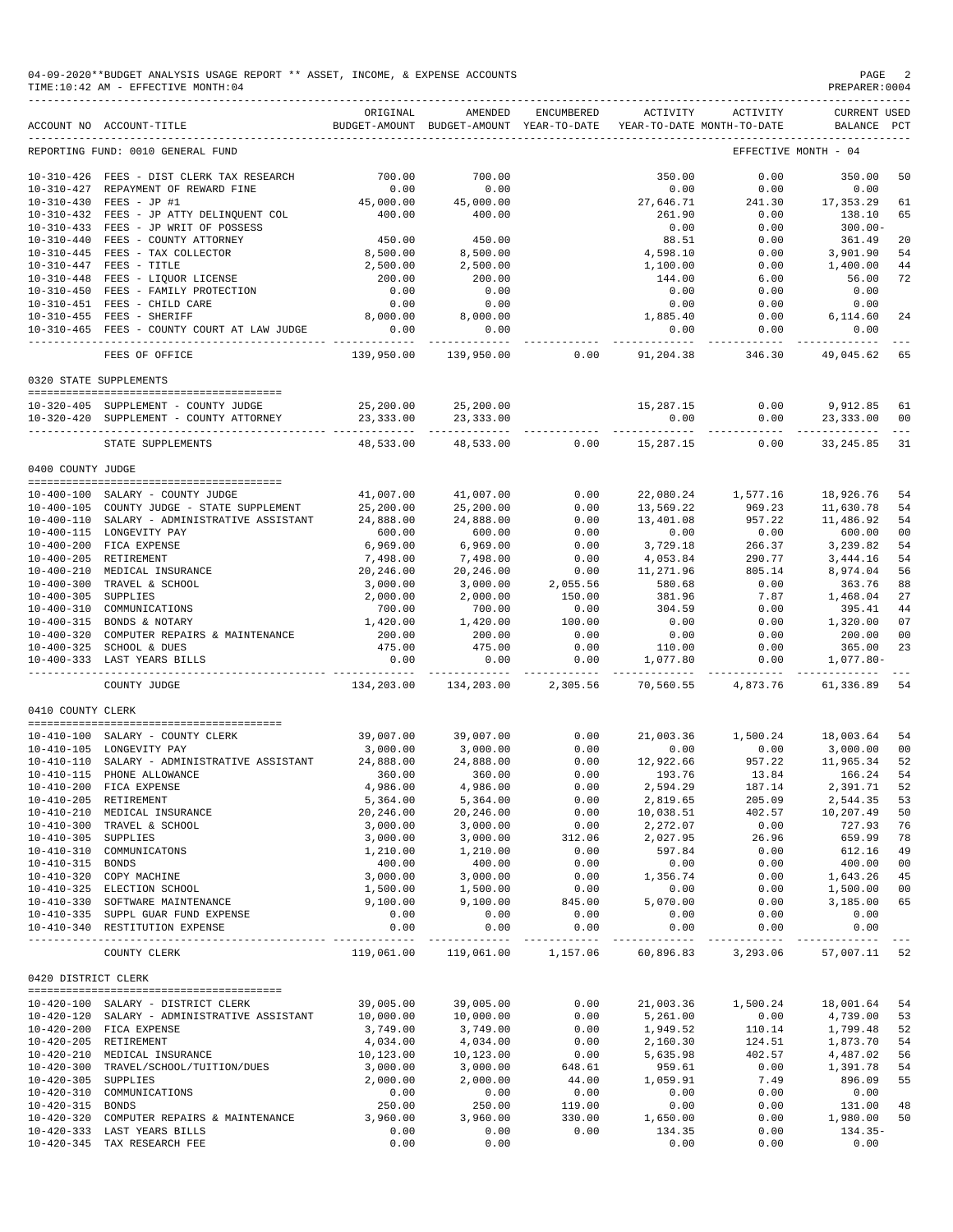04-09-2020**BUDGET ANALYSIS USAGE REPORT ** ASSET, INCOME, & EXPENSE ACCOUNTS
TIME:10:42 AM - EFFECTIVE MONTH:04

| ACCOUNT NO | ACCOUNT-TITLE | ORIGINAL BUDGET-AMOUNT | AMENDED BUDGET-AMOUNT | ENCUMBERED YEAR-TO-DATE | ACTIVITY YEAR-TO-DATE | ACTIVITY MONTH-TO-DATE | CURRENT BALANCE | USED PCT |
|---|---|---|---|---|---|---|---|---|
| REPORTING FUND: 0010 GENERAL FUND | | | | | | EFFECTIVE MONTH - 04 | | |
| 10-310-426 | FEES - DIST CLERK TAX RESEARCH | 700.00 | 700.00 | | 350.00 | 0.00 | 350.00 | 50 |
| 10-310-427 | REPAYMENT OF REWARD FINE | 0.00 | 0.00 | | 0.00 | 0.00 | 0.00 | |
| 10-310-430 | FEES - JP #1 | 45,000.00 | 45,000.00 | | 27,646.71 | 241.30 | 17,353.29 | 61 |
| 10-310-432 | FEES - JP ATTY DELINQUENT COL | 400.00 | 400.00 | | 261.90 | 0.00 | 138.10 | 65 |
| 10-310-433 | FEES - JP WRIT OF POSSESS | | | | 0.00 | 0.00 | 300.00- | |
| 10-310-440 | FEES - COUNTY ATTORNEY | 450.00 | 450.00 | | 88.51 | 0.00 | 361.49 | 20 |
| 10-310-445 | FEES - TAX COLLECTOR | 8,500.00 | 8,500.00 | | 4,598.10 | 0.00 | 3,901.90 | 54 |
| 10-310-447 | FEES - TITLE | 2,500.00 | 2,500.00 | | 1,100.00 | 0.00 | 1,400.00 | 44 |
| 10-310-448 | FEES - LIQUOR LICENSE | 200.00 | 200.00 | | 144.00 | 6.00 | 56.00 | 72 |
| 10-310-450 | FEES - FAMILY PROTECTION | 0.00 | 0.00 | | 0.00 | 0.00 | 0.00 | |
| 10-310-451 | FEES - CHILD CARE | 0.00 | 0.00 | | 0.00 | 0.00 | 0.00 | |
| 10-310-455 | FEES - SHERIFF | 8,000.00 | 8,000.00 | | 1,885.40 | 0.00 | 6,114.60 | 24 |
| 10-310-465 | FEES - COUNTY COURT AT LAW JUDGE | 0.00 | 0.00 | | 0.00 | 0.00 | 0.00 | |
| | FEES OF OFFICE | 139,950.00 | 139,950.00 | 0.00 | 91,204.38 | 346.30 | 49,045.62 | 65 |
| 0320 STATE SUPPLEMENTS | | | | | | | | |
| 10-320-405 | SUPPLEMENT - COUNTY JUDGE | 25,200.00 | 25,200.00 | | 15,287.15 | 0.00 | 9,912.85 | 61 |
| 10-320-420 | SUPPLEMENT - COUNTY ATTORNEY | 23,333.00 | 23,333.00 | | 0.00 | 0.00 | 23,333.00 | 00 |
| | STATE SUPPLEMENTS | 48,533.00 | 48,533.00 | 0.00 | 15,287.15 | 0.00 | 33,245.85 | 31 |
| 0400 COUNTY JUDGE | | | | | | | | |
| 10-400-100 | SALARY - COUNTY JUDGE | 41,007.00 | 41,007.00 | 0.00 | 22,080.24 | 1,577.16 | 18,926.76 | 54 |
| 10-400-105 | COUNTY JUDGE - STATE SUPPLEMENT | 25,200.00 | 25,200.00 | 0.00 | 13,569.22 | 969.23 | 11,630.78 | 54 |
| 10-400-110 | SALARY - ADMINISTRATIVE ASSISTANT | 24,888.00 | 24,888.00 | 0.00 | 13,401.08 | 957.22 | 11,486.92 | 54 |
| 10-400-115 | LONGEVITY PAY | 600.00 | 600.00 | 0.00 | 0.00 | 0.00 | 600.00 | 00 |
| 10-400-200 | FICA EXPENSE | 6,969.00 | 6,969.00 | 0.00 | 3,729.18 | 266.37 | 3,239.82 | 54 |
| 10-400-205 | RETIREMENT | 7,498.00 | 7,498.00 | 0.00 | 4,053.84 | 290.77 | 3,444.16 | 54 |
| 10-400-210 | MEDICAL INSURANCE | 20,246.00 | 20,246.00 | 0.00 | 11,271.96 | 805.14 | 8,974.04 | 56 |
| 10-400-300 | TRAVEL & SCHOOL | 3,000.00 | 3,000.00 | 2,055.56 | 580.68 | 0.00 | 363.76 | 88 |
| 10-400-305 | SUPPLIES | 2,000.00 | 2,000.00 | 150.00 | 381.96 | 7.87 | 1,468.04 | 27 |
| 10-400-310 | COMMUNICATIONS | 700.00 | 700.00 | 0.00 | 304.59 | 0.00 | 395.41 | 44 |
| 10-400-315 | BONDS & NOTARY | 1,420.00 | 1,420.00 | 100.00 | 0.00 | 0.00 | 1,320.00 | 07 |
| 10-400-320 | COMPUTER REPAIRS & MAINTENANCE | 200.00 | 200.00 | 0.00 | 0.00 | 0.00 | 200.00 | 00 |
| 10-400-325 | SCHOOL & DUES | 475.00 | 475.00 | 0.00 | 110.00 | 0.00 | 365.00 | 23 |
| 10-400-333 | LAST YEARS BILLS | 0.00 | 0.00 | 0.00 | 1,077.80 | 0.00 | 1,077.80- | |
| | COUNTY JUDGE | 134,203.00 | 134,203.00 | 2,305.56 | 70,560.55 | 4,873.76 | 61,336.89 | 54 |
| 0410 COUNTY CLERK | | | | | | | | |
| 10-410-100 | SALARY - COUNTY CLERK | 39,007.00 | 39,007.00 | 0.00 | 21,003.36 | 1,500.24 | 18,003.64 | 54 |
| 10-410-105 | LONGEVITY PAY | 3,000.00 | 3,000.00 | 0.00 | 0.00 | 0.00 | 3,000.00 | 00 |
| 10-410-110 | SALARY - ADMINISTRATIVE ASSISTANT | 24,888.00 | 24,888.00 | 0.00 | 12,922.66 | 957.22 | 11,965.34 | 52 |
| 10-410-115 | PHONE ALLOWANCE | 360.00 | 360.00 | 0.00 | 193.76 | 13.84 | 166.24 | 54 |
| 10-410-200 | FICA EXPENSE | 4,986.00 | 4,986.00 | 0.00 | 2,594.29 | 187.14 | 2,391.71 | 52 |
| 10-410-205 | RETIREMENT | 5,364.00 | 5,364.00 | 0.00 | 2,819.65 | 205.09 | 2,544.35 | 53 |
| 10-410-210 | MEDICAL INSURANCE | 20,246.00 | 20,246.00 | 0.00 | 10,038.51 | 402.57 | 10,207.49 | 50 |
| 10-410-300 | TRAVEL & SCHOOL | 3,000.00 | 3,000.00 | 0.00 | 2,272.07 | 0.00 | 727.93 | 76 |
| 10-410-305 | SUPPLIES | 3,000.00 | 3,000.00 | 312.06 | 2,027.95 | 26.96 | 659.99 | 78 |
| 10-410-310 | COMMUNICATONS | 1,210.00 | 1,210.00 | 0.00 | 597.84 | 0.00 | 612.16 | 49 |
| 10-410-315 | BONDS | 400.00 | 400.00 | 0.00 | 0.00 | 0.00 | 400.00 | 00 |
| 10-410-320 | COPY MACHINE | 3,000.00 | 3,000.00 | 0.00 | 1,356.74 | 0.00 | 1,643.26 | 45 |
| 10-410-325 | ELECTION SCHOOL | 1,500.00 | 1,500.00 | 0.00 | 0.00 | 0.00 | 1,500.00 | 00 |
| 10-410-330 | SOFTWARE MAINTENANCE | 9,100.00 | 9,100.00 | 845.00 | 5,070.00 | 0.00 | 3,185.00 | 65 |
| 10-410-335 | SUPPL GUAR FUND EXPENSE | 0.00 | 0.00 | 0.00 | 0.00 | 0.00 | 0.00 | |
| 10-410-340 | RESTITUTION EXPENSE | 0.00 | 0.00 | 0.00 | 0.00 | 0.00 | 0.00 | |
| | COUNTY CLERK | 119,061.00 | 119,061.00 | 1,157.06 | 60,896.83 | 3,293.06 | 57,007.11 | 52 |
| 0420 DISTRICT CLERK | | | | | | | | |
| 10-420-100 | SALARY - DISTRICT CLERK | 39,005.00 | 39,005.00 | 0.00 | 21,003.36 | 1,500.24 | 18,001.64 | 54 |
| 10-420-120 | SALARY - ADMINISTRATIVE ASSISTANT | 10,000.00 | 10,000.00 | 0.00 | 5,261.00 | 0.00 | 4,739.00 | 53 |
| 10-420-200 | FICA EXPENSE | 3,749.00 | 3,749.00 | 0.00 | 1,949.52 | 110.14 | 1,799.48 | 52 |
| 10-420-205 | RETIREMENT | 4,034.00 | 4,034.00 | 0.00 | 2,160.30 | 124.51 | 1,873.70 | 54 |
| 10-420-210 | MEDICAL INSURANCE | 10,123.00 | 10,123.00 | 0.00 | 5,635.98 | 402.57 | 4,487.02 | 56 |
| 10-420-300 | TRAVEL/SCHOOL/TUITION/DUES | 3,000.00 | 3,000.00 | 648.61 | 959.61 | 0.00 | 1,391.78 | 54 |
| 10-420-305 | SUPPLIES | 2,000.00 | 2,000.00 | 44.00 | 1,059.91 | 7.49 | 896.09 | 55 |
| 10-420-310 | COMMUNICATIONS | 0.00 | 0.00 | 0.00 | 0.00 | 0.00 | 0.00 | |
| 10-420-315 | BONDS | 250.00 | 250.00 | 119.00 | 0.00 | 0.00 | 131.00 | 48 |
| 10-420-320 | COMPUTER REPAIRS & MAINTENANCE | 3,960.00 | 3,960.00 | 330.00 | 1,650.00 | 0.00 | 1,980.00 | 50 |
| 10-420-333 | LAST YEARS BILLS | 0.00 | 0.00 | 0.00 | 134.35 | 0.00 | 134.35- | |
| 10-420-345 | TAX RESEARCH FEE | 0.00 | 0.00 | | 0.00 | 0.00 | 0.00 | |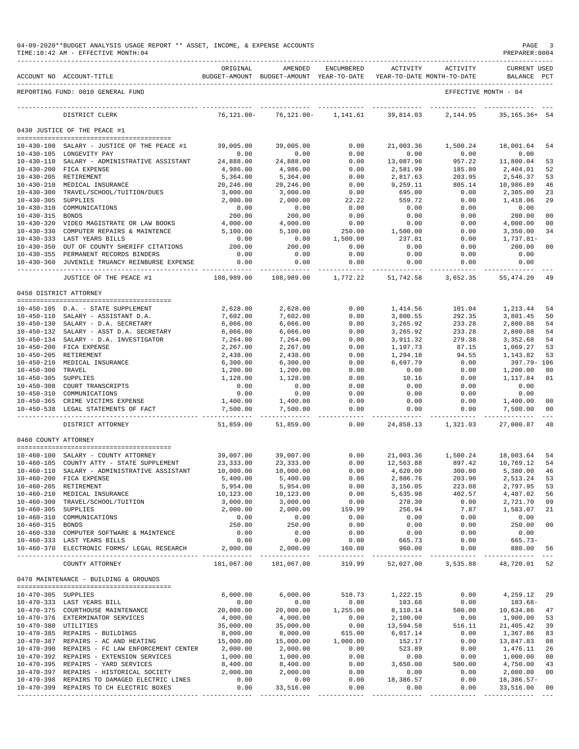04-09-2020**BUDGET ANALYSIS USAGE REPORT ** ASSET, INCOME, & EXPENSE ACCOUNTS
TIME:10:42 AM - EFFECTIVE MONTH:04
PREPARER:0004

REPORTING FUND: 0010 GENERAL FUND — EFFECTIVE MONTH - 04

| ACCOUNT NO | ACCOUNT-TITLE | ORIGINAL BUDGET-AMOUNT | AMENDED BUDGET-AMOUNT | ENCUMBERED YEAR-TO-DATE | ACTIVITY YEAR-TO-DATE | ACTIVITY MONTH-TO-DATE | CURRENT BALANCE | USED PCT |
|---|---|---|---|---|---|---|---|---|
| | DISTRICT CLERK | 76,121.00- | 76,121.00- | 1,141.61 | 39,814.03 | 2,144.95 | 35,165.36+ | 54 |
| | **0430 JUSTICE OF THE PEACE #1** | | | | | | | |
| 10-430-100 | SALARY - JUSTICE OF THE PEACE #1 | 39,005.00 | 39,005.00 | 0.00 | 21,003.36 | 1,500.24 | 18,001.64 | 54 |
| 10-430-105 | LONGEVITY PAY | 0.00 | 0.00 | 0.00 | 0.00 | 0.00 | 0.00 | |
| 10-430-110 | SALARY - ADMINISTRATIVE ASSISTANT | 24,888.00 | 24,888.00 | 0.00 | 13,087.96 | 957.22 | 11,800.04 | 53 |
| 10-430-200 | FICA EXPENSE | 4,986.00 | 4,986.00 | 0.00 | 2,581.99 | 185.80 | 2,404.01 | 52 |
| 10-430-205 | RETIREMENT | 5,364.00 | 5,364.00 | 0.00 | 2,817.63 | 203.95 | 2,546.37 | 53 |
| 10-430-210 | MEDICAL INSURANCE | 20,246.00 | 20,246.00 | 0.00 | 9,259.11 | 805.14 | 10,986.89 | 46 |
| 10-430-300 | TRAVEL/SCHOOL/TUITION/DUES | 3,000.00 | 3,000.00 | 0.00 | 695.00 | 0.00 | 2,305.00 | 23 |
| 10-430-305 | SUPPLIES | 2,000.00 | 2,000.00 | 22.22 | 559.72 | 0.00 | 1,418.06 | 29 |
| 10-430-310 | COMMUNICATIONS | 0.00 | 0.00 | 0.00 | 0.00 | 0.00 | 0.00 | |
| 10-430-315 | BONDS | 200.00 | 200.00 | 0.00 | 0.00 | 0.00 | 200.00 | 00 |
| 10-430-320 | VIDEO MAGISTRATE OR LAW BOOKS | 4,000.00 | 4,000.00 | 0.00 | 0.00 | 0.00 | 4,000.00 | 00 |
| 10-430-330 | COMPUTER REPAIRS & MAINTENCE | 5,100.00 | 5,100.00 | 250.00 | 1,500.00 | 0.00 | 3,350.00 | 34 |
| 10-430-333 | LAST YEARS BILLS | 0.00 | 0.00 | 1,500.00 | 237.81 | 0.00 | 1,737.81- | |
| 10-430-350 | OUT OF COUNTY SHERIFF CITATIONS | 200.00 | 200.00 | 0.00 | 0.00 | 0.00 | 200.00 | 00 |
| 10-430-355 | PERMANENT RECORDS BINDERS | 0.00 | 0.00 | 0.00 | 0.00 | 0.00 | 0.00 | |
| 10-430-360 | JUVENILE TRUANCY REINBURSE EXPENSE | 0.00 | 0.00 | 0.00 | 0.00 | 0.00 | 0.00 | |
| | JUSTICE OF THE PEACE #1 | 108,989.00 | 108,989.00 | 1,772.22 | 51,742.58 | 3,652.35 | 55,474.20 | 49 |
| | **0450 DISTRICT ATTORNEY** | | | | | | | |
| 10-450-105 | D.A. - STATE SUPPLEMENT | 2,628.00 | 2,628.00 | 0.00 | 1,414.56 | 101.04 | 1,213.44 | 54 |
| 10-450-110 | SALARY - ASSISTANT D.A. | 7,602.00 | 7,602.00 | 0.00 | 3,800.55 | 292.35 | 3,801.45 | 50 |
| 10-450-130 | SALARY - D.A. SECRETARY | 6,066.00 | 6,066.00 | 0.00 | 3,265.92 | 233.28 | 2,800.08 | 54 |
| 10-450-132 | SALARY - ASST D.A. SECRETARY | 6,066.00 | 6,066.00 | 0.00 | 3,265.92 | 233.28 | 2,800.08 | 54 |
| 10-450-134 | SALARY - D.A. INVESTIGATOR | 7,264.00 | 7,264.00 | 0.00 | 3,911.32 | 279.38 | 3,352.68 | 54 |
| 10-450-200 | FICA EXPENSE | 2,267.00 | 2,267.00 | 0.00 | 1,197.73 | 87.15 | 1,069.27 | 53 |
| 10-450-205 | RETIREMENT | 2,438.00 | 2,438.00 | 0.00 | 1,294.18 | 94.55 | 1,143.82 | 53 |
| 10-450-210 | MEDICAL INSURANCE | 6,300.00 | 6,300.00 | 0.00 | 6,697.79 | 0.00 | 397.79- | 106 |
| 10-450-300 | TRAVEL | 1,200.00 | 1,200.00 | 0.00 | 0.00 | 0.00 | 1,200.00 | 00 |
| 10-450-305 | SUPPLIES | 1,128.00 | 1,128.00 | 0.00 | 10.16 | 0.00 | 1,117.84 | 01 |
| 10-450-308 | COURT TRANSCRIPTS | 0.00 | 0.00 | 0.00 | 0.00 | 0.00 | 0.00 | |
| 10-450-310 | COMMUNICATIONS | 0.00 | 0.00 | 0.00 | 0.00 | 0.00 | 0.00 | |
| 10-450-365 | CRIME VICTIMS EXPENSE | 1,400.00 | 1,400.00 | 0.00 | 0.00 | 0.00 | 1,400.00 | 00 |
| 10-450-538 | LEGAL STATEMENTS OF FACT | 7,500.00 | 7,500.00 | 0.00 | 0.00 | 0.00 | 7,500.00 | 00 |
| | DISTRICT ATTORNEY | 51,859.00 | 51,859.00 | 0.00 | 24,858.13 | 1,321.03 | 27,000.87 | 48 |
| | **0460 COUNTY ATTORNEY** | | | | | | | |
| 10-460-100 | SALARY - COUNTY ATTORNEY | 39,007.00 | 39,007.00 | 0.00 | 21,003.36 | 1,500.24 | 18,003.64 | 54 |
| 10-460-105 | COUNTY ATTY - STATE SUPPLEMENT | 23,333.00 | 23,333.00 | 0.00 | 12,563.88 | 897.42 | 10,769.12 | 54 |
| 10-460-110 | SALARY - ADMINISTRATIVE ASSISTANT | 10,000.00 | 10,000.00 | 0.00 | 4,620.00 | 300.00 | 5,380.00 | 46 |
| 10-460-200 | FICA EXPENSE | 5,400.00 | 5,400.00 | 0.00 | 2,886.76 | 203.90 | 2,513.24 | 53 |
| 10-460-205 | RETIREMENT | 5,954.00 | 5,954.00 | 0.00 | 3,156.05 | 223.88 | 2,797.95 | 53 |
| 10-460-210 | MEDICAL INSURANCE | 10,123.00 | 10,123.00 | 0.00 | 5,635.98 | 402.57 | 4,487.02 | 56 |
| 10-460-300 | TRAVEL/SCHOOL/TUITION | 3,000.00 | 3,000.00 | 0.00 | 278.30 | 0.00 | 2,721.70 | 09 |
| 10-460-305 | SUPPLIES | 2,000.00 | 2,000.00 | 159.99 | 256.94 | 7.87 | 1,583.07 | 21 |
| 10-460-310 | COMMUNICATIONS | 0.00 | 0.00 | 0.00 | 0.00 | 0.00 | 0.00 | |
| 10-460-315 | BONDS | 250.00 | 250.00 | 0.00 | 0.00 | 0.00 | 250.00 | 00 |
| 10-460-330 | COMPUTER SOFTWARE & MAINTENCE | 0.00 | 0.00 | 0.00 | 0.00 | 0.00 | 0.00 | |
| 10-460-333 | LAST YEARS BILLS | 0.00 | 0.00 | 0.00 | 665.73 | 0.00 | 665.73- | |
| 10-460-370 | ELECTRONIC FORMS/ LEGAL RESEARCH | 2,000.00 | 2,000.00 | 160.00 | 960.00 | 0.00 | 880.00 | 56 |
| | COUNTY ATTORNEY | 101,067.00 | 101,067.00 | 319.99 | 52,027.00 | 3,535.88 | 48,720.01 | 52 |
| | **0470 MAINTENANCE - BUILDING & GROUNDS** | | | | | | | |
| 10-470-305 | SUPPLIES | 6,000.00 | 6,000.00 | 518.73 | 1,222.15 | 0.00 | 4,259.12 | 29 |
| 10-470-333 | LAST YEARS BILL | 0.00 | 0.00 | 0.00 | 103.68 | 0.00 | 103.68- | |
| 10-470-375 | COURTHOUSE MAINTENANCE | 20,000.00 | 20,000.00 | 1,255.00 | 8,110.14 | 500.00 | 10,634.86 | 47 |
| 10-470-376 | EXTERMINATOR SERVICES | 4,000.00 | 4,000.00 | 0.00 | 2,100.00 | 0.00 | 1,900.00 | 53 |
| 10-470-380 | UTILITIES | 35,000.00 | 35,000.00 | 0.00 | 13,594.58 | 516.11 | 21,405.42 | 39 |
| 10-470-385 | REPAIRS - BUILDINGS | 8,000.00 | 8,000.00 | 615.00 | 6,017.14 | 0.00 | 1,367.86 | 83 |
| 10-470-387 | REPAIRS - AC AND HEATING | 15,000.00 | 15,000.00 | 1,000.00 | 152.17 | 0.00 | 13,847.83 | 08 |
| 10-470-390 | REPAIRS - FC LAW ENFORCEMENT CENTER | 2,000.00 | 2,000.00 | 0.00 | 523.89 | 0.00 | 1,476.11 | 26 |
| 10-470-392 | REPAIRS - EXTENSION SERVICES | 1,000.00 | 1,000.00 | 0.00 | 0.00 | 0.00 | 1,000.00 | 00 |
| 10-470-395 | REPAIRS - YARD SERVICES | 8,400.00 | 8,400.00 | 0.00 | 3,650.00 | 500.00 | 4,750.00 | 43 |
| 10-470-397 | REPAIRS - HISTORICAL SOCIETY | 2,000.00 | 2,000.00 | 0.00 | 0.00 | 0.00 | 2,000.00 | 00 |
| 10-470-398 | REPAIRS TO DAMAGED ELECTRIC LINES | 0.00 | 0.00 | 0.00 | 18,386.57 | 0.00 | 18,386.57- | |
| 10-470-399 | REPAIRS TO CH ELECTRIC BOXES | 0.00 | 33,516.00 | 0.00 | 0.00 | 0.00 | 33,516.00 | 00 |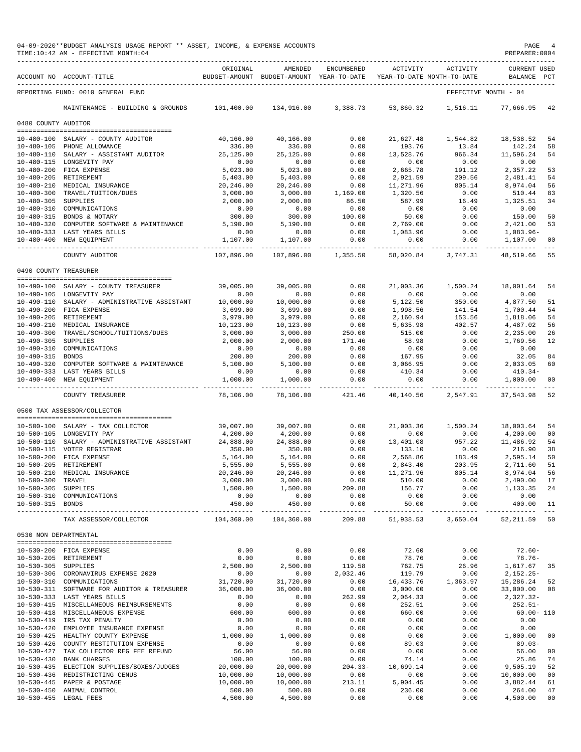04-09-2020**BUDGET ANALYSIS USAGE REPORT ** ASSET, INCOME, & EXPENSE ACCOUNTS
TIME:10:42 AM - EFFECTIVE MONTH:04

| ACCOUNT NO | ACCOUNT-TITLE | ORIGINAL BUDGET-AMOUNT | AMENDED BUDGET-AMOUNT | ENCUMBERED YEAR-TO-DATE | ACTIVITY YEAR-TO-DATE | ACTIVITY MONTH-TO-DATE | CURRENT BALANCE | USED PCT |
|---|---|---|---|---|---|---|---|---|
| REPORTING FUND: 0010 GENERAL FUND | | | | | | EFFECTIVE MONTH - 04 | | |
| | MAINTENANCE - BUILDING & GROUNDS | 101,400.00 | 134,916.00 | 3,388.73 | 53,860.32 | 1,516.11 | 77,666.95 | 42 |
| 0480 COUNTY AUDITOR | | | | | | | | |
| 10-480-100 | SALARY - COUNTY AUDITOR | 40,166.00 | 40,166.00 | 0.00 | 21,627.48 | 1,544.82 | 18,538.52 | 54 |
| 10-480-105 | PHONE ALLOWANCE | 336.00 | 336.00 | 0.00 | 193.76 | 13.84 | 142.24 | 58 |
| 10-480-110 | SALARY - ASSISTANT AUDITOR | 25,125.00 | 25,125.00 | 0.00 | 13,528.76 | 966.34 | 11,596.24 | 54 |
| 10-480-115 | LONGEVITY PAY | 0.00 | 0.00 | 0.00 | 0.00 | 0.00 | 0.00 | |
| 10-480-200 | FICA EXPENSE | 5,023.00 | 5,023.00 | 0.00 | 2,665.78 | 191.12 | 2,357.22 | 53 |
| 10-480-205 | RETIREMENT | 5,403.00 | 5,403.00 | 0.00 | 2,921.59 | 209.56 | 2,481.41 | 54 |
| 10-480-210 | MEDICAL INSURANCE | 20,246.00 | 20,246.00 | 0.00 | 11,271.96 | 805.14 | 8,974.04 | 56 |
| 10-480-300 | TRAVEL/TUITION/DUES | 3,000.00 | 3,000.00 | 1,169.00 | 1,320.56 | 0.00 | 510.44 | 83 |
| 10-480-305 | SUPPLIES | 2,000.00 | 2,000.00 | 86.50 | 587.99 | 16.49 | 1,325.51 | 34 |
| 10-480-310 | COMMUNICATIONS | 0.00 | 0.00 | 0.00 | 0.00 | 0.00 | 0.00 | |
| 10-480-315 | BONDS & NOTARY | 300.00 | 300.00 | 100.00 | 50.00 | 0.00 | 150.00 | 50 |
| 10-480-320 | COMPUTER SOFTWARE & MAINTENANCE | 5,190.00 | 5,190.00 | 0.00 | 2,769.00 | 0.00 | 2,421.00 | 53 |
| 10-480-333 | LAST YEARS BILLS | 0.00 | 0.00 | 0.00 | 1,083.96 | 0.00 | 1,083.96- | |
| 10-480-400 | NEW EQUIPMENT | 1,107.00 | 1,107.00 | 0.00 | 0.00 | 0.00 | 1,107.00 | 00 |
| | COUNTY AUDITOR | 107,896.00 | 107,896.00 | 1,355.50 | 58,020.84 | 3,747.31 | 48,519.66 | 55 |
| 0490 COUNTY TREASURER | | | | | | | | |
| 10-490-100 | SALARY - COUNTY TREASURER | 39,005.00 | 39,005.00 | 0.00 | 21,003.36 | 1,500.24 | 18,001.64 | 54 |
| 10-490-105 | LONGEVITY PAY | 0.00 | 0.00 | 0.00 | 0.00 | 0.00 | 0.00 | |
| 10-490-110 | SALARY - ADMINISTRATIVE ASSISTANT | 10,000.00 | 10,000.00 | 0.00 | 5,122.50 | 350.00 | 4,877.50 | 51 |
| 10-490-200 | FICA EXPENSE | 3,699.00 | 3,699.00 | 0.00 | 1,998.56 | 141.54 | 1,700.44 | 54 |
| 10-490-205 | RETIREMENT | 3,979.00 | 3,979.00 | 0.00 | 2,160.94 | 153.56 | 1,818.06 | 54 |
| 10-490-210 | MEDICAL INSURANCE | 10,123.00 | 10,123.00 | 0.00 | 5,635.98 | 402.57 | 4,487.02 | 56 |
| 10-490-300 | TRAVEL/SCHOOL/TUITIONS/DUES | 3,000.00 | 3,000.00 | 250.00 | 515.00 | 0.00 | 2,235.00 | 26 |
| 10-490-305 | SUPPLIES | 2,000.00 | 2,000.00 | 171.46 | 58.98 | 0.00 | 1,769.56 | 12 |
| 10-490-310 | COMMUNICATIONS | 0.00 | 0.00 | 0.00 | 0.00 | 0.00 | 0.00 | |
| 10-490-315 | BONDS | 200.00 | 200.00 | 0.00 | 167.95 | 0.00 | 32.05 | 84 |
| 10-490-320 | COMPUTER SOFTWARE & MAINTENANCE | 5,100.00 | 5,100.00 | 0.00 | 3,066.95 | 0.00 | 2,033.05 | 60 |
| 10-490-333 | LAST YEARS BILLS | 0.00 | 0.00 | 0.00 | 410.34 | 0.00 | 410.34- | |
| 10-490-400 | NEW EQUIPMENT | 1,000.00 | 1,000.00 | 0.00 | 0.00 | 0.00 | 1,000.00 | 00 |
| | COUNTY TREASURER | 78,106.00 | 78,106.00 | 421.46 | 40,140.56 | 2,547.91 | 37,543.98 | 52 |
| 0500 TAX ASSESSOR/COLLECTOR | | | | | | | | |
| 10-500-100 | SALARY - TAX COLLECTOR | 39,007.00 | 39,007.00 | 0.00 | 21,003.36 | 1,500.24 | 18,003.64 | 54 |
| 10-500-105 | LONGEVITY PAY | 4,200.00 | 4,200.00 | 0.00 | 0.00 | 0.00 | 4,200.00 | 00 |
| 10-500-110 | SALARY - ADMINISTRATIVE ASSISTANT | 24,888.00 | 24,888.00 | 0.00 | 13,401.08 | 957.22 | 11,486.92 | 54 |
| 10-500-115 | VOTER REGISTRAR | 350.00 | 350.00 | 0.00 | 133.10 | 0.00 | 216.90 | 38 |
| 10-500-200 | FICA EXPENSE | 5,164.00 | 5,164.00 | 0.00 | 2,568.86 | 183.49 | 2,595.14 | 50 |
| 10-500-205 | RETIREMENT | 5,555.00 | 5,555.00 | 0.00 | 2,843.40 | 203.95 | 2,711.60 | 51 |
| 10-500-210 | MEDICAL INSURANCE | 20,246.00 | 20,246.00 | 0.00 | 11,271.96 | 805.14 | 8,974.04 | 56 |
| 10-500-300 | TRAVEL | 3,000.00 | 3,000.00 | 0.00 | 510.00 | 0.00 | 2,490.00 | 17 |
| 10-500-305 | SUPPLIES | 1,500.00 | 1,500.00 | 209.88 | 156.77 | 0.00 | 1,133.35 | 24 |
| 10-500-310 | COMMUNICATIONS | 0.00 | 0.00 | 0.00 | 0.00 | 0.00 | 0.00 | |
| 10-500-315 | BONDS | 450.00 | 450.00 | 0.00 | 50.00 | 0.00 | 400.00 | 11 |
| | TAX ASSESSOR/COLLECTOR | 104,360.00 | 104,360.00 | 209.88 | 51,938.53 | 3,650.04 | 52,211.59 | 50 |
| 0530 NON DEPARTMENTAL | | | | | | | | |
| 10-530-200 | FICA EXPENSE | 0.00 | 0.00 | 0.00 | 72.60 | 0.00 | 72.60- | |
| 10-530-205 | RETIREMENT | 0.00 | 0.00 | 0.00 | 78.76 | 0.00 | 78.76- | |
| 10-530-305 | SUPPLIES | 2,500.00 | 2,500.00 | 119.58 | 762.75 | 26.96 | 1,617.67 | 35 |
| 10-530-306 | CORONAVIRUS EXPENSE 2020 | 0.00 | 0.00 | 2,032.46 | 119.79 | 0.00 | 2,152.25- | |
| 10-530-310 | COMMUNICATIONS | 31,720.00 | 31,720.00 | 0.00 | 16,433.76 | 1,363.97 | 15,286.24 | 52 |
| 10-530-311 | SOFTWARE FOR AUDITOR & TREASURER | 36,000.00 | 36,000.00 | 0.00 | 3,000.00 | 0.00 | 33,000.00 | 08 |
| 10-530-333 | LAST YEARS BILLS | 0.00 | 0.00 | 262.99 | 2,064.33 | 0.00 | 2,327.32- | |
| 10-530-415 | MISCELLANEOUS REIMBURSEMENTS | 0.00 | 0.00 | 0.00 | 252.51 | 0.00 | 252.51- | |
| 10-530-418 | MISCELLANEOUS EXPENSE | 600.00 | 600.00 | 0.00 | 660.00 | 0.00 | 60.00- | 110 |
| 10-530-419 | IRS TAX PENALTY | 0.00 | 0.00 | 0.00 | 0.00 | 0.00 | 0.00 | |
| 10-530-420 | EMPLOYEE INSURANCE EXPENSE | 0.00 | 0.00 | 0.00 | 0.00 | 0.00 | 0.00 | |
| 10-530-425 | HEALTHY COUNTY EXPENSE | 1,000.00 | 1,000.00 | 0.00 | 0.00 | 0.00 | 1,000.00 | 00 |
| 10-530-426 | COUNTY RESTITUTION EXPENSE | 0.00 | 0.00 | 0.00 | 89.03 | 0.00 | 89.03- | |
| 10-530-427 | TAX COLLECTOR REG FEE REFUND | 56.00 | 56.00 | 0.00 | 0.00 | 0.00 | 56.00 | 00 |
| 10-530-430 | BANK CHARGES | 100.00 | 100.00 | 0.00 | 74.14 | 0.00 | 25.86 | 74 |
| 10-530-435 | ELECTION SUPPLIES/BOXES/JUDGES | 20,000.00 | 20,000.00 | 204.33- | 10,699.14 | 0.00 | 9,505.19 | 52 |
| 10-530-436 | REDISTRICTING CENUS | 10,000.00 | 10,000.00 | 0.00 | 0.00 | 0.00 | 10,000.00 | 00 |
| 10-530-445 | PAPER & POSTAGE | 10,000.00 | 10,000.00 | 213.11 | 5,904.45 | 0.00 | 3,882.44 | 61 |
| 10-530-450 | ANIMAL CONTROL | 500.00 | 500.00 | 0.00 | 236.00 | 0.00 | 264.00 | 47 |
| 10-530-455 | LEGAL FEES | 4,500.00 | 4,500.00 | 0.00 | 0.00 | 0.00 | 4,500.00 | 00 |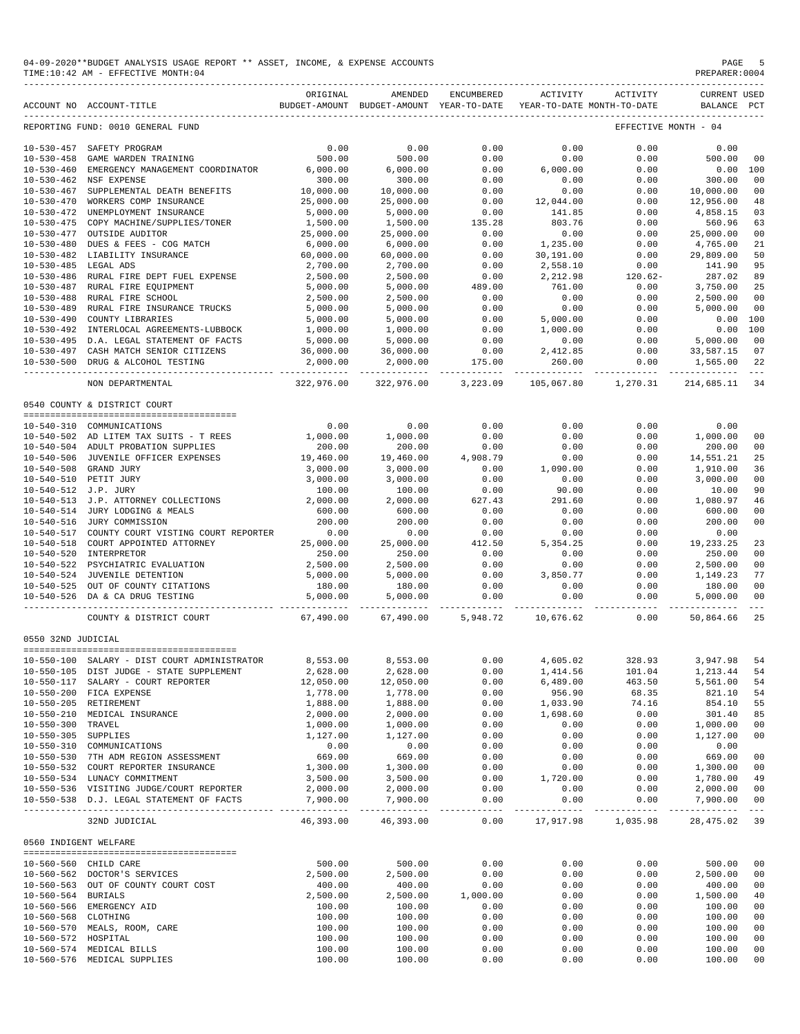04-09-2020**BUDGET ANALYSIS USAGE REPORT ** ASSET, INCOME, & EXPENSE ACCOUNTS
TIME:10:42 AM - EFFECTIVE MONTH:04
PREPARER:0004

| ACCOUNT NO | ACCOUNT-TITLE | ORIGINAL BUDGET-AMOUNT | AMENDED BUDGET-AMOUNT | ENCUMBERED YEAR-TO-DATE | ACTIVITY YEAR-TO-DATE | ACTIVITY MONTH-TO-DATE | CURRENT BALANCE | USED PCT |
|---|---|---|---|---|---|---|---|---|
| REPORTING FUND: 0010 GENERAL FUND | | | | | | EFFECTIVE MONTH - 04 | | |
| 10-530-457 | SAFETY PROGRAM | 0.00 | 0.00 | 0.00 | 0.00 | 0.00 | 0.00 | |
| 10-530-458 | GAME WARDEN TRAINING | 500.00 | 500.00 | 0.00 | 0.00 | 0.00 | 500.00 | 00 |
| 10-530-460 | EMERGENCY MANAGEMENT COORDINATOR | 6,000.00 | 6,000.00 | 0.00 | 6,000.00 | 0.00 | 0.00 | 100 |
| 10-530-462 | NSF EXPENSE | 300.00 | 300.00 | 0.00 | 0.00 | 0.00 | 300.00 | 00 |
| 10-530-467 | SUPPLEMENTAL DEATH BENEFITS | 10,000.00 | 10,000.00 | 0.00 | 0.00 | 0.00 | 10,000.00 | 00 |
| 10-530-470 | WORKERS COMP INSURANCE | 25,000.00 | 25,000.00 | 0.00 | 12,044.00 | 0.00 | 12,956.00 | 48 |
| 10-530-472 | UNEMPLOYMENT INSURANCE | 5,000.00 | 5,000.00 | 0.00 | 141.85 | 0.00 | 4,858.15 | 03 |
| 10-530-475 | COPY MACHINE/SUPPLIES/TONER | 1,500.00 | 1,500.00 | 135.28 | 803.76 | 0.00 | 560.96 | 63 |
| 10-530-477 | OUTSIDE AUDITOR | 25,000.00 | 25,000.00 | 0.00 | 0.00 | 0.00 | 25,000.00 | 00 |
| 10-530-480 | DUES & FEES - COG MATCH | 6,000.00 | 6,000.00 | 0.00 | 1,235.00 | 0.00 | 4,765.00 | 21 |
| 10-530-482 | LIABILITY INSURANCE | 60,000.00 | 60,000.00 | 0.00 | 30,191.00 | 0.00 | 29,809.00 | 50 |
| 10-530-485 | LEGAL ADS | 2,700.00 | 2,700.00 | 0.00 | 2,558.10 | 0.00 | 141.90 | 95 |
| 10-530-486 | RURAL FIRE DEPT FUEL EXPENSE | 2,500.00 | 2,500.00 | 0.00 | 2,212.98 | 120.62- | 287.02 | 89 |
| 10-530-487 | RURAL FIRE EQUIPMENT | 5,000.00 | 5,000.00 | 489.00 | 761.00 | 0.00 | 3,750.00 | 25 |
| 10-530-488 | RURAL FIRE SCHOOL | 2,500.00 | 2,500.00 | 0.00 | 0.00 | 0.00 | 2,500.00 | 00 |
| 10-530-489 | RURAL FIRE INSURANCE TRUCKS | 5,000.00 | 5,000.00 | 0.00 | 0.00 | 0.00 | 5,000.00 | 00 |
| 10-530-490 | COUNTY LIBRARIES | 5,000.00 | 5,000.00 | 0.00 | 5,000.00 | 0.00 | 0.00 | 100 |
| 10-530-492 | INTERLOCAL AGREEMENTS-LUBBOCK | 1,000.00 | 1,000.00 | 0.00 | 1,000.00 | 0.00 | 0.00 | 100 |
| 10-530-495 | D.A. LEGAL STATEMENT OF FACTS | 5,000.00 | 5,000.00 | 0.00 | 0.00 | 0.00 | 5,000.00 | 00 |
| 10-530-497 | CASH MATCH SENIOR CITIZENS | 36,000.00 | 36,000.00 | 0.00 | 2,412.85 | 0.00 | 33,587.15 | 07 |
| 10-530-500 | DRUG & ALCOHOL TESTING | 2,000.00 | 2,000.00 | 175.00 | 260.00 | 0.00 | 1,565.00 | 22 |
| | NON DEPARTMENTAL | 322,976.00 | 322,976.00 | 3,223.09 | 105,067.80 | 1,270.31 | 214,685.11 | 34 |
| 0540 COUNTY & DISTRICT COURT | | | | | | | | |
| 10-540-310 | COMMUNICATIONS | 0.00 | 0.00 | 0.00 | 0.00 | 0.00 | 0.00 | |
| 10-540-502 | AD LITEM TAX SUITS - T REES | 1,000.00 | 1,000.00 | 0.00 | 0.00 | 0.00 | 1,000.00 | 00 |
| 10-540-504 | ADULT PROBATION SUPPLIES | 200.00 | 200.00 | 0.00 | 0.00 | 0.00 | 200.00 | 00 |
| 10-540-506 | JUVENILE OFFICER EXPENSES | 19,460.00 | 19,460.00 | 4,908.79 | 0.00 | 0.00 | 14,551.21 | 25 |
| 10-540-508 | GRAND JURY | 3,000.00 | 3,000.00 | 0.00 | 1,090.00 | 0.00 | 1,910.00 | 36 |
| 10-540-510 | PETIT JURY | 3,000.00 | 3,000.00 | 0.00 | 0.00 | 0.00 | 3,000.00 | 00 |
| 10-540-512 | J.P. JURY | 100.00 | 100.00 | 0.00 | 90.00 | 0.00 | 10.00 | 90 |
| 10-540-513 | J.P. ATTORNEY COLLECTIONS | 2,000.00 | 2,000.00 | 627.43 | 291.60 | 0.00 | 1,080.97 | 46 |
| 10-540-514 | JURY LODGING & MEALS | 600.00 | 600.00 | 0.00 | 0.00 | 0.00 | 600.00 | 00 |
| 10-540-516 | JURY COMMISSION | 200.00 | 200.00 | 0.00 | 0.00 | 0.00 | 200.00 | 00 |
| 10-540-517 | COUNTY COURT VISTING COURT REPORTER | 0.00 | 0.00 | 0.00 | 0.00 | 0.00 | 0.00 | |
| 10-540-518 | COURT APPOINTED ATTORNEY | 25,000.00 | 25,000.00 | 412.50 | 5,354.25 | 0.00 | 19,233.25 | 23 |
| 10-540-520 | INTERPRETOR | 250.00 | 250.00 | 0.00 | 0.00 | 0.00 | 250.00 | 00 |
| 10-540-522 | PSYCHIATRIC EVALUATION | 2,500.00 | 2,500.00 | 0.00 | 0.00 | 0.00 | 2,500.00 | 00 |
| 10-540-524 | JUVENILE DETENTION | 5,000.00 | 5,000.00 | 0.00 | 3,850.77 | 0.00 | 1,149.23 | 77 |
| 10-540-525 | OUT OF COUNTY CITATIONS | 180.00 | 180.00 | 0.00 | 0.00 | 0.00 | 180.00 | 00 |
| 10-540-526 | DA & CA DRUG TESTING | 5,000.00 | 5,000.00 | 0.00 | 0.00 | 0.00 | 5,000.00 | 00 |
| | COUNTY & DISTRICT COURT | 67,490.00 | 67,490.00 | 5,948.72 | 10,676.62 | 0.00 | 50,864.66 | 25 |
| 0550 32ND JUDICIAL | | | | | | | | |
| 10-550-100 | SALARY - DIST COURT ADMINISTRATOR | 8,553.00 | 8,553.00 | 0.00 | 4,605.02 | 328.93 | 3,947.98 | 54 |
| 10-550-105 | DIST JUDGE - STATE SUPPLEMENT | 2,628.00 | 2,628.00 | 0.00 | 1,414.56 | 101.04 | 1,213.44 | 54 |
| 10-550-117 | SALARY - COURT REPORTER | 12,050.00 | 12,050.00 | 0.00 | 6,489.00 | 463.50 | 5,561.00 | 54 |
| 10-550-200 | FICA EXPENSE | 1,778.00 | 1,778.00 | 0.00 | 956.90 | 68.35 | 821.10 | 54 |
| 10-550-205 | RETIREMENT | 1,888.00 | 1,888.00 | 0.00 | 1,033.90 | 74.16 | 854.10 | 55 |
| 10-550-210 | MEDICAL INSURANCE | 2,000.00 | 2,000.00 | 0.00 | 1,698.60 | 0.00 | 301.40 | 85 |
| 10-550-300 | TRAVEL | 1,000.00 | 1,000.00 | 0.00 | 0.00 | 0.00 | 1,000.00 | 00 |
| 10-550-305 | SUPPLIES | 1,127.00 | 1,127.00 | 0.00 | 0.00 | 0.00 | 1,127.00 | 00 |
| 10-550-310 | COMMUNICATIONS | 0.00 | 0.00 | 0.00 | 0.00 | 0.00 | 0.00 | |
| 10-550-530 | 7TH ADM REGION ASSESSMENT | 669.00 | 669.00 | 0.00 | 0.00 | 0.00 | 669.00 | 00 |
| 10-550-532 | COURT REPORTER INSURANCE | 1,300.00 | 1,300.00 | 0.00 | 0.00 | 0.00 | 1,300.00 | 00 |
| 10-550-534 | LUNACY COMMITMENT | 3,500.00 | 3,500.00 | 0.00 | 1,720.00 | 0.00 | 1,780.00 | 49 |
| 10-550-536 | VISITING JUDGE/COURT REPORTER | 2,000.00 | 2,000.00 | 0.00 | 0.00 | 0.00 | 2,000.00 | 00 |
| 10-550-538 | D.J. LEGAL STATEMENT OF FACTS | 7,900.00 | 7,900.00 | 0.00 | 0.00 | 0.00 | 7,900.00 | 00 |
| | 32ND JUDICIAL | 46,393.00 | 46,393.00 | 0.00 | 17,917.98 | 1,035.98 | 28,475.02 | 39 |
| 0560 INDIGENT WELFARE | | | | | | | | |
| 10-560-560 | CHILD CARE | 500.00 | 500.00 | 0.00 | 0.00 | 0.00 | 500.00 | 00 |
| 10-560-562 | DOCTOR'S SERVICES | 2,500.00 | 2,500.00 | 0.00 | 0.00 | 0.00 | 2,500.00 | 00 |
| 10-560-563 | OUT OF COUNTY COURT COST | 400.00 | 400.00 | 0.00 | 0.00 | 0.00 | 400.00 | 00 |
| 10-560-564 | BURIALS | 2,500.00 | 2,500.00 | 1,000.00 | 0.00 | 0.00 | 1,500.00 | 40 |
| 10-560-566 | EMERGENCY AID | 100.00 | 100.00 | 0.00 | 0.00 | 0.00 | 100.00 | 00 |
| 10-560-568 | CLOTHING | 100.00 | 100.00 | 0.00 | 0.00 | 0.00 | 100.00 | 00 |
| 10-560-570 | MEALS, ROOM, CARE | 100.00 | 100.00 | 0.00 | 0.00 | 0.00 | 100.00 | 00 |
| 10-560-572 | HOSPITAL | 100.00 | 100.00 | 0.00 | 0.00 | 0.00 | 100.00 | 00 |
| 10-560-574 | MEDICAL BILLS | 100.00 | 100.00 | 0.00 | 0.00 | 0.00 | 100.00 | 00 |
| 10-560-576 | MEDICAL SUPPLIES | 100.00 | 100.00 | 0.00 | 0.00 | 0.00 | 100.00 | 00 |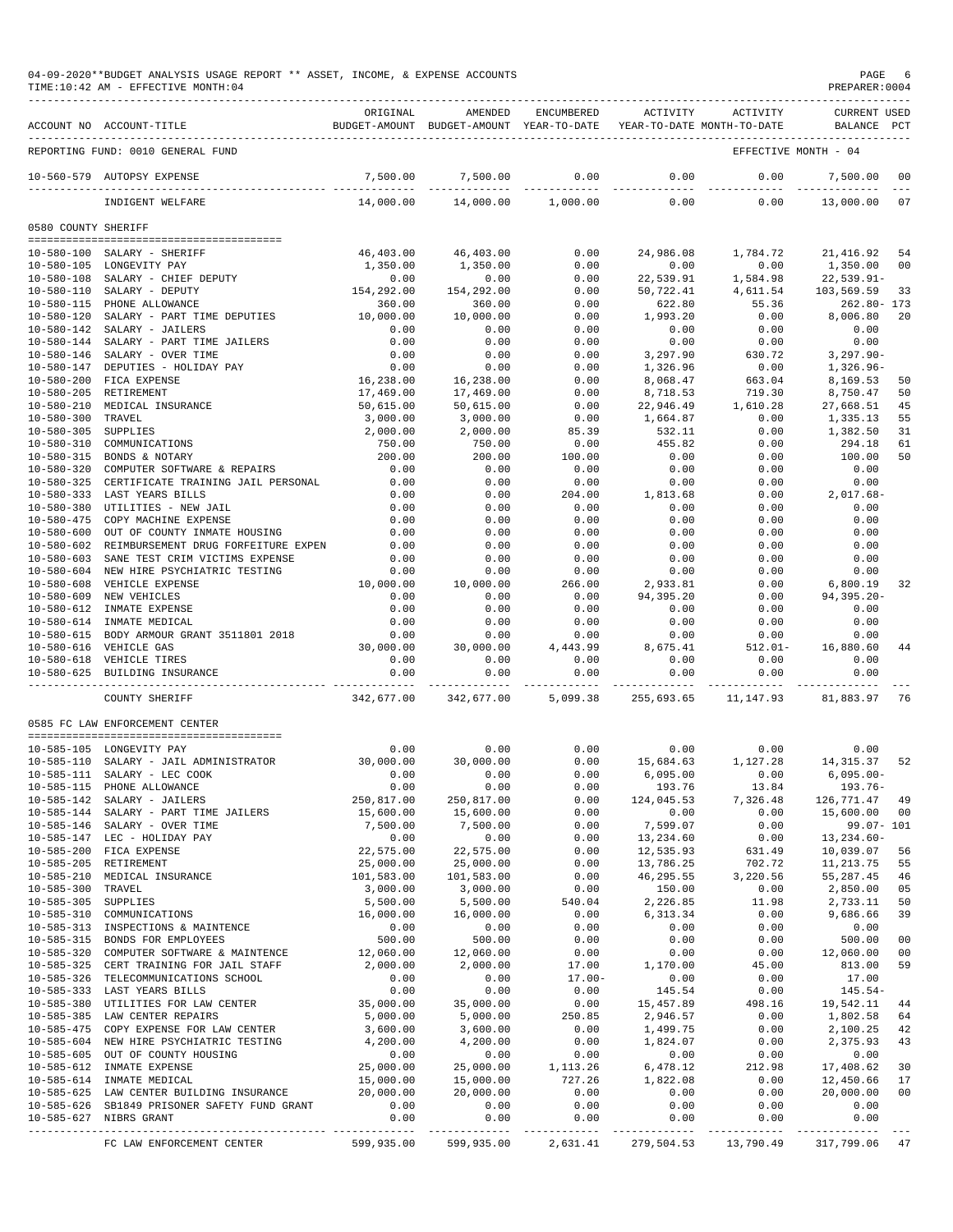04-09-2020**BUDGET ANALYSIS USAGE REPORT ** ASSET, INCOME, & EXPENSE ACCOUNTS
TIME:10:42 AM - EFFECTIVE MONTH:04

| ACCOUNT NO | ACCOUNT-TITLE | ORIGINAL BUDGET-AMOUNT | AMENDED BUDGET-AMOUNT | ENCUMBERED YEAR-TO-DATE | ACTIVITY YEAR-TO-DATE | ACTIVITY MONTH-TO-DATE | CURRENT BALANCE | USED PCT |
|---|---|---|---|---|---|---|---|---|
| REPORTING FUND: 0010 GENERAL FUND | | | | | | EFFECTIVE MONTH - 04 | | |
| 10-560-579 | AUTOPSY EXPENSE | 7,500.00 | 7,500.00 | 0.00 | 0.00 | 0.00 | 7,500.00 | 00 |
| | INDIGENT WELFARE | 14,000.00 | 14,000.00 | 1,000.00 | 0.00 | 0.00 | 13,000.00 | 07 |
| 0580 COUNTY SHERIFF | | | | | | | | |
| 10-580-100 | SALARY - SHERIFF | 46,403.00 | 46,403.00 | 0.00 | 24,986.08 | 1,784.72 | 21,416.92 | 54 |
| 10-580-105 | LONGEVITY PAY | 1,350.00 | 1,350.00 | 0.00 | 0.00 | 0.00 | 1,350.00 | 00 |
| 10-580-108 | SALARY - CHIEF DEPUTY | 0.00 | 0.00 | 0.00 | 22,539.91 | 1,584.98 | 22,539.91- | |
| 10-580-110 | SALARY - DEPUTY | 154,292.00 | 154,292.00 | 0.00 | 50,722.41 | 4,611.54 | 103,569.59 | 33 |
| 10-580-115 | PHONE ALLOWANCE | 360.00 | 360.00 | 0.00 | 622.80 | 55.36 | 262.80- | 173 |
| 10-580-120 | SALARY - PART TIME DEPUTIES | 10,000.00 | 10,000.00 | 0.00 | 1,993.20 | 0.00 | 8,006.80 | 20 |
| 10-580-142 | SALARY - JAILERS | 0.00 | 0.00 | 0.00 | 0.00 | 0.00 | 0.00 | |
| 10-580-144 | SALARY - PART TIME JAILERS | 0.00 | 0.00 | 0.00 | 0.00 | 0.00 | 0.00 | |
| 10-580-146 | SALARY - OVER TIME | 0.00 | 0.00 | 0.00 | 3,297.90 | 630.72 | 3,297.90- | |
| 10-580-147 | DEPUTIES - HOLIDAY PAY | 0.00 | 0.00 | 0.00 | 1,326.96 | 0.00 | 1,326.96- | |
| 10-580-200 | FICA EXPENSE | 16,238.00 | 16,238.00 | 0.00 | 8,068.47 | 663.04 | 8,169.53 | 50 |
| 10-580-205 | RETIREMENT | 17,469.00 | 17,469.00 | 0.00 | 8,718.53 | 719.30 | 8,750.47 | 50 |
| 10-580-210 | MEDICAL INSURANCE | 50,615.00 | 50,615.00 | 0.00 | 22,946.49 | 1,610.28 | 27,668.51 | 45 |
| 10-580-300 | TRAVEL | 3,000.00 | 3,000.00 | 0.00 | 1,664.87 | 0.00 | 1,335.13 | 55 |
| 10-580-305 | SUPPLIES | 2,000.00 | 2,000.00 | 85.39 | 532.11 | 0.00 | 1,382.50 | 31 |
| 10-580-310 | COMMUNICATIONS | 750.00 | 750.00 | 0.00 | 455.82 | 0.00 | 294.18 | 61 |
| 10-580-315 | BONDS & NOTARY | 200.00 | 200.00 | 100.00 | 0.00 | 0.00 | 100.00 | 50 |
| 10-580-320 | COMPUTER SOFTWARE & REPAIRS | 0.00 | 0.00 | 0.00 | 0.00 | 0.00 | 0.00 | |
| 10-580-325 | CERTIFICATE TRAINING JAIL PERSONAL | 0.00 | 0.00 | 0.00 | 0.00 | 0.00 | 0.00 | |
| 10-580-333 | LAST YEARS BILLS | 0.00 | 0.00 | 204.00 | 1,813.68 | 0.00 | 2,017.68- | |
| 10-580-380 | UTILITIES - NEW JAIL | 0.00 | 0.00 | 0.00 | 0.00 | 0.00 | 0.00 | |
| 10-580-475 | COPY MACHINE EXPENSE | 0.00 | 0.00 | 0.00 | 0.00 | 0.00 | 0.00 | |
| 10-580-600 | OUT OF COUNTY INMATE HOUSING | 0.00 | 0.00 | 0.00 | 0.00 | 0.00 | 0.00 | |
| 10-580-602 | REIMBURSEMENT DRUG FORFEITURE EXPEN | 0.00 | 0.00 | 0.00 | 0.00 | 0.00 | 0.00 | |
| 10-580-603 | SANE TEST CRIM VICTIMS EXPENSE | 0.00 | 0.00 | 0.00 | 0.00 | 0.00 | 0.00 | |
| 10-580-604 | NEW HIRE PSYCHIATRIC TESTING | 0.00 | 0.00 | 0.00 | 0.00 | 0.00 | 0.00 | |
| 10-580-608 | VEHICLE EXPENSE | 10,000.00 | 10,000.00 | 266.00 | 2,933.81 | 0.00 | 6,800.19 | 32 |
| 10-580-609 | NEW VEHICLES | 0.00 | 0.00 | 0.00 | 94,395.20 | 0.00 | 94,395.20- | |
| 10-580-612 | INMATE EXPENSE | 0.00 | 0.00 | 0.00 | 0.00 | 0.00 | 0.00 | |
| 10-580-614 | INMATE MEDICAL | 0.00 | 0.00 | 0.00 | 0.00 | 0.00 | 0.00 | |
| 10-580-615 | BODY ARMOUR GRANT 3511801 2018 | 0.00 | 0.00 | 0.00 | 0.00 | 0.00 | 0.00 | |
| 10-580-616 | VEHICLE GAS | 30,000.00 | 30,000.00 | 4,443.99 | 8,675.41 | 512.01- | 16,880.60 | 44 |
| 10-580-618 | VEHICLE TIRES | 0.00 | 0.00 | 0.00 | 0.00 | 0.00 | 0.00 | |
| 10-580-625 | BUILDING INSURANCE | 0.00 | 0.00 | 0.00 | 0.00 | 0.00 | 0.00 | |
| | COUNTY SHERIFF | 342,677.00 | 342,677.00 | 5,099.38 | 255,693.65 | 11,147.93 | 81,883.97 | 76 |
| 0585 FC LAW ENFORCEMENT CENTER | | | | | | | | |
| 10-585-105 | LONGEVITY PAY | 0.00 | 0.00 | 0.00 | 0.00 | 0.00 | 0.00 | |
| 10-585-110 | SALARY - JAIL ADMINISTRATOR | 30,000.00 | 30,000.00 | 0.00 | 15,684.63 | 1,127.28 | 14,315.37 | 52 |
| 10-585-111 | SALARY - LEC COOK | 0.00 | 0.00 | 0.00 | 6,095.00 | 0.00 | 6,095.00- | |
| 10-585-115 | PHONE ALLOWANCE | 0.00 | 0.00 | 0.00 | 193.76 | 13.84 | 193.76- | |
| 10-585-142 | SALARY - JAILERS | 250,817.00 | 250,817.00 | 0.00 | 124,045.53 | 7,326.48 | 126,771.47 | 49 |
| 10-585-144 | SALARY - PART TIME JAILERS | 15,600.00 | 15,600.00 | 0.00 | 0.00 | 0.00 | 15,600.00 | 00 |
| 10-585-146 | SALARY - OVER TIME | 7,500.00 | 7,500.00 | 0.00 | 7,599.07 | 0.00 | 99.07- | 101 |
| 10-585-147 | LEC - HOLIDAY PAY | 0.00 | 0.00 | 0.00 | 13,234.60 | 0.00 | 13,234.60- | |
| 10-585-200 | FICA EXPENSE | 22,575.00 | 22,575.00 | 0.00 | 12,535.93 | 631.49 | 10,039.07 | 56 |
| 10-585-205 | RETIREMENT | 25,000.00 | 25,000.00 | 0.00 | 13,786.25 | 702.72 | 11,213.75 | 55 |
| 10-585-210 | MEDICAL INSURANCE | 101,583.00 | 101,583.00 | 0.00 | 46,295.55 | 3,220.56 | 55,287.45 | 46 |
| 10-585-300 | TRAVEL | 3,000.00 | 3,000.00 | 0.00 | 150.00 | 0.00 | 2,850.00 | 05 |
| 10-585-305 | SUPPLIES | 5,500.00 | 5,500.00 | 540.04 | 2,226.85 | 11.98 | 2,733.11 | 50 |
| 10-585-310 | COMMUNICATIONS | 16,000.00 | 16,000.00 | 0.00 | 6,313.34 | 0.00 | 9,686.66 | 39 |
| 10-585-313 | INSPECTIONS & MAINTENCE | 0.00 | 0.00 | 0.00 | 0.00 | 0.00 | 0.00 | |
| 10-585-315 | BONDS FOR EMPLOYEES | 500.00 | 500.00 | 0.00 | 0.00 | 0.00 | 500.00 | 00 |
| 10-585-320 | COMPUTER SOFTWARE & MAINTENCE | 12,060.00 | 12,060.00 | 0.00 | 0.00 | 0.00 | 12,060.00 | 00 |
| 10-585-325 | CERT TRAINING FOR JAIL STAFF | 2,000.00 | 2,000.00 | 17.00 | 1,170.00 | 45.00 | 813.00 | 59 |
| 10-585-326 | TELECOMMUNICATIONS SCHOOL | 0.00 | 0.00 | 17.00- | 0.00 | 0.00 | 17.00 | |
| 10-585-333 | LAST YEARS BILLS | 0.00 | 0.00 | 0.00 | 145.54 | 0.00 | 145.54- | |
| 10-585-380 | UTILITIES FOR LAW CENTER | 35,000.00 | 35,000.00 | 0.00 | 15,457.89 | 498.16 | 19,542.11 | 44 |
| 10-585-385 | LAW CENTER REPAIRS | 5,000.00 | 5,000.00 | 250.85 | 2,946.57 | 0.00 | 1,802.58 | 64 |
| 10-585-475 | COPY EXPENSE FOR LAW CENTER | 3,600.00 | 3,600.00 | 0.00 | 1,499.75 | 0.00 | 2,100.25 | 42 |
| 10-585-604 | NEW HIRE PSYCHIATRIC TESTING | 4,200.00 | 4,200.00 | 0.00 | 1,824.07 | 0.00 | 2,375.93 | 43 |
| 10-585-605 | OUT OF COUNTY HOUSING | 0.00 | 0.00 | 0.00 | 0.00 | 0.00 | 0.00 | |
| 10-585-612 | INMATE EXPENSE | 25,000.00 | 25,000.00 | 1,113.26 | 6,478.12 | 212.98 | 17,408.62 | 30 |
| 10-585-614 | INMATE MEDICAL | 15,000.00 | 15,000.00 | 727.26 | 1,822.08 | 0.00 | 12,450.66 | 17 |
| 10-585-625 | LAW CENTER BUILDING INSURANCE | 20,000.00 | 20,000.00 | 0.00 | 0.00 | 0.00 | 20,000.00 | 00 |
| 10-585-626 | SB1849 PRISONER SAFETY FUND GRANT | 0.00 | 0.00 | 0.00 | 0.00 | 0.00 | 0.00 | |
| 10-585-627 | NIBRS GRANT | 0.00 | 0.00 | 0.00 | 0.00 | 0.00 | 0.00 | |
| | FC LAW ENFORCEMENT CENTER | 599,935.00 | 599,935.00 | 2,631.41 | 279,504.53 | 13,790.49 | 317,799.06 | 47 |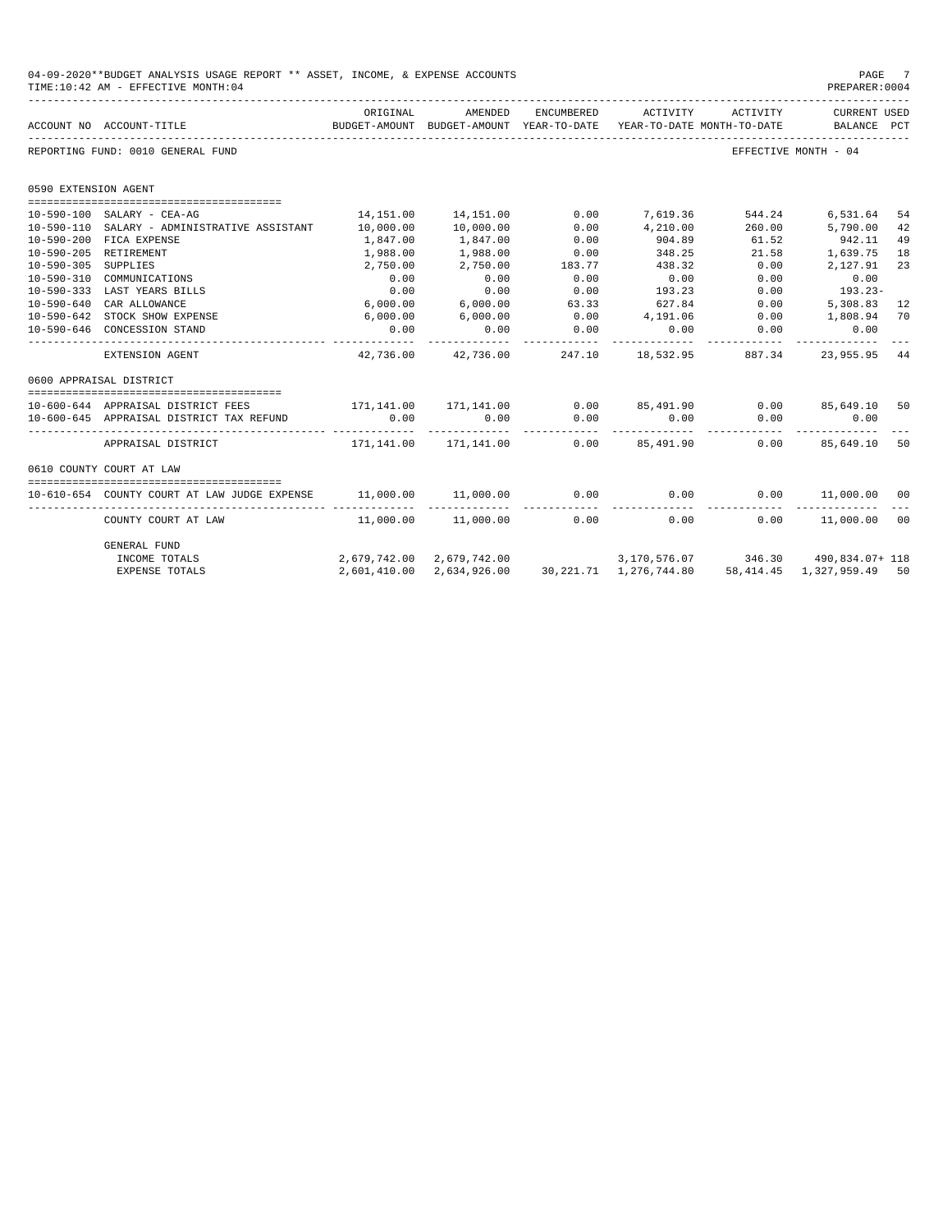04-09-2020**BUDGET ANALYSIS USAGE REPORT ** ASSET, INCOME, & EXPENSE ACCOUNTS
TIME:10:42 AM - EFFECTIVE MONTH:04

REPORTING FUND: 0010 GENERAL FUND — EFFECTIVE MONTH - 04

| ACCOUNT NO | ACCOUNT-TITLE | ORIGINAL BUDGET-AMOUNT | AMENDED BUDGET-AMOUNT | ENCUMBERED YEAR-TO-DATE | ACTIVITY YEAR-TO-DATE | ACTIVITY MONTH-TO-DATE | CURRENT USED BALANCE | PCT |
|---|---|---|---|---|---|---|---|---|
| **0590 EXTENSION AGENT** | | | | | | | | |
| 10-590-100 | SALARY - CEA-AG | 14,151.00 | 14,151.00 | 0.00 | 7,619.36 | 544.24 | 6,531.64 | 54 |
| 10-590-110 | SALARY - ADMINISTRATIVE ASSISTANT | 10,000.00 | 10,000.00 | 0.00 | 4,210.00 | 260.00 | 5,790.00 | 42 |
| 10-590-200 | FICA EXPENSE | 1,847.00 | 1,847.00 | 0.00 | 904.89 | 61.52 | 942.11 | 49 |
| 10-590-205 | RETIREMENT | 1,988.00 | 1,988.00 | 0.00 | 348.25 | 21.58 | 1,639.75 | 18 |
| 10-590-305 | SUPPLIES | 2,750.00 | 2,750.00 | 183.77 | 438.32 | 0.00 | 2,127.91 | 23 |
| 10-590-310 | COMMUNICATIONS | 0.00 | 0.00 | 0.00 | 0.00 | 0.00 | 0.00 | |
| 10-590-333 | LAST YEARS BILLS | 0.00 | 0.00 | 0.00 | 193.23 | 0.00 | 193.23- | |
| 10-590-640 | CAR ALLOWANCE | 6,000.00 | 6,000.00 | 63.33 | 627.84 | 0.00 | 5,308.83 | 12 |
| 10-590-642 | STOCK SHOW EXPENSE | 6,000.00 | 6,000.00 | 0.00 | 4,191.06 | 0.00 | 1,808.94 | 70 |
| 10-590-646 | CONCESSION STAND | 0.00 | 0.00 | 0.00 | 0.00 | 0.00 | 0.00 | |
| | EXTENSION AGENT | 42,736.00 | 42,736.00 | 247.10 | 18,532.95 | 887.34 | 23,955.95 | 44 |
| **0600 APPRAISAL DISTRICT** | | | | | | | | |
| 10-600-644 | APPRAISAL DISTRICT FEES | 171,141.00 | 171,141.00 | 0.00 | 85,491.90 | 0.00 | 85,649.10 | 50 |
| 10-600-645 | APPRAISAL DISTRICT TAX REFUND | 0.00 | 0.00 | 0.00 | 0.00 | 0.00 | 0.00 | |
| | APPRAISAL DISTRICT | 171,141.00 | 171,141.00 | 0.00 | 85,491.90 | 0.00 | 85,649.10 | 50 |
| **0610 COUNTY COURT AT LAW** | | | | | | | | |
| 10-610-654 | COUNTY COURT AT LAW JUDGE EXPENSE | 11,000.00 | 11,000.00 | 0.00 | 0.00 | 0.00 | 11,000.00 | 00 |
| | COUNTY COURT AT LAW | 11,000.00 | 11,000.00 | 0.00 | 0.00 | 0.00 | 11,000.00 | 00 |
| | GENERAL FUND | | | | | | | |
| | INCOME TOTALS | 2,679,742.00 | 2,679,742.00 | | 3,170,576.07 | 346.30 | 490,834.07+ | 118 |
| | EXPENSE TOTALS | 2,601,410.00 | 2,634,926.00 | 30,221.71 | 1,276,744.80 | 58,414.45 | 1,327,959.49 | 50 |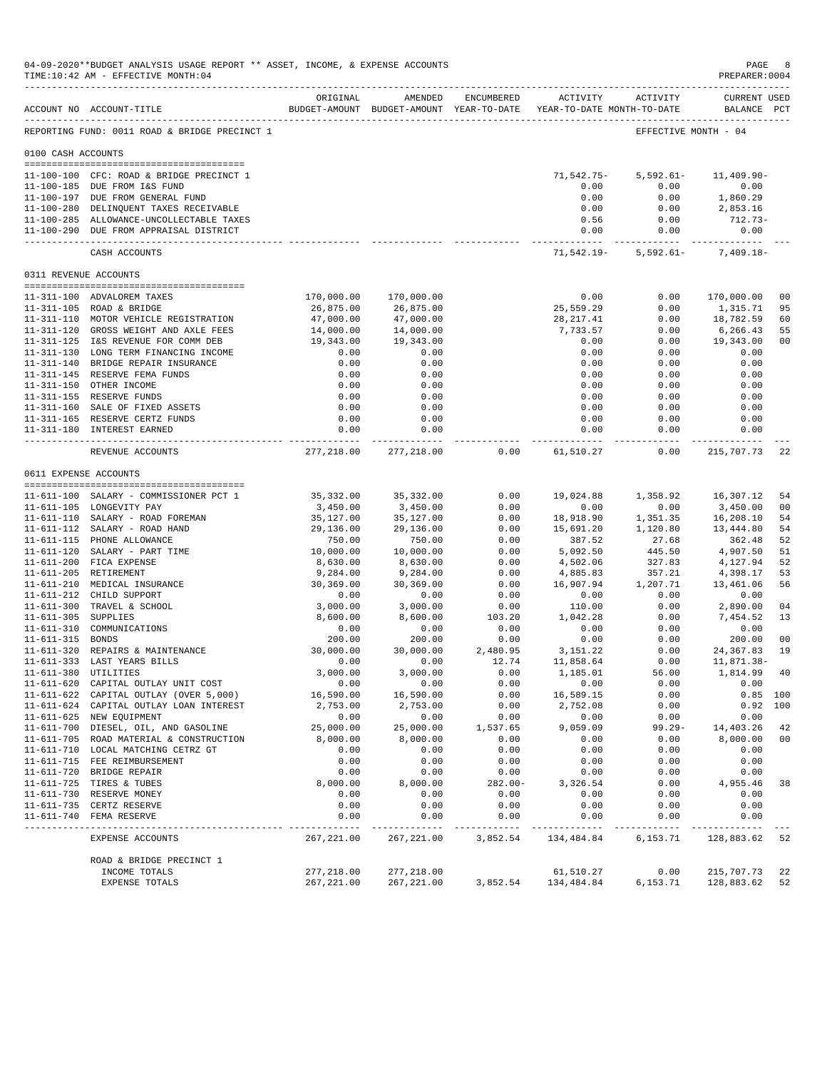04-09-2020**BUDGET ANALYSIS USAGE REPORT ** ASSET, INCOME, & EXPENSE ACCOUNTS

TIME:10:42 AM - EFFECTIVE MONTH:04

PREPARER:0004

REPORTING FUND: 0011 ROAD & BRIDGE PRECINCT 1 — EFFECTIVE MONTH - 04

| ACCOUNT NO | ACCOUNT-TITLE | ORIGINAL BUDGET-AMOUNT | AMENDED BUDGET-AMOUNT | ENCUMBERED YEAR-TO-DATE | ACTIVITY YEAR-TO-DATE | ACTIVITY MONTH-TO-DATE | CURRENT USED BALANCE | PCT |
|---|---|---|---|---|---|---|---|---|
| **0100 CASH ACCOUNTS** | | | | | | | | |
| 11-100-100 | CFC: ROAD & BRIDGE PRECINCT 1 | | | | 71,542.75- | 5,592.61- | 11,409.90- | |
| 11-100-185 | DUE FROM I&S FUND | | | | 0.00 | 0.00 | 0.00 | |
| 11-100-197 | DUE FROM GENERAL FUND | | | | 0.00 | 0.00 | 1,860.29 | |
| 11-100-280 | DELINQUENT TAXES RECEIVABLE | | | | 0.00 | 0.00 | 2,853.16 | |
| 11-100-285 | ALLOWANCE-UNCOLLECTABLE TAXES | | | | 0.56 | 0.00 | 712.73- | |
| 11-100-290 | DUE FROM APPRAISAL DISTRICT | | | | 0.00 | 0.00 | 0.00 | |
| | CASH ACCOUNTS | | | | 71,542.19- | 5,592.61- | 7,409.18- | |
| **0311 REVENUE ACCOUNTS** | | | | | | | | |
| 11-311-100 | ADVALOREM TAXES | 170,000.00 | 170,000.00 | | 0.00 | 0.00 | 170,000.00 | 00 |
| 11-311-105 | ROAD & BRIDGE | 26,875.00 | 26,875.00 | | 25,559.29 | 0.00 | 1,315.71 | 95 |
| 11-311-110 | MOTOR VEHICLE REGISTRATION | 47,000.00 | 47,000.00 | | 28,217.41 | 0.00 | 18,782.59 | 60 |
| 11-311-120 | GROSS WEIGHT AND AXLE FEES | 14,000.00 | 14,000.00 | | 7,733.57 | 0.00 | 6,266.43 | 55 |
| 11-311-125 | I&S REVENUE FOR COMM DEB | 19,343.00 | 19,343.00 | | 0.00 | 0.00 | 19,343.00 | 00 |
| 11-311-130 | LONG TERM FINANCING INCOME | 0.00 | 0.00 | | 0.00 | 0.00 | 0.00 | |
| 11-311-140 | BRIDGE REPAIR INSURANCE | 0.00 | 0.00 | | 0.00 | 0.00 | 0.00 | |
| 11-311-145 | RESERVE FEMA FUNDS | 0.00 | 0.00 | | 0.00 | 0.00 | 0.00 | |
| 11-311-150 | OTHER INCOME | 0.00 | 0.00 | | 0.00 | 0.00 | 0.00 | |
| 11-311-155 | RESERVE FUNDS | 0.00 | 0.00 | | 0.00 | 0.00 | 0.00 | |
| 11-311-160 | SALE OF FIXED ASSETS | 0.00 | 0.00 | | 0.00 | 0.00 | 0.00 | |
| 11-311-165 | RESERVE CERTZ FUNDS | 0.00 | 0.00 | | 0.00 | 0.00 | 0.00 | |
| 11-311-180 | INTEREST EARNED | 0.00 | 0.00 | | 0.00 | 0.00 | 0.00 | |
| | REVENUE ACCOUNTS | 277,218.00 | 277,218.00 | 0.00 | 61,510.27 | 0.00 | 215,707.73 | 22 |
| **0611 EXPENSE ACCOUNTS** | | | | | | | | |
| 11-611-100 | SALARY - COMMISSIONER PCT 1 | 35,332.00 | 35,332.00 | 0.00 | 19,024.88 | 1,358.92 | 16,307.12 | 54 |
| 11-611-105 | LONGEVITY PAY | 3,450.00 | 3,450.00 | 0.00 | 0.00 | 0.00 | 3,450.00 | 00 |
| 11-611-110 | SALARY - ROAD FOREMAN | 35,127.00 | 35,127.00 | 0.00 | 18,918.90 | 1,351.35 | 16,208.10 | 54 |
| 11-611-112 | SALARY - ROAD HAND | 29,136.00 | 29,136.00 | 0.00 | 15,691.20 | 1,120.80 | 13,444.80 | 54 |
| 11-611-115 | PHONE ALLOWANCE | 750.00 | 750.00 | 0.00 | 387.52 | 27.68 | 362.48 | 52 |
| 11-611-120 | SALARY - PART TIME | 10,000.00 | 10,000.00 | 0.00 | 5,092.50 | 445.50 | 4,907.50 | 51 |
| 11-611-200 | FICA EXPENSE | 8,630.00 | 8,630.00 | 0.00 | 4,502.06 | 327.83 | 4,127.94 | 52 |
| 11-611-205 | RETIREMENT | 9,284.00 | 9,284.00 | 0.00 | 4,885.83 | 357.21 | 4,398.17 | 53 |
| 11-611-210 | MEDICAL INSURANCE | 30,369.00 | 30,369.00 | 0.00 | 16,907.94 | 1,207.71 | 13,461.06 | 56 |
| 11-611-212 | CHILD SUPPORT | 0.00 | 0.00 | 0.00 | 0.00 | 0.00 | 0.00 | |
| 11-611-300 | TRAVEL & SCHOOL | 3,000.00 | 3,000.00 | 0.00 | 110.00 | 0.00 | 2,890.00 | 04 |
| 11-611-305 | SUPPLIES | 8,600.00 | 8,600.00 | 103.20 | 1,042.28 | 0.00 | 7,454.52 | 13 |
| 11-611-310 | COMMUNICATIONS | 0.00 | 0.00 | 0.00 | 0.00 | 0.00 | 0.00 | |
| 11-611-315 | BONDS | 200.00 | 200.00 | 0.00 | 0.00 | 0.00 | 200.00 | 00 |
| 11-611-320 | REPAIRS & MAINTENANCE | 30,000.00 | 30,000.00 | 2,480.95 | 3,151.22 | 0.00 | 24,367.83 | 19 |
| 11-611-333 | LAST YEARS BILLS | 0.00 | 0.00 | 12.74 | 11,858.64 | 0.00 | 11,871.38- | |
| 11-611-380 | UTILITIES | 3,000.00 | 3,000.00 | 0.00 | 1,185.01 | 56.00 | 1,814.99 | 40 |
| 11-611-620 | CAPITAL OUTLAY UNIT COST | 0.00 | 0.00 | 0.00 | 0.00 | 0.00 | 0.00 | |
| 11-611-622 | CAPITAL OUTLAY (OVER 5,000) | 16,590.00 | 16,590.00 | 0.00 | 16,589.15 | 0.00 | 0.85 | 100 |
| 11-611-624 | CAPITAL OUTLAY LOAN INTEREST | 2,753.00 | 2,753.00 | 0.00 | 2,752.08 | 0.00 | 0.92 | 100 |
| 11-611-625 | NEW EQUIPMENT | 0.00 | 0.00 | 0.00 | 0.00 | 0.00 | 0.00 | |
| 11-611-700 | DIESEL, OIL, AND GASOLINE | 25,000.00 | 25,000.00 | 1,537.65 | 9,059.09 | 99.29- | 14,403.26 | 42 |
| 11-611-705 | ROAD MATERIAL & CONSTRUCTION | 8,000.00 | 8,000.00 | 0.00 | 0.00 | 0.00 | 8,000.00 | 00 |
| 11-611-710 | LOCAL MATCHING CETRZ GT | 0.00 | 0.00 | 0.00 | 0.00 | 0.00 | 0.00 | |
| 11-611-715 | FEE REIMBURSEMENT | 0.00 | 0.00 | 0.00 | 0.00 | 0.00 | 0.00 | |
| 11-611-720 | BRIDGE REPAIR | 0.00 | 0.00 | 0.00 | 0.00 | 0.00 | 0.00 | |
| 11-611-725 | TIRES & TUBES | 8,000.00 | 8,000.00 | 282.00- | 3,326.54 | 0.00 | 4,955.46 | 38 |
| 11-611-730 | RESERVE MONEY | 0.00 | 0.00 | 0.00 | 0.00 | 0.00 | 0.00 | |
| 11-611-735 | CERTZ RESERVE | 0.00 | 0.00 | 0.00 | 0.00 | 0.00 | 0.00 | |
| 11-611-740 | FEMA RESERVE | 0.00 | 0.00 | 0.00 | 0.00 | 0.00 | 0.00 | |
| | EXPENSE ACCOUNTS | 267,221.00 | 267,221.00 | 3,852.54 | 134,484.84 | 6,153.71 | 128,883.62 | 52 |
| | ROAD & BRIDGE PRECINCT 1 | | | | | | | |
| | INCOME TOTALS | 277,218.00 | 277,218.00 | | 61,510.27 | 0.00 | 215,707.73 | 22 |
| | EXPENSE TOTALS | 267,221.00 | 267,221.00 | 3,852.54 | 134,484.84 | 6,153.71 | 128,883.62 | 52 |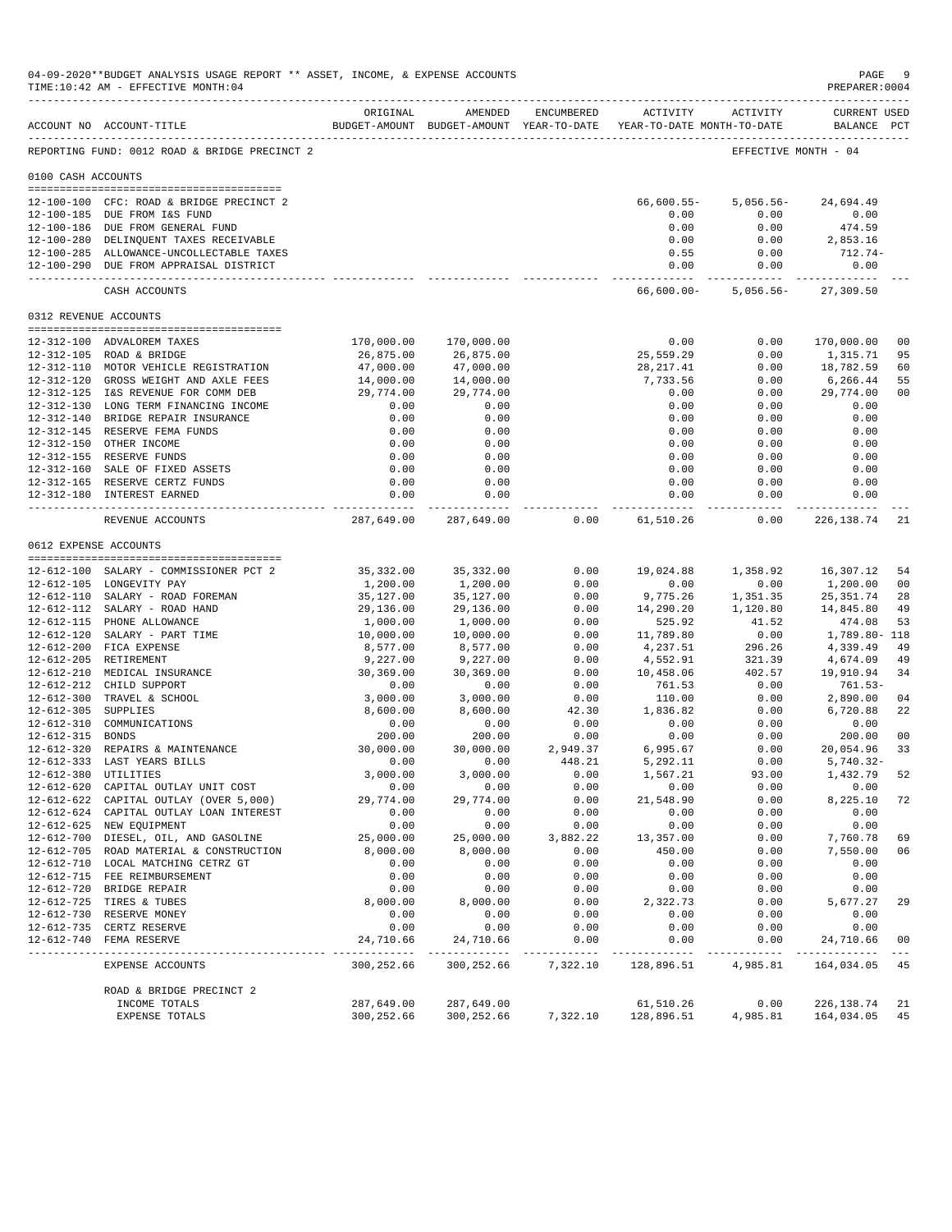04-09-2020**BUDGET ANALYSIS USAGE REPORT ** ASSET, INCOME, & EXPENSE ACCOUNTS
TIME:10:42 AM - EFFECTIVE MONTH:04

PREPARER:0004

REPORTING FUND: 0012 ROAD & BRIDGE PRECINCT 2 — EFFECTIVE MONTH - 04

| ACCOUNT NO | ACCOUNT-TITLE | ORIGINAL BUDGET-AMOUNT | AMENDED BUDGET-AMOUNT | ENCUMBERED YEAR-TO-DATE | ACTIVITY YEAR-TO-DATE | ACTIVITY MONTH-TO-DATE | CURRENT BALANCE | USED PCT |
|---|---|---|---|---|---|---|---|---|
| **0100 CASH ACCOUNTS** | | | | | | | | |
| 12-100-100 | CFC: ROAD & BRIDGE PRECINCT 2 | | | | 66,600.55- | 5,056.56- | 24,694.49 | |
| 12-100-185 | DUE FROM I&S FUND | | | | 0.00 | 0.00 | 0.00 | |
| 12-100-186 | DUE FROM GENERAL FUND | | | | 0.00 | 0.00 | 474.59 | |
| 12-100-280 | DELINQUENT TAXES RECEIVABLE | | | | 0.00 | 0.00 | 2,853.16 | |
| 12-100-285 | ALLOWANCE-UNCOLLECTABLE TAXES | | | | 0.55 | 0.00 | 712.74- | |
| 12-100-290 | DUE FROM APPRAISAL DISTRICT | | | | 0.00 | 0.00 | 0.00 | |
| | CASH ACCOUNTS | | | | 66,600.00- | 5,056.56- | 27,309.50 | |
| **0312 REVENUE ACCOUNTS** | | | | | | | | |
| 12-312-100 | ADVALOREM TAXES | 170,000.00 | 170,000.00 | | 0.00 | 0.00 | 170,000.00 | 00 |
| 12-312-105 | ROAD & BRIDGE | 26,875.00 | 26,875.00 | | 25,559.29 | 0.00 | 1,315.71 | 95 |
| 12-312-110 | MOTOR VEHICLE REGISTRATION | 47,000.00 | 47,000.00 | | 28,217.41 | 0.00 | 18,782.59 | 60 |
| 12-312-120 | GROSS WEIGHT AND AXLE FEES | 14,000.00 | 14,000.00 | | 7,733.56 | 0.00 | 6,266.44 | 55 |
| 12-312-125 | I&S REVENUE FOR COMM DEB | 29,774.00 | 29,774.00 | | 0.00 | 0.00 | 29,774.00 | 00 |
| 12-312-130 | LONG TERM FINANCING INCOME | 0.00 | 0.00 | | 0.00 | 0.00 | 0.00 | |
| 12-312-140 | BRIDGE REPAIR INSURANCE | 0.00 | 0.00 | | 0.00 | 0.00 | 0.00 | |
| 12-312-145 | RESERVE FEMA FUNDS | 0.00 | 0.00 | | 0.00 | 0.00 | 0.00 | |
| 12-312-150 | OTHER INCOME | 0.00 | 0.00 | | 0.00 | 0.00 | 0.00 | |
| 12-312-155 | RESERVE FUNDS | 0.00 | 0.00 | | 0.00 | 0.00 | 0.00 | |
| 12-312-160 | SALE OF FIXED ASSETS | 0.00 | 0.00 | | 0.00 | 0.00 | 0.00 | |
| 12-312-165 | RESERVE CERTZ FUNDS | 0.00 | 0.00 | | 0.00 | 0.00 | 0.00 | |
| 12-312-180 | INTEREST EARNED | 0.00 | 0.00 | | 0.00 | 0.00 | 0.00 | |
| | REVENUE ACCOUNTS | 287,649.00 | 287,649.00 | 0.00 | 61,510.26 | 0.00 | 226,138.74 | 21 |
| **0612 EXPENSE ACCOUNTS** | | | | | | | | |
| 12-612-100 | SALARY - COMMISSIONER PCT 2 | 35,332.00 | 35,332.00 | 0.00 | 19,024.88 | 1,358.92 | 16,307.12 | 54 |
| 12-612-105 | LONGEVITY PAY | 1,200.00 | 1,200.00 | 0.00 | 0.00 | 0.00 | 1,200.00 | 00 |
| 12-612-110 | SALARY - ROAD FOREMAN | 35,127.00 | 35,127.00 | 0.00 | 9,775.26 | 1,351.35 | 25,351.74 | 28 |
| 12-612-112 | SALARY - ROAD HAND | 29,136.00 | 29,136.00 | 0.00 | 14,290.20 | 1,120.80 | 14,845.80 | 49 |
| 12-612-115 | PHONE ALLOWANCE | 1,000.00 | 1,000.00 | 0.00 | 525.92 | 41.52 | 474.08 | 53 |
| 12-612-120 | SALARY - PART TIME | 10,000.00 | 10,000.00 | 0.00 | 11,789.80 | 0.00 | 1,789.80- | 118 |
| 12-612-200 | FICA EXPENSE | 8,577.00 | 8,577.00 | 0.00 | 4,237.51 | 296.26 | 4,339.49 | 49 |
| 12-612-205 | RETIREMENT | 9,227.00 | 9,227.00 | 0.00 | 4,552.91 | 321.39 | 4,674.09 | 49 |
| 12-612-210 | MEDICAL INSURANCE | 30,369.00 | 30,369.00 | 0.00 | 10,458.06 | 402.57 | 19,910.94 | 34 |
| 12-612-212 | CHILD SUPPORT | 0.00 | 0.00 | 0.00 | 761.53 | 0.00 | 761.53- | |
| 12-612-300 | TRAVEL & SCHOOL | 3,000.00 | 3,000.00 | 0.00 | 110.00 | 0.00 | 2,890.00 | 04 |
| 12-612-305 | SUPPLIES | 8,600.00 | 8,600.00 | 42.30 | 1,836.82 | 0.00 | 6,720.88 | 22 |
| 12-612-310 | COMMUNICATIONS | 0.00 | 0.00 | 0.00 | 0.00 | 0.00 | 0.00 | |
| 12-612-315 | BONDS | 200.00 | 200.00 | 0.00 | 0.00 | 0.00 | 200.00 | 00 |
| 12-612-320 | REPAIRS & MAINTENANCE | 30,000.00 | 30,000.00 | 2,949.37 | 6,995.67 | 0.00 | 20,054.96 | 33 |
| 12-612-333 | LAST YEARS BILLS | 0.00 | 0.00 | 448.21 | 5,292.11 | 0.00 | 5,740.32- | |
| 12-612-380 | UTILITIES | 3,000.00 | 3,000.00 | 0.00 | 1,567.21 | 93.00 | 1,432.79 | 52 |
| 12-612-620 | CAPITAL OUTLAY UNIT COST | 0.00 | 0.00 | 0.00 | 0.00 | 0.00 | 0.00 | |
| 12-612-622 | CAPITAL OUTLAY (OVER 5,000) | 29,774.00 | 29,774.00 | 0.00 | 21,548.90 | 0.00 | 8,225.10 | 72 |
| 12-612-624 | CAPITAL OUTLAY LOAN INTEREST | 0.00 | 0.00 | 0.00 | 0.00 | 0.00 | 0.00 | |
| 12-612-625 | NEW EQUIPMENT | 0.00 | 0.00 | 0.00 | 0.00 | 0.00 | 0.00 | |
| 12-612-700 | DIESEL, OIL, AND GASOLINE | 25,000.00 | 25,000.00 | 3,882.22 | 13,357.00 | 0.00 | 7,760.78 | 69 |
| 12-612-705 | ROAD MATERIAL & CONSTRUCTION | 8,000.00 | 8,000.00 | 0.00 | 450.00 | 0.00 | 7,550.00 | 06 |
| 12-612-710 | LOCAL MATCHING CETRZ GT | 0.00 | 0.00 | 0.00 | 0.00 | 0.00 | 0.00 | |
| 12-612-715 | FEE REIMBURSEMENT | 0.00 | 0.00 | 0.00 | 0.00 | 0.00 | 0.00 | |
| 12-612-720 | BRIDGE REPAIR | 0.00 | 0.00 | 0.00 | 0.00 | 0.00 | 0.00 | |
| 12-612-725 | TIRES & TUBES | 8,000.00 | 8,000.00 | 0.00 | 2,322.73 | 0.00 | 5,677.27 | 29 |
| 12-612-730 | RESERVE MONEY | 0.00 | 0.00 | 0.00 | 0.00 | 0.00 | 0.00 | |
| 12-612-735 | CERTZ RESERVE | 0.00 | 0.00 | 0.00 | 0.00 | 0.00 | 0.00 | |
| 12-612-740 | FEMA RESERVE | 24,710.66 | 24,710.66 | 0.00 | 0.00 | 0.00 | 24,710.66 | 00 |
| | EXPENSE ACCOUNTS | 300,252.66 | 300,252.66 | 7,322.10 | 128,896.51 | 4,985.81 | 164,034.05 | 45 |
| | ROAD & BRIDGE PRECINCT 2 | | | | | | | |
| | INCOME TOTALS | 287,649.00 | 287,649.00 | | 61,510.26 | 0.00 | 226,138.74 | 21 |
| | EXPENSE TOTALS | 300,252.66 | 300,252.66 | 7,322.10 | 128,896.51 | 4,985.81 | 164,034.05 | 45 |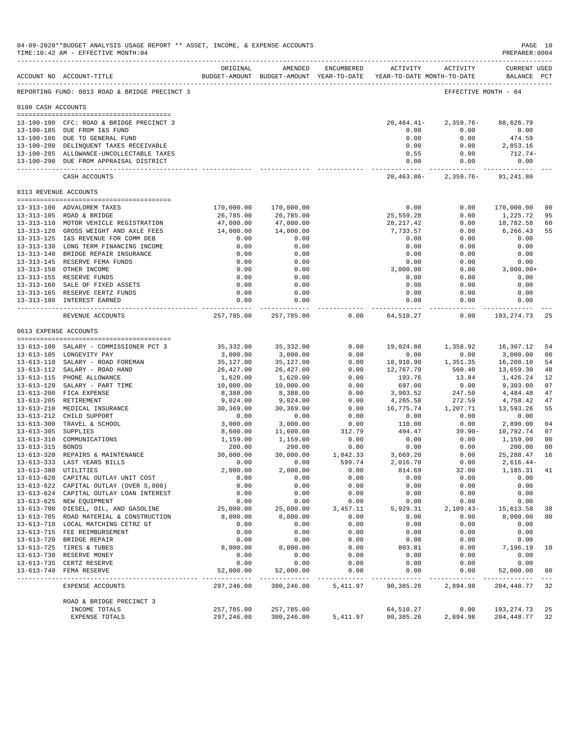04-09-2020**BUDGET ANALYSIS USAGE REPORT ** ASSET, INCOME, & EXPENSE ACCOUNTS
TIME:10:42 AM - EFFECTIVE MONTH:04
PREPARER:0004

REPORTING FUND: 0013 ROAD & BRIDGE PRECINCT 3 — EFFECTIVE MONTH - 04

| ACCOUNT NO | ACCOUNT-TITLE | ORIGINAL BUDGET-AMOUNT | AMENDED BUDGET-AMOUNT | ENCUMBERED YEAR-TO-DATE | ACTIVITY YEAR-TO-DATE | ACTIVITY MONTH-TO-DATE | CURRENT USED BALANCE | PCT |
|---|---|---|---|---|---|---|---|---|
| **0100 CASH ACCOUNTS** | | | | | | | | |
| 13-100-100 | CFC: ROAD & BRIDGE PRECINCT 3 | | | | 20,464.41- | 2,359.76- | 88,626.79 | |
| 13-100-185 | DUE FROM I&S FUND | | | | 0.00 | 0.00 | 0.00 | |
| 13-100-186 | DUE TO GENERAL FUND | | | | 0.00 | 0.00 | 474.59 | |
| 13-100-280 | DELINQUENT TAXES RECEIVABLE | | | | 0.00 | 0.00 | 2,853.16 | |
| 13-100-285 | ALLOWANCE-UNCOLLECTABLE TAXES | | | | 0.55 | 0.00 | 712.74- | |
| 13-100-290 | DUE FROM APPRAISAL DISTRICT | | | | 0.00 | 0.00 | 0.00 | |
| | CASH ACCOUNTS | | | | 20,463.86- | 2,359.76- | 91,241.80 | |
| **0313 REVENUE ACCOUNTS** | | | | | | | | |
| 13-313-100 | ADVALOREM TAXES | 170,000.00 | 170,000.00 | | 0.00 | 0.00 | 170,000.00 | 00 |
| 13-313-105 | ROAD & BRIDGE | 26,785.00 | 26,785.00 | | 25,559.28 | 0.00 | 1,225.72 | 95 |
| 13-313-110 | MOTOR VEHICLE REGISTRATION | 47,000.00 | 47,000.00 | | 28,217.42 | 0.00 | 18,782.58 | 60 |
| 13-313-120 | GROSS WEIGHT AND AXLE FEES | 14,000.00 | 14,000.00 | | 7,733.57 | 0.00 | 6,266.43 | 55 |
| 13-313-125 | I&S REVENUE FOR COMM DEB | 0.00 | 0.00 | | 0.00 | 0.00 | 0.00 | |
| 13-313-130 | LONG TERM FINANCING INCOME | 0.00 | 0.00 | | 0.00 | 0.00 | 0.00 | |
| 13-313-140 | BRIDGE REPAIR INSURANCE | 0.00 | 0.00 | | 0.00 | 0.00 | 0.00 | |
| 13-313-145 | RESERVE FEMA FUNDS | 0.00 | 0.00 | | 0.00 | 0.00 | 0.00 | |
| 13-313-150 | OTHER INCOME | 0.00 | 0.00 | | 3,000.00 | 0.00 | 3,000.00+ | |
| 13-313-155 | RESERVE FUNDS | 0.00 | 0.00 | | 0.00 | 0.00 | 0.00 | |
| 13-313-160 | SALE OF FIXED ASSETS | 0.00 | 0.00 | | 0.00 | 0.00 | 0.00 | |
| 13-313-165 | RESERVE CERTZ FUNDS | 0.00 | 0.00 | | 0.00 | 0.00 | 0.00 | |
| 13-313-180 | INTEREST EARNED | 0.00 | 0.00 | | 0.00 | 0.00 | 0.00 | |
| | REVENUE ACCOUNTS | 257,785.00 | 257,785.00 | 0.00 | 64,510.27 | 0.00 | 193,274.73 | 25 |
| **0613 EXPENSE ACCOUNTS** | | | | | | | | |
| 13-613-100 | SALARY - COMMISSIONER PCT 3 | 35,332.00 | 35,332.00 | 0.00 | 19,024.88 | 1,358.92 | 16,307.12 | 54 |
| 13-613-105 | LONGEVITY PAY | 3,000.00 | 3,000.00 | 0.00 | 0.00 | 0.00 | 3,000.00 | 00 |
| 13-613-110 | SALARY - ROAD FOREMAN | 35,127.00 | 35,127.00 | 0.00 | 18,918.90 | 1,351.35 | 16,208.10 | 54 |
| 13-613-112 | SALARY - ROAD HAND | 26,427.00 | 26,427.00 | 0.00 | 12,767.70 | 560.40 | 13,659.30 | 48 |
| 13-613-115 | PHONE ALLOWANCE | 1,620.00 | 1,620.00 | 0.00 | 193.76 | 13.84 | 1,426.24 | 12 |
| 13-613-120 | SALARY - PART TIME | 10,000.00 | 10,000.00 | 0.00 | 697.00 | 0.00 | 9,303.00 | 07 |
| 13-613-200 | FICA EXPENSE | 8,388.00 | 8,388.00 | 0.00 | 3,903.52 | 247.50 | 4,484.48 | 47 |
| 13-613-205 | RETIREMENT | 9,024.00 | 9,024.00 | 0.00 | 4,265.58 | 272.59 | 4,758.42 | 47 |
| 13-613-210 | MEDICAL INSURANCE | 30,369.00 | 30,369.00 | 0.00 | 16,775.74 | 1,207.71 | 13,593.26 | 55 |
| 13-613-212 | CHILD SUPPORT | 0.00 | 0.00 | 0.00 | 0.00 | 0.00 | 0.00 | |
| 13-613-300 | TRAVEL & SCHOOL | 3,000.00 | 3,000.00 | 0.00 | 110.00 | 0.00 | 2,890.00 | 04 |
| 13-613-305 | SUPPLIES | 8,600.00 | 11,600.00 | 312.79 | 494.47 | 39.90- | 10,792.74 | 07 |
| 13-613-310 | COMMUNICATIONS | 1,159.00 | 1,159.00 | 0.00 | 0.00 | 0.00 | 1,159.00 | 00 |
| 13-613-315 | BONDS | 200.00 | 200.00 | 0.00 | 0.00 | 0.00 | 200.00 | 00 |
| 13-613-320 | REPAIRS & MAINTENANCE | 30,000.00 | 30,000.00 | 1,042.33 | 3,669.20 | 0.00 | 25,288.47 | 16 |
| 13-613-333 | LAST YEARS BILLS | 0.00 | 0.00 | 599.74 | 2,016.70 | 0.00 | 2,616.44- | |
| 13-613-380 | UTILITIES | 2,000.00 | 2,000.00 | 0.00 | 814.69 | 32.00 | 1,185.31 | 41 |
| 13-613-620 | CAPITAL OUTLAY UNIT COST | 0.00 | 0.00 | 0.00 | 0.00 | 0.00 | 0.00 | |
| 13-613-622 | CAPITAL OUTLAY (OVER 5,000) | 0.00 | 0.00 | 0.00 | 0.00 | 0.00 | 0.00 | |
| 13-613-624 | CAPITAL OUTLAY LOAN INTEREST | 0.00 | 0.00 | 0.00 | 0.00 | 0.00 | 0.00 | |
| 13-613-625 | NEW EQUIPMENT | 0.00 | 0.00 | 0.00 | 0.00 | 0.00 | 0.00 | |
| 13-613-700 | DIESEL, OIL, AND GASOLINE | 25,000.00 | 25,000.00 | 3,457.11 | 5,929.31 | 2,109.43- | 15,613.58 | 38 |
| 13-613-705 | ROAD MATERIAL & CONSTRUCTION | 8,000.00 | 8,000.00 | 0.00 | 0.00 | 0.00 | 8,000.00 | 00 |
| 13-613-710 | LOCAL MATCHING CETRZ GT | 0.00 | 0.00 | 0.00 | 0.00 | 0.00 | 0.00 | |
| 13-613-715 | FEE REIMBURSEMENT | 0.00 | 0.00 | 0.00 | 0.00 | 0.00 | 0.00 | |
| 13-613-720 | BRIDGE REPAIR | 0.00 | 0.00 | 0.00 | 0.00 | 0.00 | 0.00 | |
| 13-613-725 | TIRES & TUBES | 8,000.00 | 8,000.00 | 0.00 | 803.81 | 0.00 | 7,196.19 | 10 |
| 13-613-730 | RESERVE MONEY | 0.00 | 0.00 | 0.00 | 0.00 | 0.00 | 0.00 | |
| 13-613-735 | CERTZ RESERVE | 0.00 | 0.00 | 0.00 | 0.00 | 0.00 | 0.00 | |
| 13-613-740 | FEMA RESERVE | 52,000.00 | 52,000.00 | 0.00 | 0.00 | 0.00 | 52,000.00 | 00 |
| | EXPENSE ACCOUNTS | 297,246.00 | 300,246.00 | 5,411.97 | 90,385.26 | 2,894.98 | 204,448.77 | 32 |
| | ROAD & BRIDGE PRECINCT 3 | | | | | | | |
| | INCOME TOTALS | 257,785.00 | 257,785.00 | | 64,510.27 | 0.00 | 193,274.73 | 25 |
| | EXPENSE TOTALS | 297,246.00 | 300,246.00 | 5,411.97 | 90,385.26 | 2,894.98 | 204,448.77 | 32 |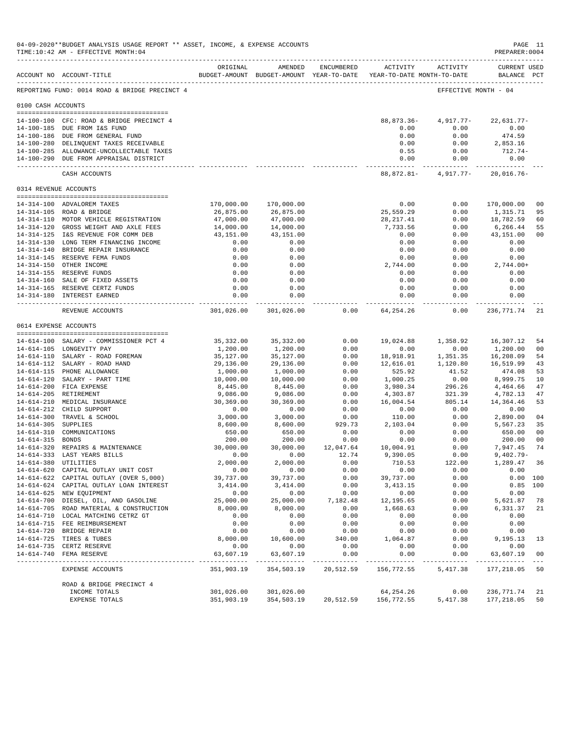04-09-2020**BUDGET ANALYSIS USAGE REPORT ** ASSET, INCOME, & EXPENSE ACCOUNTS

TIME:10:42 AM - EFFECTIVE MONTH:04

PREPARER:0004

REPORTING FUND: 0014 ROAD & BRIDGE PRECINCT 4 — EFFECTIVE MONTH - 04

| ACCOUNT NO | ACCOUNT-TITLE | ORIGINAL BUDGET-AMOUNT | AMENDED BUDGET-AMOUNT | ENCUMBERED YEAR-TO-DATE | ACTIVITY YEAR-TO-DATE | ACTIVITY MONTH-TO-DATE | CURRENT BALANCE | USED PCT |
|---|---|---|---|---|---|---|---|---|
| **0100 CASH ACCOUNTS** | | | | | | | | |
| 14-100-100 | CFC: ROAD & BRIDGE PRECINCT 4 | | | | 88,873.36- | 4,917.77- | 22,631.77- | |
| 14-100-185 | DUE FROM I&S FUND | | | | 0.00 | 0.00 | 0.00 | |
| 14-100-186 | DUE FROM GENERAL FUND | | | | 0.00 | 0.00 | 474.59 | |
| 14-100-280 | DELINQUENT TAXES RECEIVABLE | | | | 0.00 | 0.00 | 2,853.16 | |
| 14-100-285 | ALLOWANCE-UNCOLLECTABLE TAXES | | | | 0.55 | 0.00 | 712.74- | |
| 14-100-290 | DUE FROM APPRAISAL DISTRICT | | | | 0.00 | 0.00 | 0.00 | |
| | CASH ACCOUNTS | | | | 88,872.81- | 4,917.77- | 20,016.76- | |
| **0314 REVENUE ACCOUNTS** | | | | | | | | |
| 14-314-100 | ADVALOREM TAXES | 170,000.00 | 170,000.00 | | 0.00 | 0.00 | 170,000.00 | 00 |
| 14-314-105 | ROAD & BRIDGE | 26,875.00 | 26,875.00 | | 25,559.29 | 0.00 | 1,315.71 | 95 |
| 14-314-110 | MOTOR VEHICLE REGISTRATION | 47,000.00 | 47,000.00 | | 28,217.41 | 0.00 | 18,782.59 | 60 |
| 14-314-120 | GROSS WEIGHT AND AXLE FEES | 14,000.00 | 14,000.00 | | 7,733.56 | 0.00 | 6,266.44 | 55 |
| 14-314-125 | I&S REVENUE FOR COMM DEB | 43,151.00 | 43,151.00 | | 0.00 | 0.00 | 43,151.00 | 00 |
| 14-314-130 | LONG TERM FINANCING INCOME | 0.00 | 0.00 | | 0.00 | 0.00 | 0.00 | |
| 14-314-140 | BRIDGE REPAIR INSURANCE | 0.00 | 0.00 | | 0.00 | 0.00 | 0.00 | |
| 14-314-145 | RESERVE FEMA FUNDS | 0.00 | 0.00 | | 0.00 | 0.00 | 0.00 | |
| 14-314-150 | OTHER INCOME | 0.00 | 0.00 | | 2,744.00 | 0.00 | 2,744.00+ | |
| 14-314-155 | RESERVE FUNDS | 0.00 | 0.00 | | 0.00 | 0.00 | 0.00 | |
| 14-314-160 | SALE OF FIXED ASSETS | 0.00 | 0.00 | | 0.00 | 0.00 | 0.00 | |
| 14-314-165 | RESERVE CERTZ FUNDS | 0.00 | 0.00 | | 0.00 | 0.00 | 0.00 | |
| 14-314-180 | INTEREST EARNED | 0.00 | 0.00 | | 0.00 | 0.00 | 0.00 | |
| | REVENUE ACCOUNTS | 301,026.00 | 301,026.00 | 0.00 | 64,254.26 | 0.00 | 236,771.74 | 21 |
| **0614 EXPENSE ACCOUNTS** | | | | | | | | |
| 14-614-100 | SALARY - COMMISSIONER PCT 4 | 35,332.00 | 35,332.00 | 0.00 | 19,024.88 | 1,358.92 | 16,307.12 | 54 |
| 14-614-105 | LONGEVITY PAY | 1,200.00 | 1,200.00 | 0.00 | 0.00 | 0.00 | 1,200.00 | 00 |
| 14-614-110 | SALARY - ROAD FOREMAN | 35,127.00 | 35,127.00 | 0.00 | 18,918.91 | 1,351.35 | 16,208.09 | 54 |
| 14-614-112 | SALARY - ROAD HAND | 29,136.00 | 29,136.00 | 0.00 | 12,616.01 | 1,120.80 | 16,519.99 | 43 |
| 14-614-115 | PHONE ALLOWANCE | 1,000.00 | 1,000.00 | 0.00 | 525.92 | 41.52 | 474.08 | 53 |
| 14-614-120 | SALARY - PART TIME | 10,000.00 | 10,000.00 | 0.00 | 1,000.25 | 0.00 | 8,999.75 | 10 |
| 14-614-200 | FICA EXPENSE | 8,445.00 | 8,445.00 | 0.00 | 3,980.34 | 296.26 | 4,464.66 | 47 |
| 14-614-205 | RETIREMENT | 9,086.00 | 9,086.00 | 0.00 | 4,303.87 | 321.39 | 4,782.13 | 47 |
| 14-614-210 | MEDICAL INSURANCE | 30,369.00 | 30,369.00 | 0.00 | 16,004.54 | 805.14 | 14,364.46 | 53 |
| 14-614-212 | CHILD SUPPORT | 0.00 | 0.00 | 0.00 | 0.00 | 0.00 | 0.00 | |
| 14-614-300 | TRAVEL & SCHOOL | 3,000.00 | 3,000.00 | 0.00 | 110.00 | 0.00 | 2,890.00 | 04 |
| 14-614-305 | SUPPLIES | 8,600.00 | 8,600.00 | 929.73 | 2,103.04 | 0.00 | 5,567.23 | 35 |
| 14-614-310 | COMMUNICATIONS | 650.00 | 650.00 | 0.00 | 0.00 | 0.00 | 650.00 | 00 |
| 14-614-315 | BONDS | 200.00 | 200.00 | 0.00 | 0.00 | 0.00 | 200.00 | 00 |
| 14-614-320 | REPAIRS & MAINTENANCE | 30,000.00 | 30,000.00 | 12,047.64 | 10,004.91 | 0.00 | 7,947.45 | 74 |
| 14-614-333 | LAST YEARS BILLS | 0.00 | 0.00 | 12.74 | 9,390.05 | 0.00 | 9,402.79- | |
| 14-614-380 | UTILITIES | 2,000.00 | 2,000.00 | 0.00 | 710.53 | 122.00 | 1,289.47 | 36 |
| 14-614-620 | CAPITAL OUTLAY UNIT COST | 0.00 | 0.00 | 0.00 | 0.00 | 0.00 | 0.00 | |
| 14-614-622 | CAPITAL OUTLAY (OVER 5,000) | 39,737.00 | 39,737.00 | 0.00 | 39,737.00 | 0.00 | 0.00 | 100 |
| 14-614-624 | CAPITAL OUTLAY LOAN INTEREST | 3,414.00 | 3,414.00 | 0.00 | 3,413.15 | 0.00 | 0.85 | 100 |
| 14-614-625 | NEW EQUIPMENT | 0.00 | 0.00 | 0.00 | 0.00 | 0.00 | 0.00 | |
| 14-614-700 | DIESEL, OIL, AND GASOLINE | 25,000.00 | 25,000.00 | 7,182.48 | 12,195.65 | 0.00 | 5,621.87 | 78 |
| 14-614-705 | ROAD MATERIAL & CONSTRUCTION | 8,000.00 | 8,000.00 | 0.00 | 1,668.63 | 0.00 | 6,331.37 | 21 |
| 14-614-710 | LOCAL MATCHING CETRZ GT | 0.00 | 0.00 | 0.00 | 0.00 | 0.00 | 0.00 | |
| 14-614-715 | FEE REIMBURSEMENT | 0.00 | 0.00 | 0.00 | 0.00 | 0.00 | 0.00 | |
| 14-614-720 | BRIDGE REPAIR | 0.00 | 0.00 | 0.00 | 0.00 | 0.00 | 0.00 | |
| 14-614-725 | TIRES & TUBES | 8,000.00 | 10,600.00 | 340.00 | 1,064.87 | 0.00 | 9,195.13 | 13 |
| 14-614-735 | CERTZ RESERVE | 0.00 | 0.00 | 0.00 | 0.00 | 0.00 | 0.00 | |
| 14-614-740 | FEMA RESERVE | 63,607.19 | 63,607.19 | 0.00 | 0.00 | 0.00 | 63,607.19 | 00 |
| | EXPENSE ACCOUNTS | 351,903.19 | 354,503.19 | 20,512.59 | 156,772.55 | 5,417.38 | 177,218.05 | 50 |
| | ROAD & BRIDGE PRECINCT 4 | | | | | | | |
| | INCOME TOTALS | 301,026.00 | 301,026.00 | | 64,254.26 | 0.00 | 236,771.74 | 21 |
| | EXPENSE TOTALS | 351,903.19 | 354,503.19 | 20,512.59 | 156,772.55 | 5,417.38 | 177,218.05 | 50 |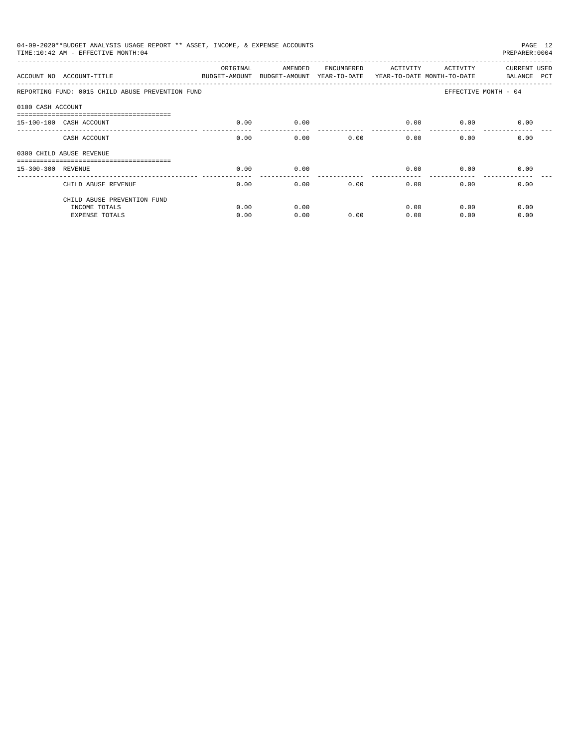04-09-2020**BUDGET ANALYSIS USAGE REPORT ** ASSET, INCOME, & EXPENSE ACCOUNTS

TIME:10:42 AM - EFFECTIVE MONTH:04

PREPARER:0004

| ACCOUNT NO | ACCOUNT-TITLE | ORIGINAL BUDGET-AMOUNT | AMENDED BUDGET-AMOUNT | ENCUMBERED YEAR-TO-DATE | ACTIVITY YEAR-TO-DATE | ACTIVITY MONTH-TO-DATE | CURRENT BALANCE | USED PCT |
|---|---|---|---|---|---|---|---|---|
| REPORTING FUND: 0015 CHILD ABUSE PREVENTION FUND | | | | | | EFFECTIVE MONTH - 04 | | |
| 0100 CASH ACCOUNT | | | | | | | | |
| 15-100-100 | CASH ACCOUNT | 0.00 | 0.00 | | 0.00 | 0.00 | 0.00 | |
| | CASH ACCOUNT | 0.00 | 0.00 | 0.00 | 0.00 | 0.00 | 0.00 | |
| 0300 CHILD ABUSE REVENUE | | | | | | | | |
| 15-300-300 | REVENUE | 0.00 | 0.00 | | 0.00 | 0.00 | 0.00 | |
| | CHILD ABUSE REVENUE | 0.00 | 0.00 | 0.00 | 0.00 | 0.00 | 0.00 | |
| | CHILD ABUSE PREVENTION FUND | | | | | | | |
| | INCOME TOTALS | 0.00 | 0.00 | | 0.00 | 0.00 | 0.00 | |
| | EXPENSE TOTALS | 0.00 | 0.00 | 0.00 | 0.00 | 0.00 | 0.00 | |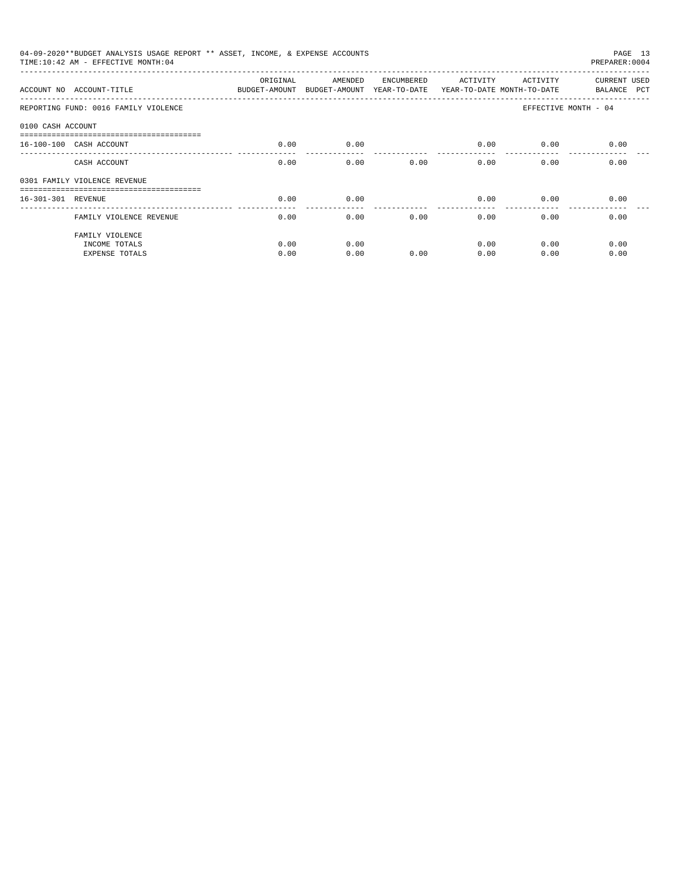04-09-2020**BUDGET ANALYSIS USAGE REPORT ** ASSET, INCOME, & EXPENSE ACCOUNTS
TIME:10:42 AM - EFFECTIVE MONTH:04
PREPARER:0004

| ACCOUNT NO | ACCOUNT-TITLE | ORIGINAL BUDGET-AMOUNT | AMENDED BUDGET-AMOUNT | ENCUMBERED YEAR-TO-DATE | ACTIVITY YEAR-TO-DATE | ACTIVITY MONTH-TO-DATE | CURRENT BALANCE | USED PCT |
|---|---|---|---|---|---|---|---|---|
| REPORTING FUND: 0016 FAMILY VIOLENCE | | | | | | | EFFECTIVE MONTH - 04 | |
| 0100 CASH ACCOUNT | | | | | | | | |
| 16-100-100 | CASH ACCOUNT | 0.00 | 0.00 | | 0.00 | 0.00 | 0.00 | |
| | CASH ACCOUNT | 0.00 | 0.00 | 0.00 | 0.00 | 0.00 | 0.00 | |
| 0301 FAMILY VIOLENCE REVENUE | | | | | | | | |
| 16-301-301 | REVENUE | 0.00 | 0.00 | | 0.00 | 0.00 | 0.00 | |
| | FAMILY VIOLENCE REVENUE | 0.00 | 0.00 | 0.00 | 0.00 | 0.00 | 0.00 | |
| | FAMILY VIOLENCE | | | | | | | |
| | INCOME TOTALS | 0.00 | 0.00 | | 0.00 | 0.00 | 0.00 | |
| | EXPENSE TOTALS | 0.00 | 0.00 | 0.00 | 0.00 | 0.00 | 0.00 | |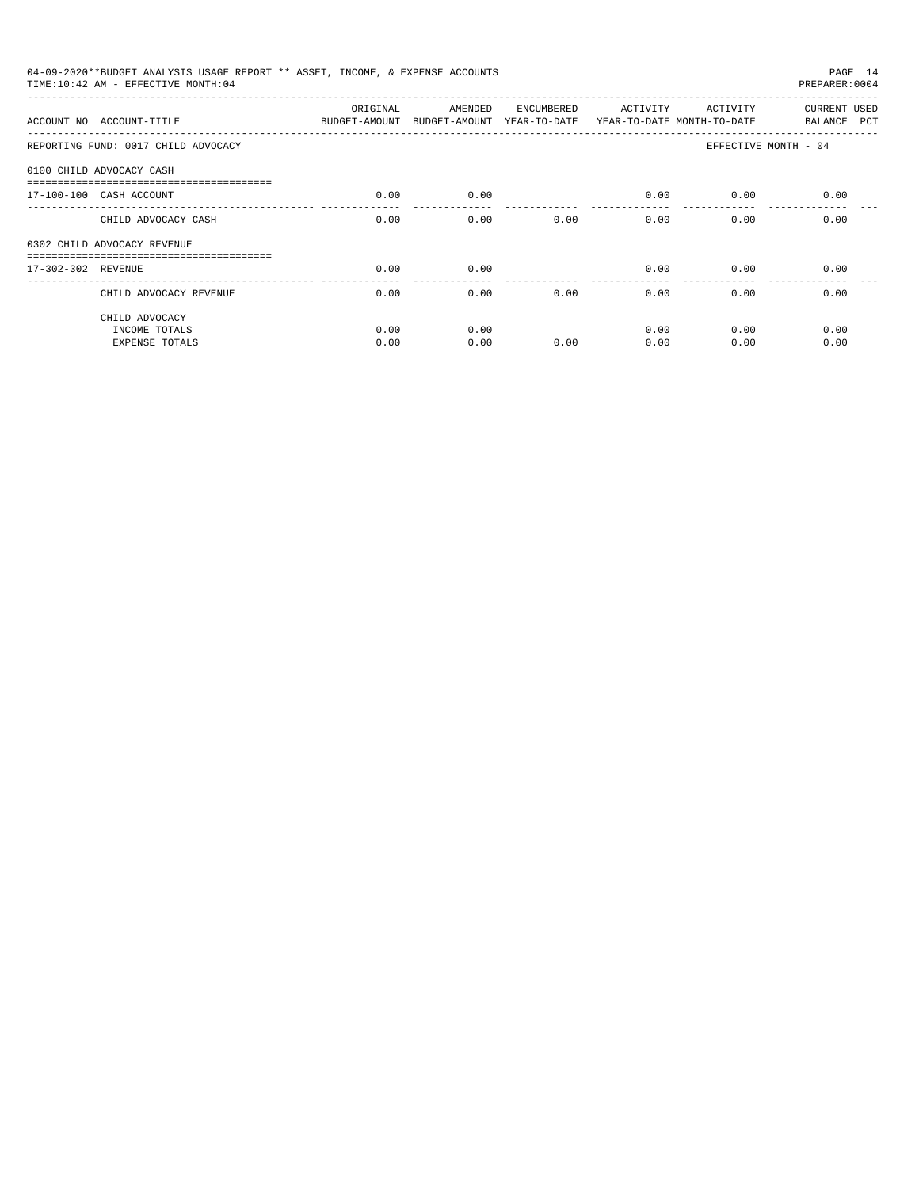04-09-2020**BUDGET ANALYSIS USAGE REPORT ** ASSET, INCOME, & EXPENSE ACCOUNTS
TIME:10:42 AM - EFFECTIVE MONTH:04
PREPARER:0004

| ACCOUNT NO | ACCOUNT-TITLE | ORIGINAL BUDGET-AMOUNT | AMENDED BUDGET-AMOUNT | ENCUMBERED YEAR-TO-DATE | ACTIVITY YEAR-TO-DATE | ACTIVITY MONTH-TO-DATE | CURRENT BALANCE | USED PCT |
|---|---|---|---|---|---|---|---|---|
| REPORTING FUND: 0017 CHILD ADVOCACY | | | | | | EFFECTIVE MONTH - 04 | | |
| 0100 CHILD ADVOCACY CASH | | | | | | | | |
| 17-100-100 | CASH ACCOUNT | 0.00 | 0.00 | | 0.00 | 0.00 | 0.00 | |
| | CHILD ADVOCACY CASH | 0.00 | 0.00 | 0.00 | 0.00 | 0.00 | 0.00 | |
| 0302 CHILD ADVOCACY REVENUE | | | | | | | | |
| 17-302-302 | REVENUE | 0.00 | 0.00 | | 0.00 | 0.00 | 0.00 | |
| | CHILD ADVOCACY REVENUE | 0.00 | 0.00 | 0.00 | 0.00 | 0.00 | 0.00 | |
| | CHILD ADVOCACY | | | | | | | |
| | INCOME TOTALS | 0.00 | 0.00 | | 0.00 | 0.00 | 0.00 | |
| | EXPENSE TOTALS | 0.00 | 0.00 | 0.00 | 0.00 | 0.00 | 0.00 | |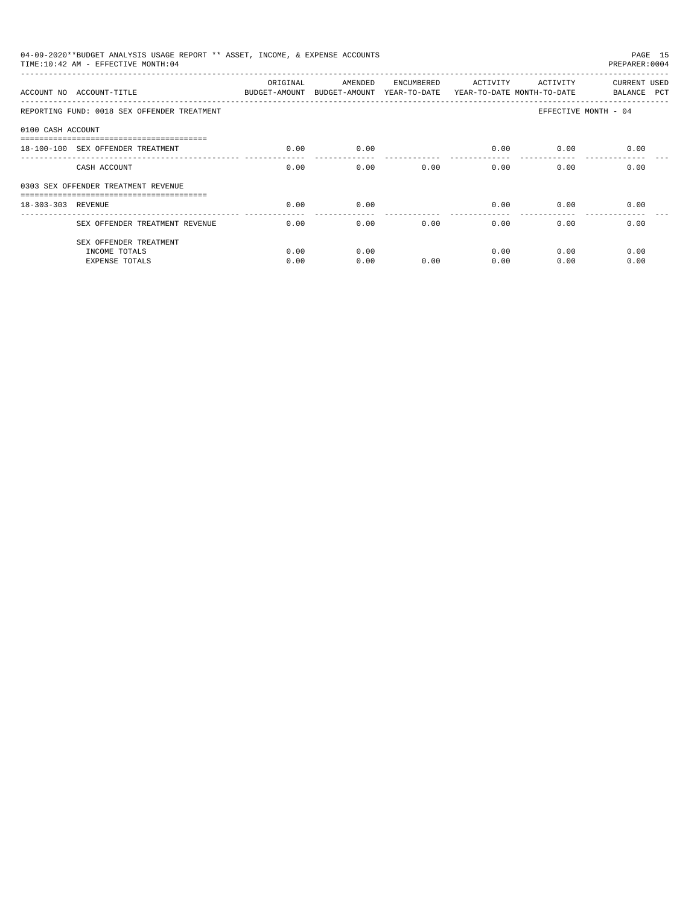04-09-2020**BUDGET ANALYSIS USAGE REPORT ** ASSET, INCOME, & EXPENSE ACCOUNTS
TIME:10:42 AM - EFFECTIVE MONTH:04

PREPARER:0004

| ACCOUNT NO | ACCOUNT-TITLE | ORIGINAL BUDGET-AMOUNT | AMENDED BUDGET-AMOUNT | ENCUMBERED YEAR-TO-DATE | ACTIVITY YEAR-TO-DATE | ACTIVITY MONTH-TO-DATE | CURRENT BALANCE | USED PCT |
|---|---|---|---|---|---|---|---|---|
| REPORTING FUND: 0018 SEX OFFENDER TREATMENT | | | | | | EFFECTIVE MONTH - 04 | | |
| 0100 CASH ACCOUNT | | | | | | | | |
| 18-100-100 | SEX OFFENDER TREATMENT | 0.00 | 0.00 | | 0.00 | 0.00 | 0.00 | |
| | CASH ACCOUNT | 0.00 | 0.00 | 0.00 | 0.00 | 0.00 | 0.00 | |
| 0303 SEX OFFENDER TREATMENT REVENUE | | | | | | | | |
| 18-303-303 | REVENUE | 0.00 | 0.00 | | 0.00 | 0.00 | 0.00 | |
| | SEX OFFENDER TREATMENT REVENUE | 0.00 | 0.00 | 0.00 | 0.00 | 0.00 | 0.00 | |
| | SEX OFFENDER TREATMENT | | | | | | | |
| | INCOME TOTALS | 0.00 | 0.00 | | 0.00 | 0.00 | 0.00 | |
| | EXPENSE TOTALS | 0.00 | 0.00 | 0.00 | 0.00 | 0.00 | 0.00 | |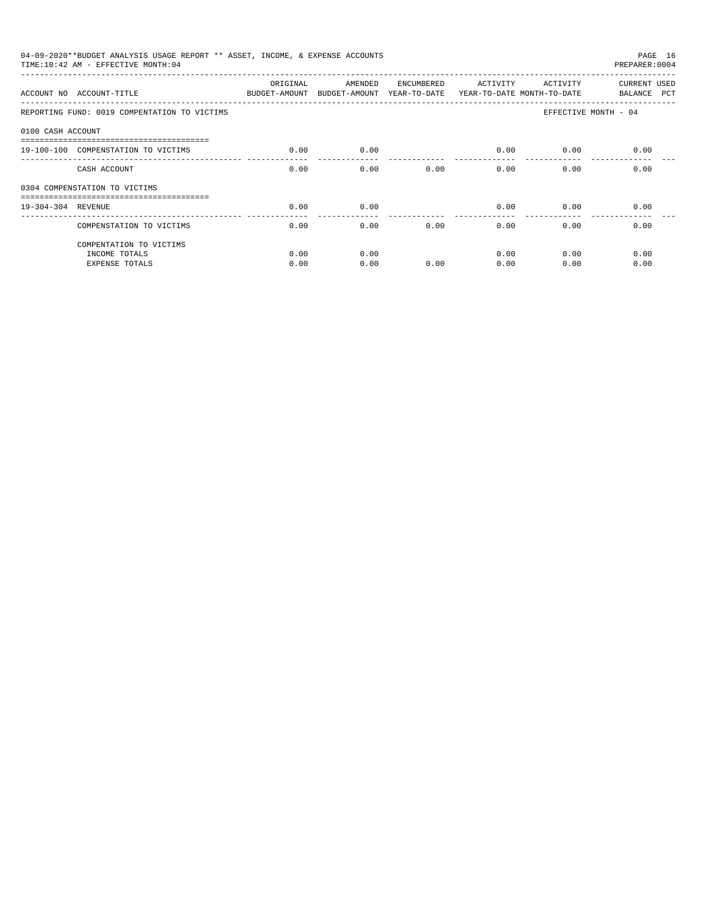04-09-2020**BUDGET ANALYSIS USAGE REPORT ** ASSET, INCOME, & EXPENSE ACCOUNTS

TIME:10:42 AM - EFFECTIVE MONTH:04

PREPARER:0004

| ACCOUNT NO | ACCOUNT-TITLE | ORIGINAL BUDGET-AMOUNT | AMENDED BUDGET-AMOUNT | ENCUMBERED YEAR-TO-DATE | ACTIVITY YEAR-TO-DATE | ACTIVITY MONTH-TO-DATE | CURRENT BALANCE | USED PCT |
|---|---|---|---|---|---|---|---|---|
| REPORTING FUND: 0019 COMPENSATION TO VICTIMS | | | | | | EFFECTIVE MONTH - 04 | | |
| 0100 CASH ACCOUNT | | | | | | | | |
| 19-100-100 | COMPENSATION TO VICTIMS | 0.00 | 0.00 | | 0.00 | 0.00 | 0.00 | |
| | CASH ACCOUNT | 0.00 | 0.00 | 0.00 | 0.00 | 0.00 | 0.00 | |
| 0304 COMPENSATION TO VICTIMS | | | | | | | | |
| 19-304-304 | REVENUE | 0.00 | 0.00 | | 0.00 | 0.00 | 0.00 | |
| | COMPENSATION TO VICTIMS | 0.00 | 0.00 | 0.00 | 0.00 | 0.00 | 0.00 | |
| | COMPENTATION TO VICTIMS | | | | | | | |
| | INCOME TOTALS | 0.00 | 0.00 | | 0.00 | 0.00 | 0.00 | |
| | EXPENSE TOTALS | 0.00 | 0.00 | 0.00 | 0.00 | 0.00 | 0.00 | |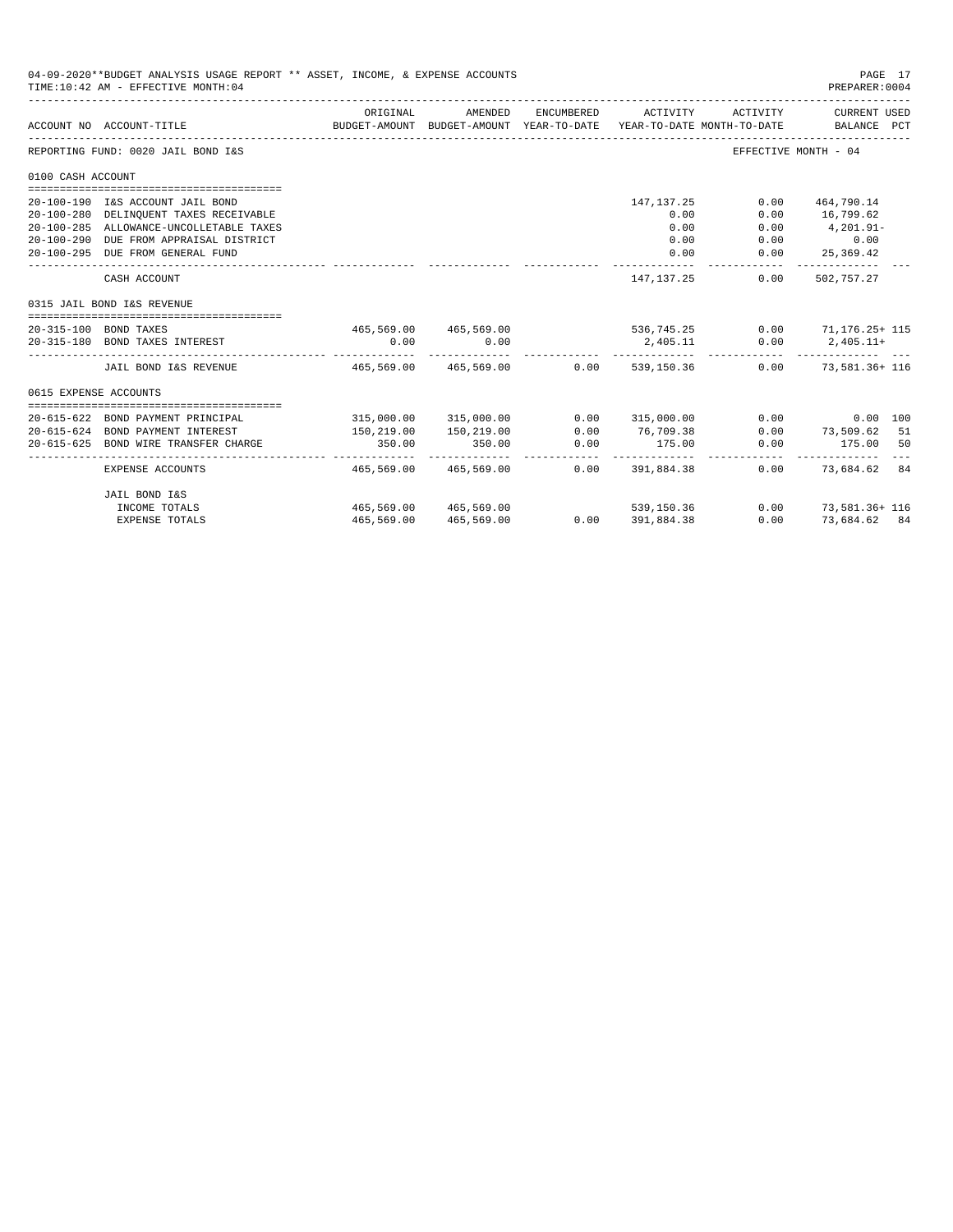04-09-2020**BUDGET ANALYSIS USAGE REPORT ** ASSET, INCOME, & EXPENSE ACCOUNTS

TIME:10:42 AM - EFFECTIVE MONTH:04

PREPARER:0004

| ACCOUNT NO | ACCOUNT-TITLE | ORIGINAL BUDGET-AMOUNT | AMENDED BUDGET-AMOUNT | ENCUMBERED YEAR-TO-DATE | ACTIVITY YEAR-TO-DATE | ACTIVITY MONTH-TO-DATE | CURRENT USED BALANCE | PCT |
|---|---|---|---|---|---|---|---|---|
| REPORTING FUND: 0020 JAIL BOND I&S | | | | | | EFFECTIVE MONTH - 04 | | |
| 0100 CASH ACCOUNT | | | | | | | | |
| 20-100-190 | I&S ACCOUNT JAIL BOND | | | | 147,137.25 | 0.00 | 464,790.14 | |
| 20-100-280 | DELINQUENT TAXES RECEIVABLE | | | | 0.00 | 0.00 | 16,799.62 | |
| 20-100-285 | ALLOWANCE-UNCOLLETABLE TAXES | | | | 0.00 | 0.00 | 4,201.91- | |
| 20-100-290 | DUE FROM APPRAISAL DISTRICT | | | | 0.00 | 0.00 | 0.00 | |
| 20-100-295 | DUE FROM GENERAL FUND | | | | 0.00 | 0.00 | 25,369.42 | |
| | CASH ACCOUNT | | | | 147,137.25 | 0.00 | 502,757.27 | |
| 0315 JAIL BOND I&S REVENUE | | | | | | | | |
| 20-315-100 | BOND TAXES | 465,569.00 | 465,569.00 | | 536,745.25 | 0.00 | 71,176.25+ | 115 |
| 20-315-180 | BOND TAXES INTEREST | 0.00 | 0.00 | | 2,405.11 | 0.00 | 2,405.11+ | |
| | JAIL BOND I&S REVENUE | 465,569.00 | 465,569.00 | 0.00 | 539,150.36 | 0.00 | 73,581.36+ | 116 |
| 0615 EXPENSE ACCOUNTS | | | | | | | | |
| 20-615-622 | BOND PAYMENT PRINCIPAL | 315,000.00 | 315,000.00 | 0.00 | 315,000.00 | 0.00 | 0.00 | 100 |
| 20-615-624 | BOND PAYMENT INTEREST | 150,219.00 | 150,219.00 | 0.00 | 76,709.38 | 0.00 | 73,509.62 | 51 |
| 20-615-625 | BOND WIRE TRANSFER CHARGE | 350.00 | 350.00 | 0.00 | 175.00 | 0.00 | 175.00 | 50 |
| | EXPENSE ACCOUNTS | 465,569.00 | 465,569.00 | 0.00 | 391,884.38 | 0.00 | 73,684.62 | 84 |
| | JAIL BOND I&S | | | | | | | |
| | INCOME TOTALS | 465,569.00 | 465,569.00 | | 539,150.36 | 0.00 | 73,581.36+ | 116 |
| | EXPENSE TOTALS | 465,569.00 | 465,569.00 | 0.00 | 391,884.38 | 0.00 | 73,684.62 | 84 |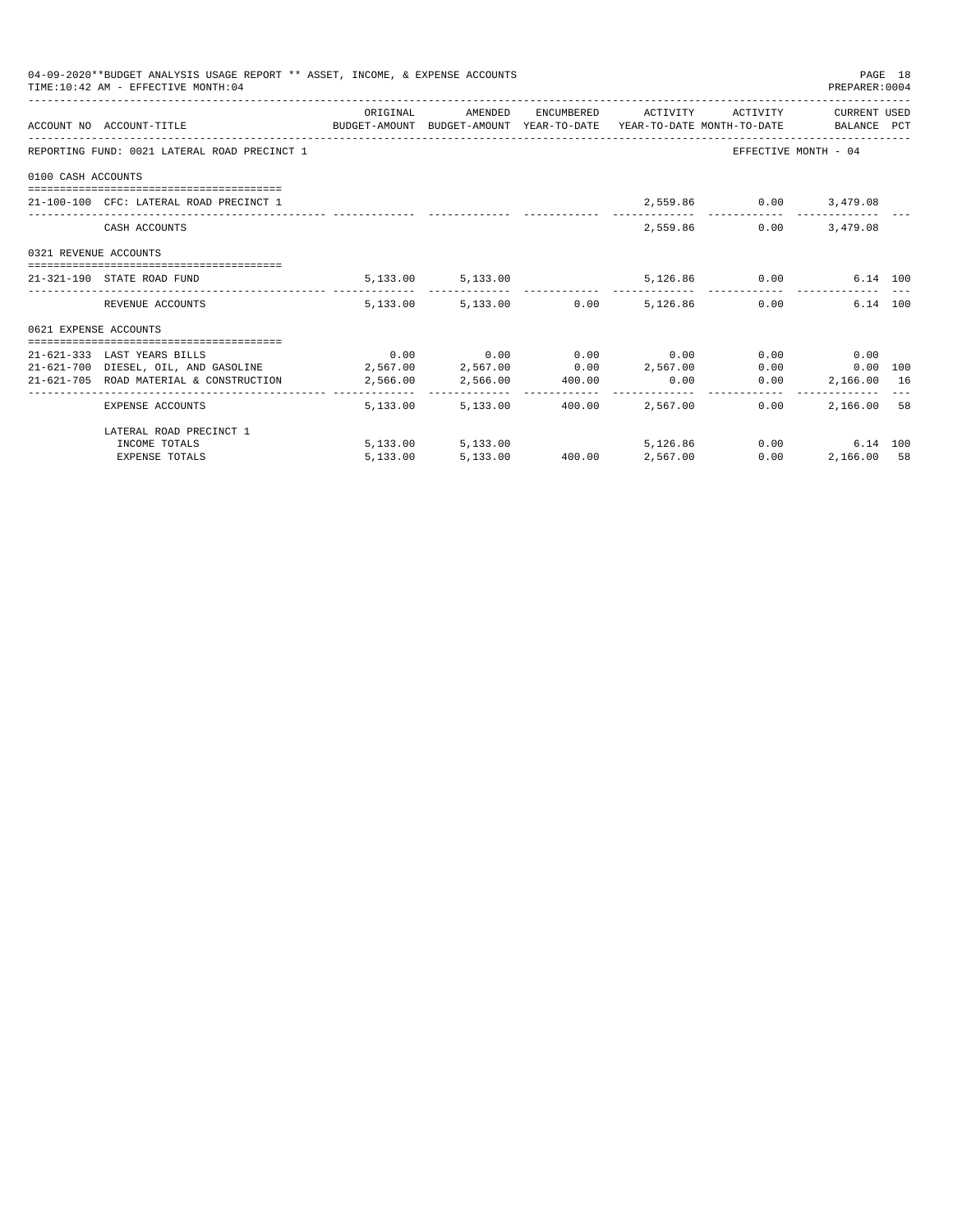04-09-2020**BUDGET ANALYSIS USAGE REPORT ** ASSET, INCOME, & EXPENSE ACCOUNTS
TIME:10:42 AM - EFFECTIVE MONTH:04

PREPARER:0004

| ACCOUNT NO | ACCOUNT-TITLE | ORIGINAL BUDGET-AMOUNT | AMENDED BUDGET-AMOUNT | ENCUMBERED YEAR-TO-DATE | ACTIVITY YEAR-TO-DATE | ACTIVITY MONTH-TO-DATE | CURRENT USED BALANCE | PCT |
|---|---|---|---|---|---|---|---|---|
| REPORTING FUND: 0021 LATERAL ROAD PRECINCT 1 | | | | | | EFFECTIVE MONTH - 04 | | |
| 0100 CASH ACCOUNTS | | | | | | | | |
| 21-100-100 | CFC: LATERAL ROAD PRECINCT 1 | | | | 2,559.86 | 0.00 | 3,479.08 | |
| | CASH ACCOUNTS | | | | 2,559.86 | 0.00 | 3,479.08 | |
| 0321 REVENUE ACCOUNTS | | | | | | | | |
| 21-321-190 | STATE ROAD FUND | 5,133.00 | 5,133.00 | | 5,126.86 | 0.00 | 6.14 | 100 |
| | REVENUE ACCOUNTS | 5,133.00 | 5,133.00 | 0.00 | 5,126.86 | 0.00 | 6.14 | 100 |
| 0621 EXPENSE ACCOUNTS | | | | | | | | |
| 21-621-333 | LAST YEARS BILLS | 0.00 | 0.00 | 0.00 | 0.00 | 0.00 | 0.00 | |
| 21-621-700 | DIESEL, OIL, AND GASOLINE | 2,567.00 | 2,567.00 | 0.00 | 2,567.00 | 0.00 | 0.00 | 100 |
| 21-621-705 | ROAD MATERIAL & CONSTRUCTION | 2,566.00 | 2,566.00 | 400.00 | 0.00 | 0.00 | 2,166.00 | 16 |
| | EXPENSE ACCOUNTS | 5,133.00 | 5,133.00 | 400.00 | 2,567.00 | 0.00 | 2,166.00 | 58 |
| | LATERAL ROAD PRECINCT 1 | | | | | | | |
| | INCOME TOTALS | 5,133.00 | 5,133.00 | | 5,126.86 | 0.00 | 6.14 | 100 |
| | EXPENSE TOTALS | 5,133.00 | 5,133.00 | 400.00 | 2,567.00 | 0.00 | 2,166.00 | 58 |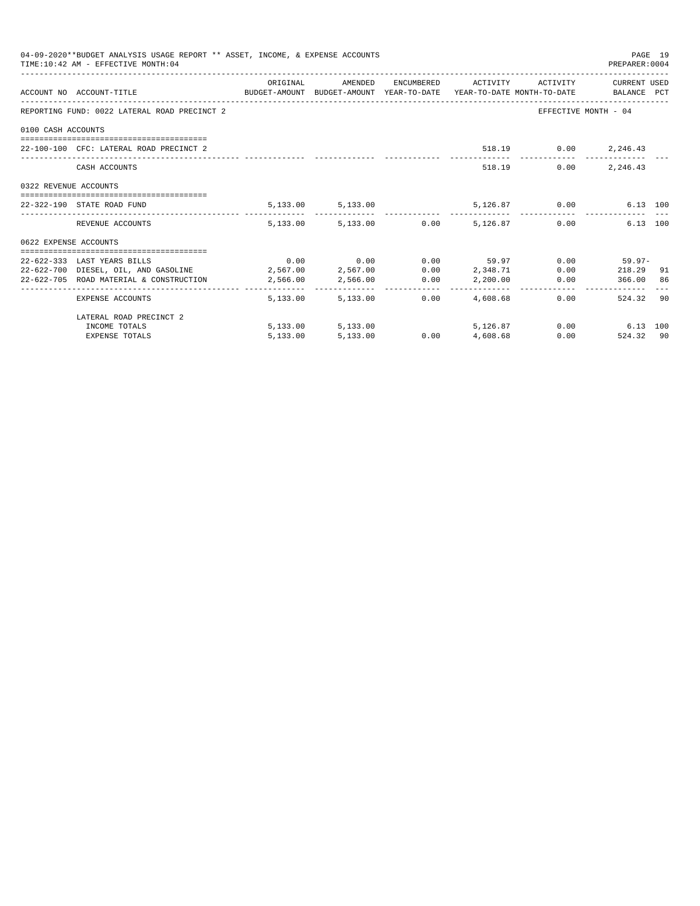04-09-2020**BUDGET ANALYSIS USAGE REPORT ** ASSET, INCOME, & EXPENSE ACCOUNTS
TIME:10:42 AM - EFFECTIVE MONTH:04

PREPARER:0004

| ACCOUNT NO | ACCOUNT-TITLE | ORIGINAL BUDGET-AMOUNT | AMENDED BUDGET-AMOUNT | ENCUMBERED YEAR-TO-DATE | ACTIVITY YEAR-TO-DATE | ACTIVITY MONTH-TO-DATE | CURRENT USED BALANCE | PCT |
|---|---|---|---|---|---|---|---|---|
| REPORTING FUND: 0022 LATERAL ROAD PRECINCT 2 | | | | | | EFFECTIVE MONTH - 04 | | |
| 0100 CASH ACCOUNTS | | | | | | | | |
| 22-100-100 | CFC: LATERAL ROAD PRECINCT 2 | | | | 518.19 | 0.00 | 2,246.43 | |
| | CASH ACCOUNTS | | | | 518.19 | 0.00 | 2,246.43 | |
| 0322 REVENUE ACCOUNTS | | | | | | | | |
| 22-322-190 | STATE ROAD FUND | 5,133.00 | 5,133.00 | | 5,126.87 | 0.00 | 6.13 | 100 |
| | REVENUE ACCOUNTS | 5,133.00 | 5,133.00 | 0.00 | 5,126.87 | 0.00 | 6.13 | 100 |
| 0622 EXPENSE ACCOUNTS | | | | | | | | |
| 22-622-333 | LAST YEARS BILLS | 0.00 | 0.00 | 0.00 | 59.97 | 0.00 | 59.97- | |
| 22-622-700 | DIESEL, OIL, AND GASOLINE | 2,567.00 | 2,567.00 | 0.00 | 2,348.71 | 0.00 | 218.29 | 91 |
| 22-622-705 | ROAD MATERIAL & CONSTRUCTION | 2,566.00 | 2,566.00 | 0.00 | 2,200.00 | 0.00 | 366.00 | 86 |
| | EXPENSE ACCOUNTS | 5,133.00 | 5,133.00 | 0.00 | 4,608.68 | 0.00 | 524.32 | 90 |
| | LATERAL ROAD PRECINCT 2 | | | | | | | |
| | INCOME TOTALS | 5,133.00 | 5,133.00 | | 5,126.87 | 0.00 | 6.13 | 100 |
| | EXPENSE TOTALS | 5,133.00 | 5,133.00 | 0.00 | 4,608.68 | 0.00 | 524.32 | 90 |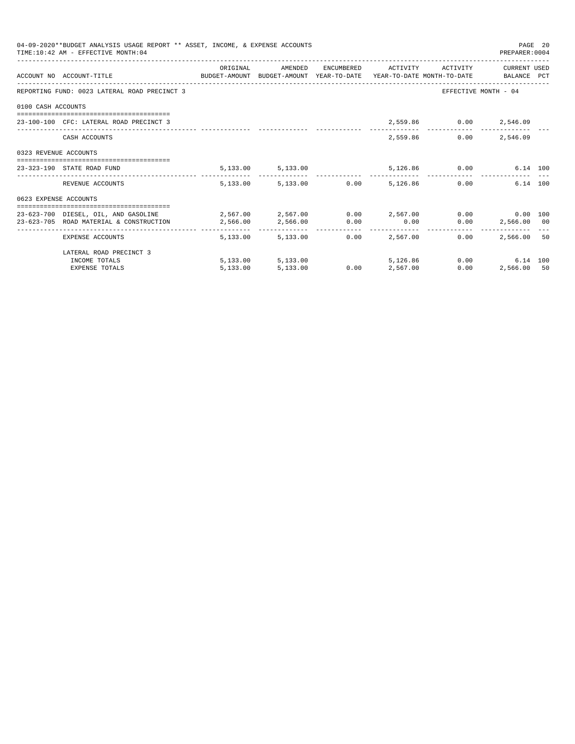04-09-2020**BUDGET ANALYSIS USAGE REPORT ** ASSET, INCOME, & EXPENSE ACCOUNTS
TIME:10:42 AM - EFFECTIVE MONTH:04

PREPARER:0004

| ACCOUNT NO | ACCOUNT-TITLE | ORIGINAL BUDGET-AMOUNT | AMENDED BUDGET-AMOUNT | ENCUMBERED YEAR-TO-DATE | ACTIVITY YEAR-TO-DATE | ACTIVITY MONTH-TO-DATE | CURRENT USED BALANCE | PCT |
|---|---|---|---|---|---|---|---|---|
| REPORTING FUND: 0023 LATERAL ROAD PRECINCT 3 | | | | | | EFFECTIVE MONTH - 04 | | |
| 0100 CASH ACCOUNTS | | | | | | | | |
| 23-100-100 | CFC: LATERAL ROAD PRECINCT 3 | | | | 2,559.86 | 0.00 | 2,546.09 | |
| | CASH ACCOUNTS | | | | 2,559.86 | 0.00 | 2,546.09 | |
| 0323 REVENUE ACCOUNTS | | | | | | | | |
| 23-323-190 | STATE ROAD FUND | 5,133.00 | 5,133.00 | | 5,126.86 | 0.00 | 6.14 | 100 |
| | REVENUE ACCOUNTS | 5,133.00 | 5,133.00 | 0.00 | 5,126.86 | 0.00 | 6.14 | 100 |
| 0623 EXPENSE ACCOUNTS | | | | | | | | |
| 23-623-700 | DIESEL, OIL, AND GASOLINE | 2,567.00 | 2,567.00 | 0.00 | 2,567.00 | 0.00 | 0.00 | 100 |
| 23-623-705 | ROAD MATERIAL & CONSTRUCTION | 2,566.00 | 2,566.00 | 0.00 | 0.00 | 0.00 | 2,566.00 | 00 |
| | EXPENSE ACCOUNTS | 5,133.00 | 5,133.00 | 0.00 | 2,567.00 | 0.00 | 2,566.00 | 50 |
| | LATERAL ROAD PRECINCT 3 | | | | | | | |
| | INCOME TOTALS | 5,133.00 | 5,133.00 | | 5,126.86 | 0.00 | 6.14 | 100 |
| | EXPENSE TOTALS | 5,133.00 | 5,133.00 | 0.00 | 2,567.00 | 0.00 | 2,566.00 | 50 |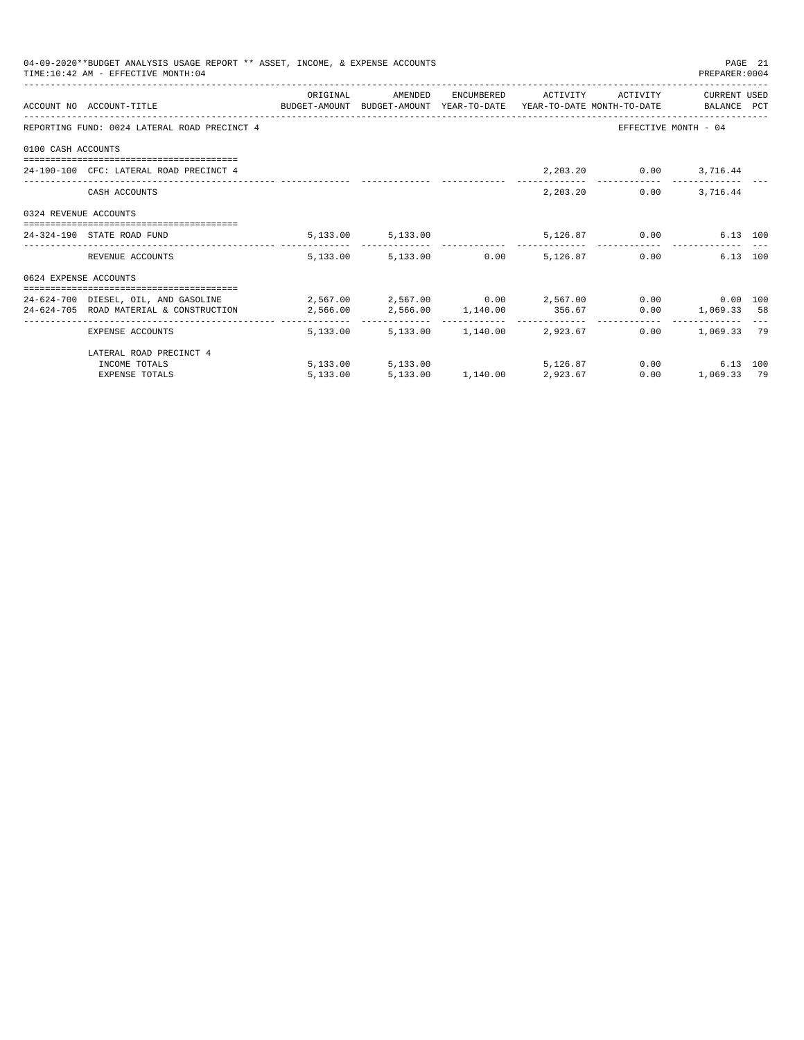04-09-2020**BUDGET ANALYSIS USAGE REPORT ** ASSET, INCOME, & EXPENSE ACCOUNTS
TIME:10:42 AM - EFFECTIVE MONTH:04

PREPARER:0004

| ACCOUNT NO | ACCOUNT-TITLE | ORIGINAL BUDGET-AMOUNT | AMENDED BUDGET-AMOUNT | ENCUMBERED YEAR-TO-DATE | ACTIVITY YEAR-TO-DATE | ACTIVITY MONTH-TO-DATE | CURRENT BALANCE | USED PCT |
|---|---|---|---|---|---|---|---|---|
| REPORTING FUND: 0024 LATERAL ROAD PRECINCT 4 | | | | | | EFFECTIVE MONTH - 04 | | |
| 0100 CASH ACCOUNTS | | | | | | | | |
| 24-100-100 | CFC: LATERAL ROAD PRECINCT 4 | | | | 2,203.20 | 0.00 | 3,716.44 | |
| | CASH ACCOUNTS | | | | 2,203.20 | 0.00 | 3,716.44 | |
| 0324 REVENUE ACCOUNTS | | | | | | | | |
| 24-324-190 | STATE ROAD FUND | 5,133.00 | 5,133.00 | | 5,126.87 | 0.00 | 6.13 | 100 |
| | REVENUE ACCOUNTS | 5,133.00 | 5,133.00 | 0.00 | 5,126.87 | 0.00 | 6.13 | 100 |
| 0624 EXPENSE ACCOUNTS | | | | | | | | |
| 24-624-700 | DIESEL, OIL, AND GASOLINE | 2,567.00 | 2,567.00 | 0.00 | 2,567.00 | 0.00 | 0.00 | 100 |
| 24-624-705 | ROAD MATERIAL & CONSTRUCTION | 2,566.00 | 2,566.00 | 1,140.00 | 356.67 | 0.00 | 1,069.33 | 58 |
| | EXPENSE ACCOUNTS | 5,133.00 | 5,133.00 | 1,140.00 | 2,923.67 | 0.00 | 1,069.33 | 79 |
| | LATERAL ROAD PRECINCT 4 | | | | | | | |
| | INCOME TOTALS | 5,133.00 | 5,133.00 | | 5,126.87 | 0.00 | 6.13 | 100 |
| | EXPENSE TOTALS | 5,133.00 | 5,133.00 | 1,140.00 | 2,923.67 | 0.00 | 1,069.33 | 79 |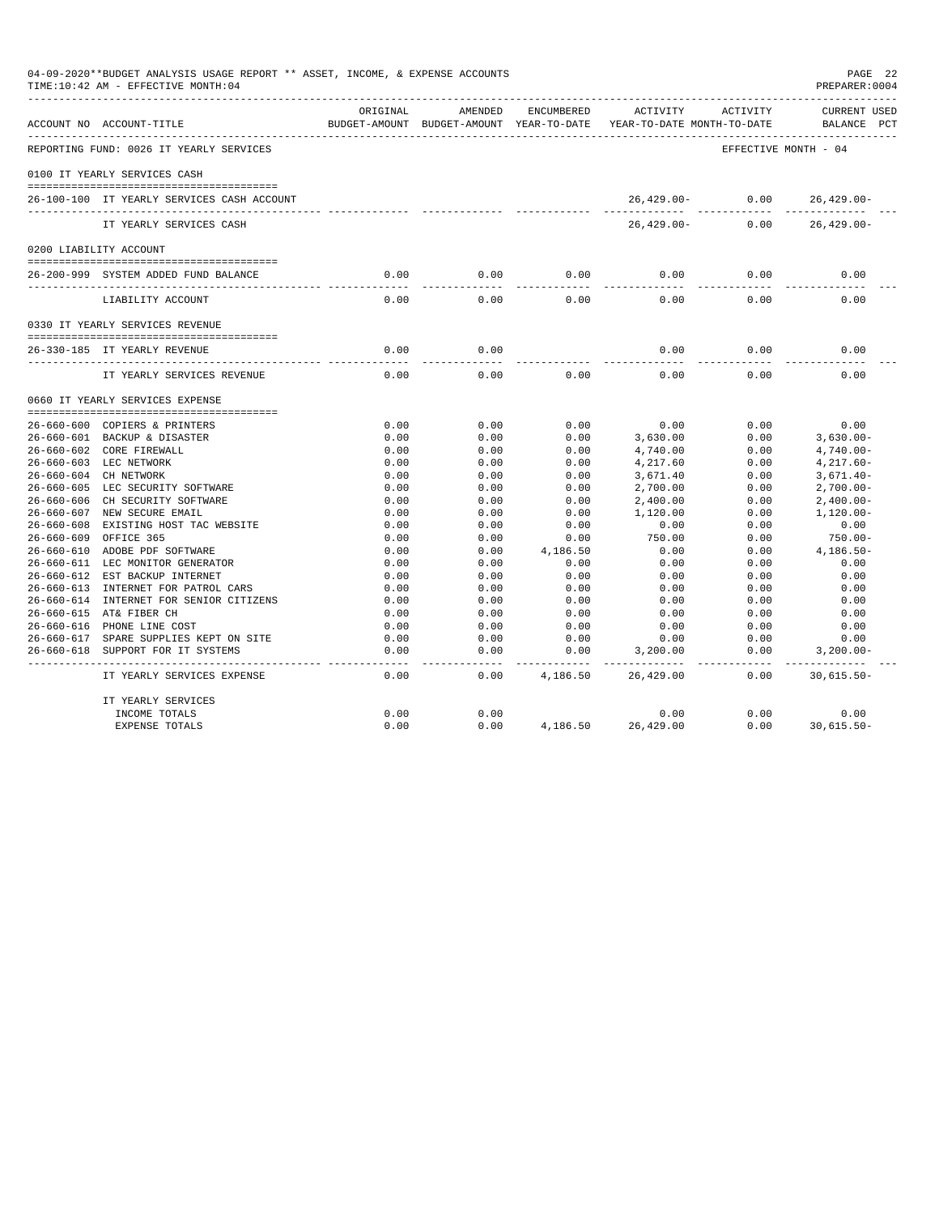04-09-2020**BUDGET ANALYSIS USAGE REPORT ** ASSET, INCOME, & EXPENSE ACCOUNTS
TIME:10:42 AM - EFFECTIVE MONTH:04

PREPARER:0004

REPORTING FUND: 0026 IT YEARLY SERVICES — EFFECTIVE MONTH - 04

| ACCOUNT NO | ACCOUNT-TITLE | ORIGINAL BUDGET-AMOUNT | AMENDED BUDGET-AMOUNT | ENCUMBERED YEAR-TO-DATE | ACTIVITY YEAR-TO-DATE | ACTIVITY MONTH-TO-DATE | CURRENT USED BALANCE PCT |
|---|---|---|---|---|---|---|---|
| **0100 IT YEARLY SERVICES CASH** | | | | | | | |
| 26-100-100 | IT YEARLY SERVICES CASH ACCOUNT | | | | 26,429.00- | 0.00 | 26,429.00- |
| | IT YEARLY SERVICES CASH | | | | 26,429.00- | 0.00 | 26,429.00- |
| **0200 LIABILITY ACCOUNT** | | | | | | | |
| 26-200-999 | SYSTEM ADDED FUND BALANCE | 0.00 | 0.00 | 0.00 | 0.00 | 0.00 | 0.00 |
| | LIABILITY ACCOUNT | 0.00 | 0.00 | 0.00 | 0.00 | 0.00 | 0.00 |
| **0330 IT YEARLY SERVICES REVENUE** | | | | | | | |
| 26-330-185 | IT YEARLY REVENUE | 0.00 | 0.00 | | 0.00 | 0.00 | 0.00 |
| | IT YEARLY SERVICES REVENUE | 0.00 | 0.00 | 0.00 | 0.00 | 0.00 | 0.00 |
| **0660 IT YEARLY SERVICES EXPENSE** | | | | | | | |
| 26-660-600 | COPIERS & PRINTERS | 0.00 | 0.00 | 0.00 | 0.00 | 0.00 | 0.00 |
| 26-660-601 | BACKUP & DISASTER | 0.00 | 0.00 | 0.00 | 3,630.00 | 0.00 | 3,630.00- |
| 26-660-602 | CORE FIREWALL | 0.00 | 0.00 | 0.00 | 4,740.00 | 0.00 | 4,740.00- |
| 26-660-603 | LEC NETWORK | 0.00 | 0.00 | 0.00 | 4,217.60 | 0.00 | 4,217.60- |
| 26-660-604 | CH NETWORK | 0.00 | 0.00 | 0.00 | 3,671.40 | 0.00 | 3,671.40- |
| 26-660-605 | LEC SECURITY SOFTWARE | 0.00 | 0.00 | 0.00 | 2,700.00 | 0.00 | 2,700.00- |
| 26-660-606 | CH SECURITY SOFTWARE | 0.00 | 0.00 | 0.00 | 2,400.00 | 0.00 | 2,400.00- |
| 26-660-607 | NEW SECURE EMAIL | 0.00 | 0.00 | 0.00 | 1,120.00 | 0.00 | 1,120.00- |
| 26-660-608 | EXISTING HOST TAC WEBSITE | 0.00 | 0.00 | 0.00 | 0.00 | 0.00 | 0.00 |
| 26-660-609 | OFFICE 365 | 0.00 | 0.00 | 0.00 | 750.00 | 0.00 | 750.00- |
| 26-660-610 | ADOBE PDF SOFTWARE | 0.00 | 0.00 | 4,186.50 | 0.00 | 0.00 | 4,186.50- |
| 26-660-611 | LEC MONITOR GENERATOR | 0.00 | 0.00 | 0.00 | 0.00 | 0.00 | 0.00 |
| 26-660-612 | EST BACKUP INTERNET | 0.00 | 0.00 | 0.00 | 0.00 | 0.00 | 0.00 |
| 26-660-613 | INTERNET FOR PATROL CARS | 0.00 | 0.00 | 0.00 | 0.00 | 0.00 | 0.00 |
| 26-660-614 | INTERNET FOR SENIOR CITIZENS | 0.00 | 0.00 | 0.00 | 0.00 | 0.00 | 0.00 |
| 26-660-615 | AT& FIBER CH | 0.00 | 0.00 | 0.00 | 0.00 | 0.00 | 0.00 |
| 26-660-616 | PHONE LINE COST | 0.00 | 0.00 | 0.00 | 0.00 | 0.00 | 0.00 |
| 26-660-617 | SPARE SUPPLIES KEPT ON SITE | 0.00 | 0.00 | 0.00 | 0.00 | 0.00 | 0.00 |
| 26-660-618 | SUPPORT FOR IT SYSTEMS | 0.00 | 0.00 | 0.00 | 3,200.00 | 0.00 | 3,200.00- |
| | IT YEARLY SERVICES EXPENSE | 0.00 | 0.00 | 4,186.50 | 26,429.00 | 0.00 | 30,615.50- |
| | IT YEARLY SERVICES | | | | | | |
| | INCOME TOTALS | 0.00 | 0.00 | | 0.00 | 0.00 | 0.00 |
| | EXPENSE TOTALS | 0.00 | 0.00 | 4,186.50 | 26,429.00 | 0.00 | 30,615.50- |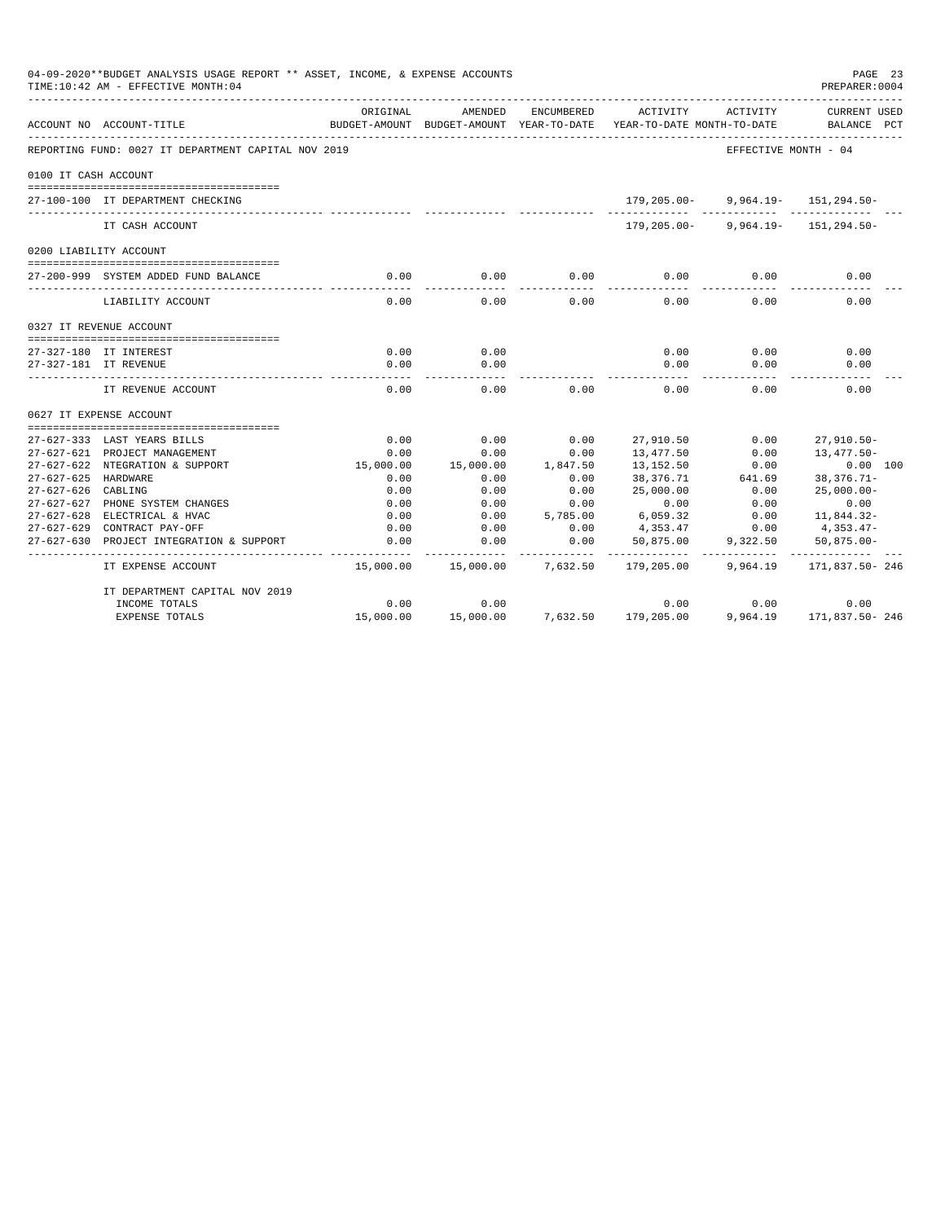04-09-2020**BUDGET ANALYSIS USAGE REPORT ** ASSET, INCOME, & EXPENSE ACCOUNTS
TIME:10:42 AM - EFFECTIVE MONTH:04

REPORTING FUND: 0027 IT DEPARTMENT CAPITAL NOV 2019 — EFFECTIVE MONTH - 04

| ACCOUNT NO | ACCOUNT-TITLE | ORIGINAL BUDGET-AMOUNT | AMENDED BUDGET-AMOUNT | ENCUMBERED YEAR-TO-DATE | ACTIVITY YEAR-TO-DATE | ACTIVITY MONTH-TO-DATE | CURRENT USED BALANCE | PCT |
|---|---|---|---|---|---|---|---|---|
| **0100 IT CASH ACCOUNT** | | | | | | | | |
| 27-100-100 | IT DEPARTMENT CHECKING | | | | 179,205.00- | 9,964.19- | 151,294.50- | |
| | IT CASH ACCOUNT | | | | 179,205.00- | 9,964.19- | 151,294.50- | |
| **0200 LIABILITY ACCOUNT** | | | | | | | | |
| 27-200-999 | SYSTEM ADDED FUND BALANCE | 0.00 | 0.00 | 0.00 | 0.00 | 0.00 | 0.00 | |
| | LIABILITY ACCOUNT | 0.00 | 0.00 | 0.00 | 0.00 | 0.00 | 0.00 | |
| **0327 IT REVENUE ACCOUNT** | | | | | | | | |
| 27-327-180 | IT INTEREST | 0.00 | 0.00 | | 0.00 | 0.00 | 0.00 | |
| 27-327-181 | IT REVENUE | 0.00 | 0.00 | | 0.00 | 0.00 | 0.00 | |
| | IT REVENUE ACCOUNT | 0.00 | 0.00 | 0.00 | 0.00 | 0.00 | 0.00 | |
| **0627 IT EXPENSE ACCOUNT** | | | | | | | | |
| 27-627-333 | LAST YEARS BILLS | 0.00 | 0.00 | 0.00 | 27,910.50 | 0.00 | 27,910.50- | |
| 27-627-621 | PROJECT MANAGEMENT | 0.00 | 0.00 | 0.00 | 13,477.50 | 0.00 | 13,477.50- | |
| 27-627-622 | NTEGRATION & SUPPORT | 15,000.00 | 15,000.00 | 1,847.50 | 13,152.50 | 0.00 | 0.00 | 100 |
| 27-627-625 | HARDWARE | 0.00 | 0.00 | 0.00 | 38,376.71 | 641.69 | 38,376.71- | |
| 27-627-626 | CABLING | 0.00 | 0.00 | 0.00 | 25,000.00 | 0.00 | 25,000.00- | |
| 27-627-627 | PHONE SYSTEM CHANGES | 0.00 | 0.00 | 0.00 | 0.00 | 0.00 | 0.00 | |
| 27-627-628 | ELECTRICAL & HVAC | 0.00 | 0.00 | 5,785.00 | 6,059.32 | 0.00 | 11,844.32- | |
| 27-627-629 | CONTRACT PAY-OFF | 0.00 | 0.00 | 0.00 | 4,353.47 | 0.00 | 4,353.47- | |
| 27-627-630 | PROJECT INTEGRATION & SUPPORT | 0.00 | 0.00 | 0.00 | 50,875.00 | 9,322.50 | 50,875.00- | |
| | IT EXPENSE ACCOUNT | 15,000.00 | 15,000.00 | 7,632.50 | 179,205.00 | 9,964.19 | 171,837.50- | 246 |
| | IT DEPARTMENT CAPITAL NOV 2019 | | | | | | | |
| | INCOME TOTALS | 0.00 | 0.00 | | 0.00 | 0.00 | 0.00 | |
| | EXPENSE TOTALS | 15,000.00 | 15,000.00 | 7,632.50 | 179,205.00 | 9,964.19 | 171,837.50- | 246 |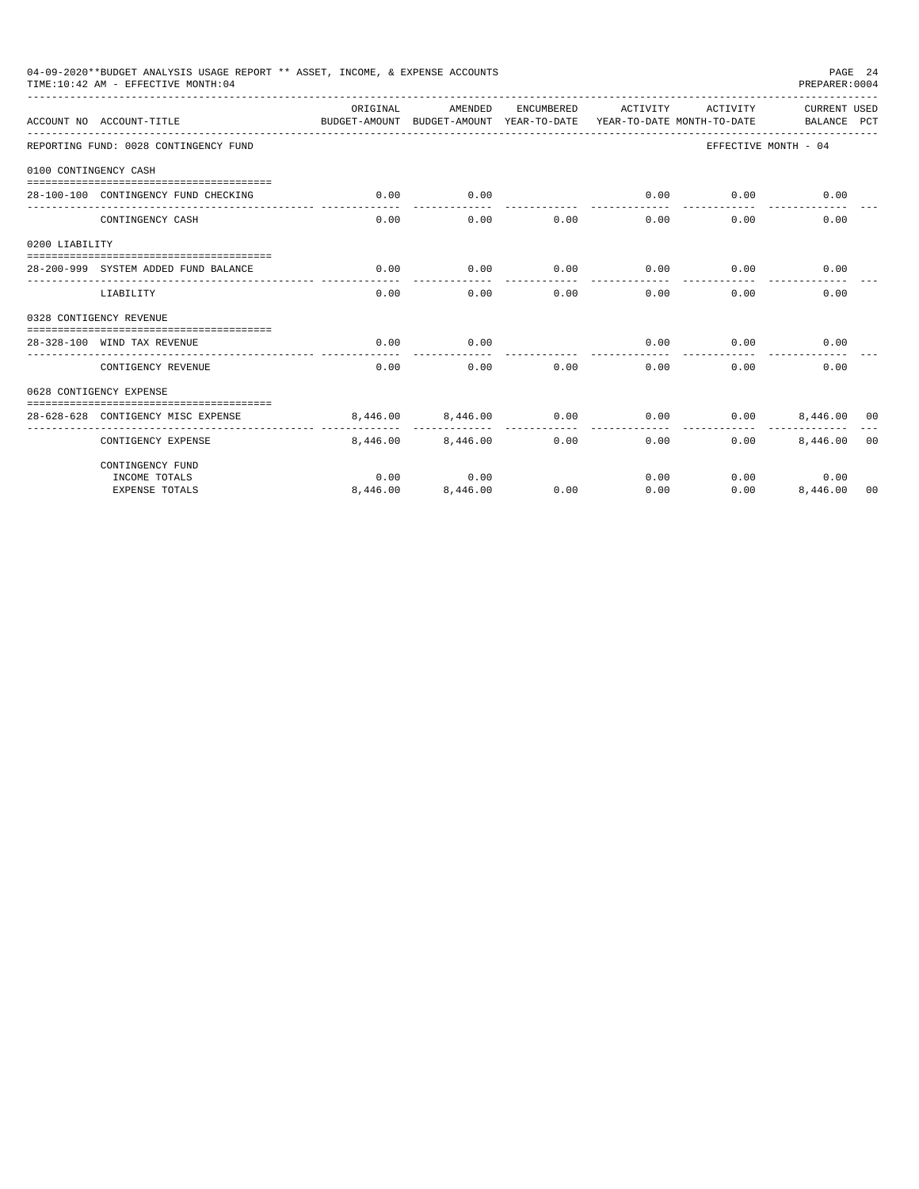04-09-2020**BUDGET ANALYSIS USAGE REPORT ** ASSET, INCOME, & EXPENSE ACCOUNTS

TIME:10:42 AM - EFFECTIVE MONTH:04

PREPARER:0004

| ACCOUNT NO | ACCOUNT-TITLE | ORIGINAL BUDGET-AMOUNT | AMENDED BUDGET-AMOUNT | ENCUMBERED YEAR-TO-DATE | ACTIVITY YEAR-TO-DATE | ACTIVITY MONTH-TO-DATE | CURRENT BALANCE | USED PCT |
|---|---|---|---|---|---|---|---|---|
| REPORTING FUND: 0028 CONTINGENCY FUND | | | | | | | EFFECTIVE MONTH - 04 | |
| 0100 CONTINGENCY CASH | | | | | | | | |
| 28-100-100 | CONTINGENCY FUND CHECKING | 0.00 | 0.00 | | 0.00 | 0.00 | 0.00 | |
| | CONTINGENCY CASH | 0.00 | 0.00 | 0.00 | 0.00 | 0.00 | 0.00 | |
| 0200 LIABILITY | | | | | | | | |
| 28-200-999 | SYSTEM ADDED FUND BALANCE | 0.00 | 0.00 | 0.00 | 0.00 | 0.00 | 0.00 | |
| | LIABILITY | 0.00 | 0.00 | 0.00 | 0.00 | 0.00 | 0.00 | |
| 0328 CONTIGENCY REVENUE | | | | | | | | |
| 28-328-100 | WIND TAX REVENUE | 0.00 | 0.00 | | 0.00 | 0.00 | 0.00 | |
| | CONTIGENCY REVENUE | 0.00 | 0.00 | 0.00 | 0.00 | 0.00 | 0.00 | |
| 0628 CONTIGENCY EXPENSE | | | | | | | | |
| 28-628-628 | CONTIGENCY MISC EXPENSE | 8,446.00 | 8,446.00 | 0.00 | 0.00 | 0.00 | 8,446.00 | 00 |
| | CONTIGENCY EXPENSE | 8,446.00 | 8,446.00 | 0.00 | 0.00 | 0.00 | 8,446.00 | 00 |
| | CONTINGENCY FUND | | | | | | | |
| | INCOME TOTALS | 0.00 | 0.00 | | 0.00 | 0.00 | 0.00 | |
| | EXPENSE TOTALS | 8,446.00 | 8,446.00 | 0.00 | 0.00 | 0.00 | 8,446.00 | 00 |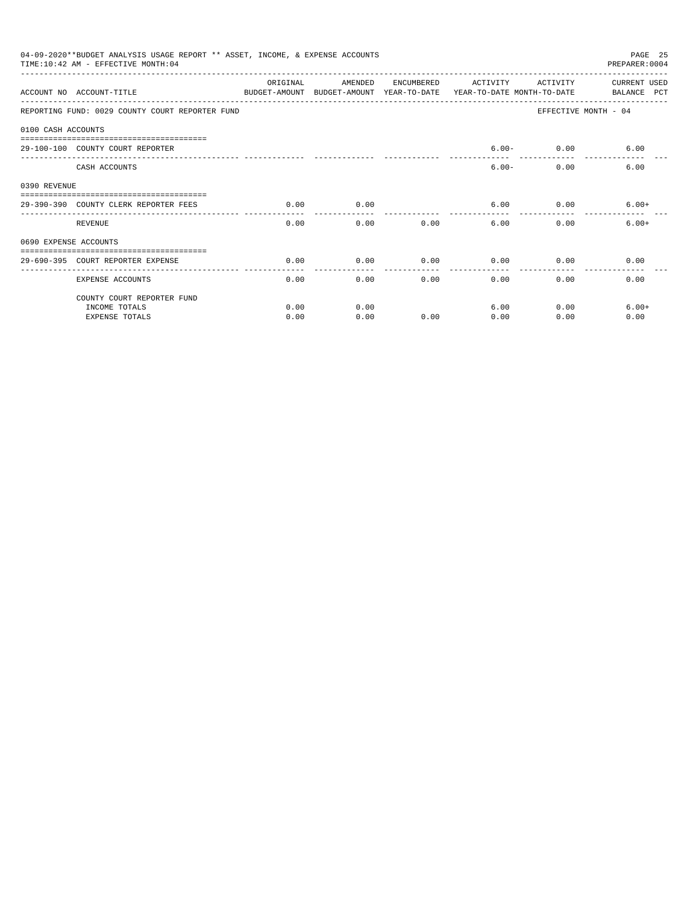04-09-2020**BUDGET ANALYSIS USAGE REPORT ** ASSET, INCOME, & EXPENSE ACCOUNTS

TIME:10:42 AM - EFFECTIVE MONTH:04

PREPARER:0004

| ACCOUNT NO | ACCOUNT-TITLE | ORIGINAL BUDGET-AMOUNT | AMENDED BUDGET-AMOUNT | ENCUMBERED YEAR-TO-DATE | ACTIVITY YEAR-TO-DATE | ACTIVITY MONTH-TO-DATE | CURRENT USED BALANCE PCT |
|---|---|---|---|---|---|---|---|
| REPORTING FUND: 0029 COUNTY COURT REPORTER FUND | | | | | | | EFFECTIVE MONTH - 04 |
| 0100 CASH ACCOUNTS | | | | | | | |
| 29-100-100 | COUNTY COURT REPORTER | | | | 6.00- | 0.00 | 6.00 |
| | CASH ACCOUNTS | | | | 6.00- | 0.00 | 6.00 |
| 0390 REVENUE | | | | | | | |
| 29-390-390 | COUNTY CLERK REPORTER FEES | 0.00 | 0.00 | | 6.00 | 0.00 | 6.00+ |
| | REVENUE | 0.00 | 0.00 | 0.00 | 6.00 | 0.00 | 6.00+ |
| 0690 EXPENSE ACCOUNTS | | | | | | | |
| 29-690-395 | COURT REPORTER EXPENSE | 0.00 | 0.00 | 0.00 | 0.00 | 0.00 | 0.00 |
| | EXPENSE ACCOUNTS | 0.00 | 0.00 | 0.00 | 0.00 | 0.00 | 0.00 |
| | COUNTY COURT REPORTER FUND | | | | | | |
| | INCOME TOTALS | 0.00 | 0.00 | | 6.00 | 0.00 | 6.00+ |
| | EXPENSE TOTALS | 0.00 | 0.00 | 0.00 | 0.00 | 0.00 | 0.00 |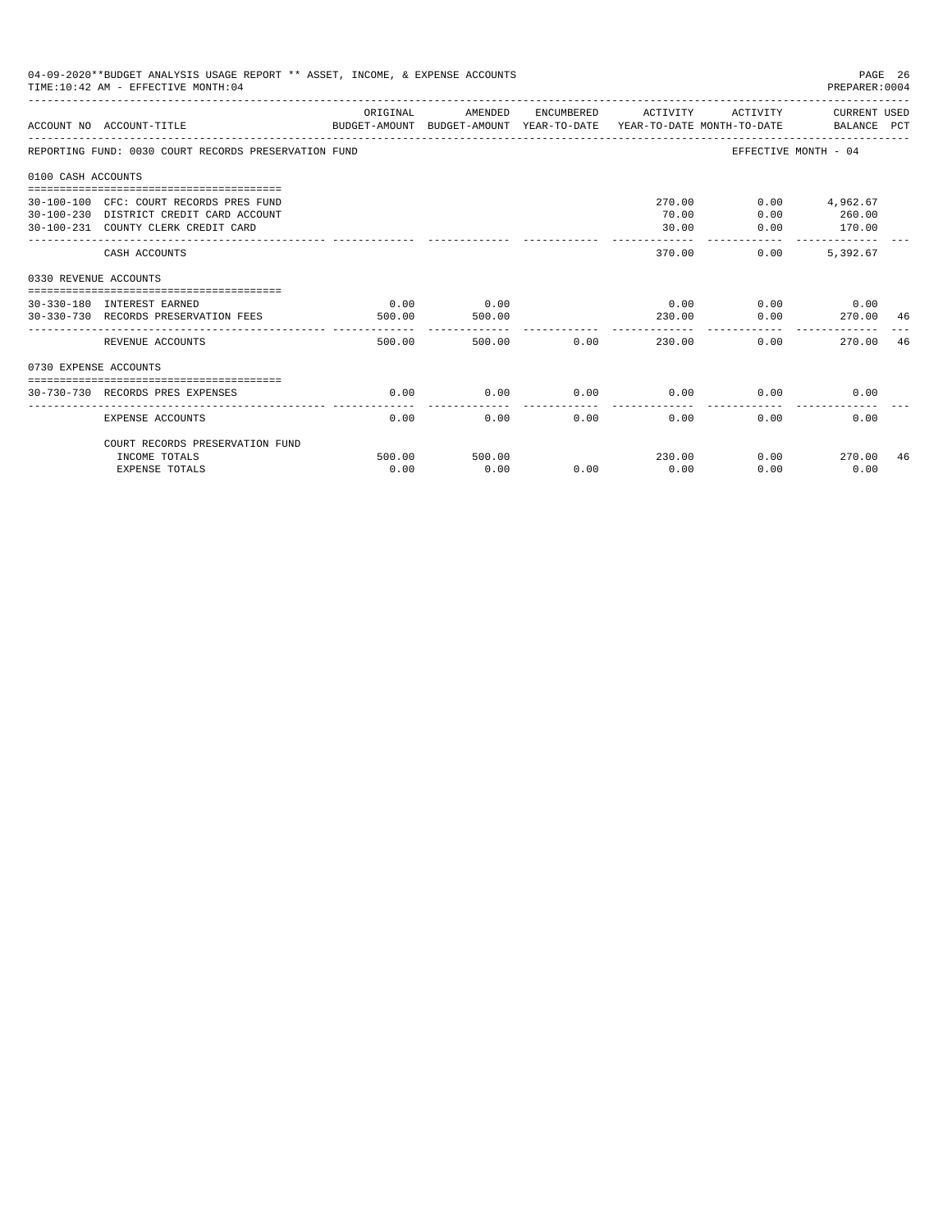04-09-2020**BUDGET ANALYSIS USAGE REPORT ** ASSET, INCOME, & EXPENSE ACCOUNTS

TIME:10:42 AM - EFFECTIVE MONTH:04

PREPARER:0004

| ACCOUNT NO | ACCOUNT-TITLE | ORIGINAL BUDGET-AMOUNT | AMENDED BUDGET-AMOUNT | ENCUMBERED YEAR-TO-DATE | ACTIVITY YEAR-TO-DATE | ACTIVITY MONTH-TO-DATE | CURRENT USED BALANCE | PCT |
|---|---|---|---|---|---|---|---|---|
| REPORTING FUND: 0030 COURT RECORDS PRESERVATION FUND | | | | | | EFFECTIVE MONTH - 04 | | |
| 0100 CASH ACCOUNTS | | | | | | | | |
| 30-100-100 | CFC: COURT RECORDS PRES FUND | | | | 270.00 | 0.00 | 4,962.67 | |
| 30-100-230 | DISTRICT CREDIT CARD ACCOUNT | | | | 70.00 | 0.00 | 260.00 | |
| 30-100-231 | COUNTY CLERK CREDIT CARD | | | | 30.00 | 0.00 | 170.00 | |
| | CASH ACCOUNTS | | | | 370.00 | 0.00 | 5,392.67 | |
| 0330 REVENUE ACCOUNTS | | | | | | | | |
| 30-330-180 | INTEREST EARNED | 0.00 | 0.00 | | 0.00 | 0.00 | 0.00 | |
| 30-330-730 | RECORDS PRESERVATION FEES | 500.00 | 500.00 | | 230.00 | 0.00 | 270.00 | 46 |
| | REVENUE ACCOUNTS | 500.00 | 500.00 | 0.00 | 230.00 | 0.00 | 270.00 | 46 |
| 0730 EXPENSE ACCOUNTS | | | | | | | | |
| 30-730-730 | RECORDS PRES EXPENSES | 0.00 | 0.00 | 0.00 | 0.00 | 0.00 | 0.00 | |
| | EXPENSE ACCOUNTS | 0.00 | 0.00 | 0.00 | 0.00 | 0.00 | 0.00 | |
| | COURT RECORDS PRESERVATION FUND | | | | | | | |
| | INCOME TOTALS | 500.00 | 500.00 | | 230.00 | 0.00 | 270.00 | 46 |
| | EXPENSE TOTALS | 0.00 | 0.00 | 0.00 | 0.00 | 0.00 | 0.00 | |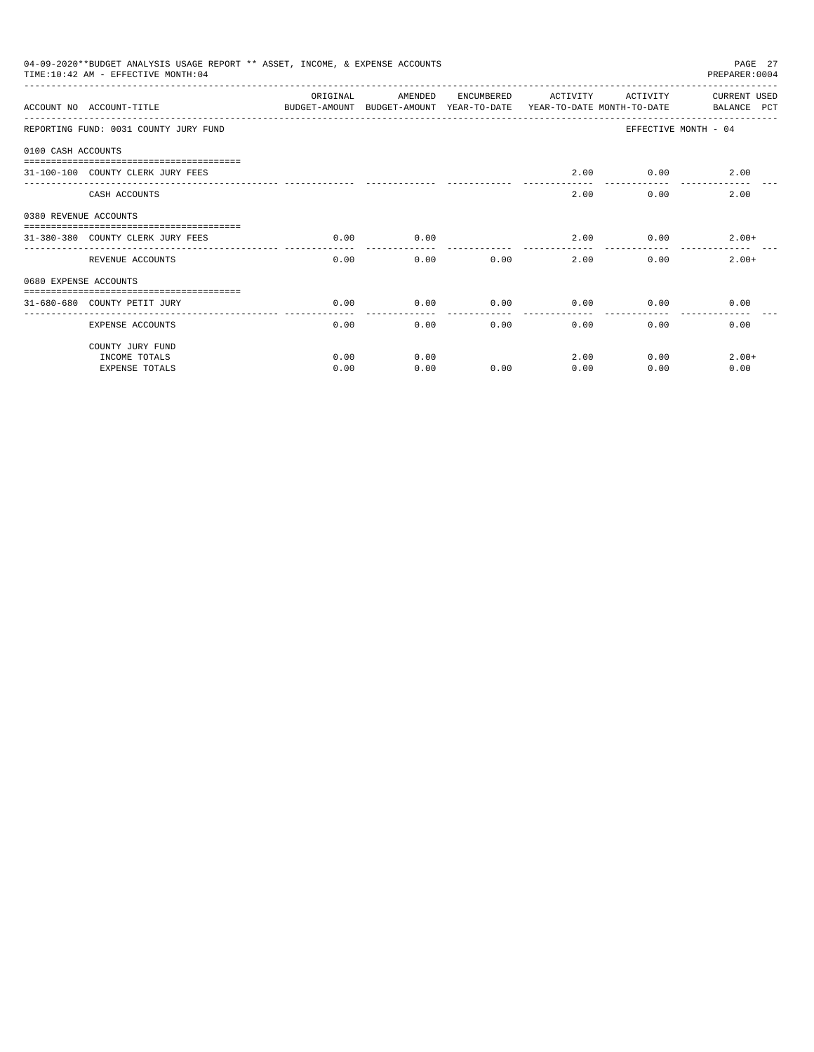04-09-2020**BUDGET ANALYSIS USAGE REPORT ** ASSET, INCOME, & EXPENSE ACCOUNTS
TIME:10:42 AM - EFFECTIVE MONTH:04

PREPARER:0004

| ACCOUNT NO | ACCOUNT-TITLE | ORIGINAL BUDGET-AMOUNT | AMENDED BUDGET-AMOUNT | ENCUMBERED YEAR-TO-DATE | ACTIVITY YEAR-TO-DATE | ACTIVITY MONTH-TO-DATE | CURRENT USED BALANCE PCT |
|---|---|---|---|---|---|---|---|
| REPORTING FUND: 0031 COUNTY JURY FUND | | | | | | | EFFECTIVE MONTH - 04 |
| 0100 CASH ACCOUNTS | | | | | | | |
| 31-100-100 | COUNTY CLERK JURY FEES | | | | 2.00 | 0.00 | 2.00 |
| | CASH ACCOUNTS | | | | 2.00 | 0.00 | 2.00 |
| 0380 REVENUE ACCOUNTS | | | | | | | |
| 31-380-380 | COUNTY CLERK JURY FEES | 0.00 | 0.00 | | 2.00 | 0.00 | 2.00+ |
| | REVENUE ACCOUNTS | 0.00 | 0.00 | 0.00 | 2.00 | 0.00 | 2.00+ |
| 0680 EXPENSE ACCOUNTS | | | | | | | |
| 31-680-680 | COUNTY PETIT JURY | 0.00 | 0.00 | 0.00 | 0.00 | 0.00 | 0.00 |
| | EXPENSE ACCOUNTS | 0.00 | 0.00 | 0.00 | 0.00 | 0.00 | 0.00 |
| | COUNTY JURY FUND | | | | | | |
| | INCOME TOTALS | 0.00 | 0.00 | | 2.00 | 0.00 | 2.00+ |
| | EXPENSE TOTALS | 0.00 | 0.00 | 0.00 | 0.00 | 0.00 | 0.00 |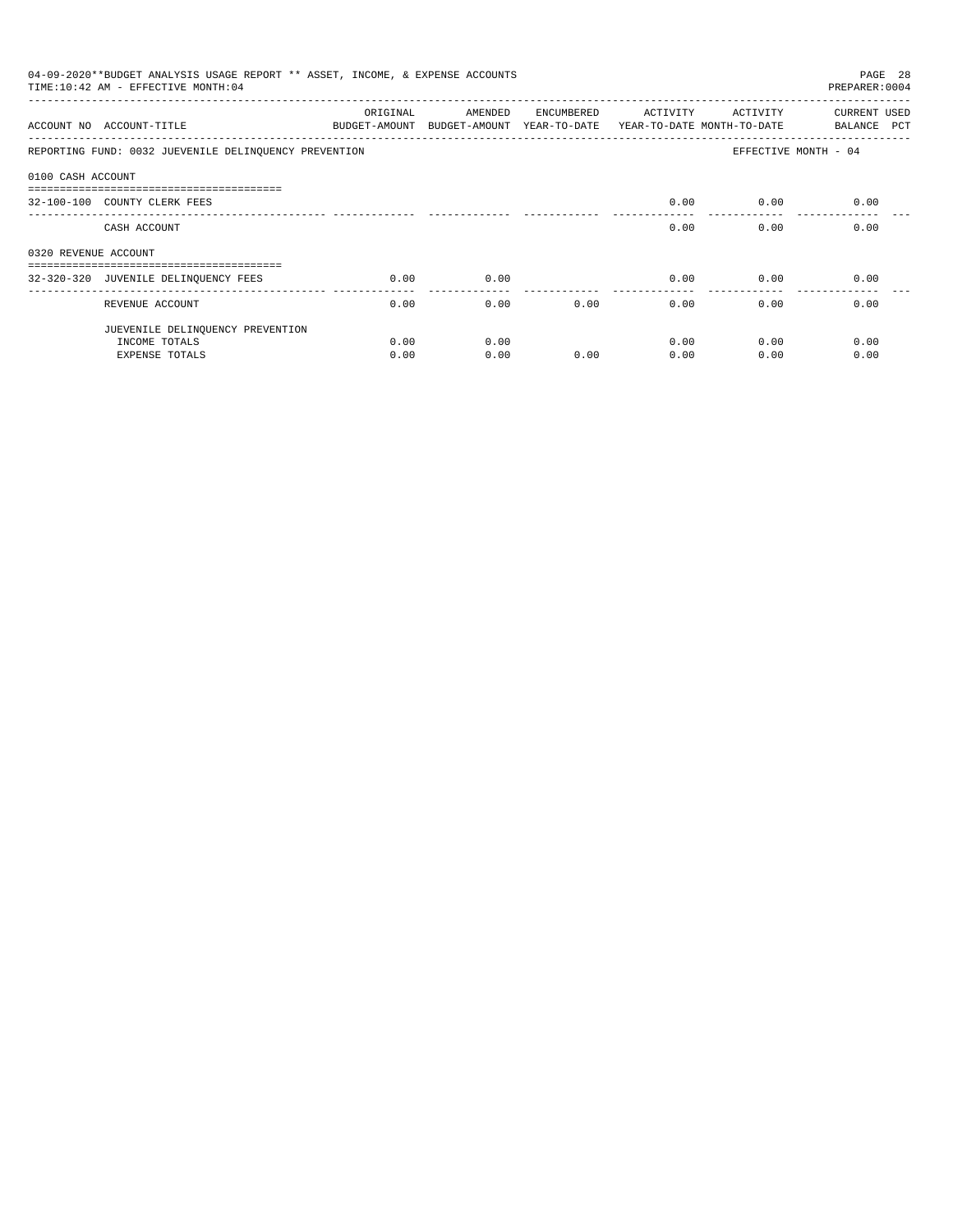04-09-2020**BUDGET ANALYSIS USAGE REPORT ** ASSET, INCOME, & EXPENSE ACCOUNTS

TIME:10:42 AM - EFFECTIVE MONTH:04

PREPARER:0004

| ACCOUNT NO | ACCOUNT-TITLE | ORIGINAL BUDGET-AMOUNT | AMENDED BUDGET-AMOUNT | ENCUMBERED YEAR-TO-DATE | ACTIVITY YEAR-TO-DATE | ACTIVITY MONTH-TO-DATE | CURRENT BALANCE | USED PCT |
|---|---|---|---|---|---|---|---|---|
| REPORTING FUND: 0032 JUEVENILE DELINQUENCY PREVENTION | | | | | | EFFECTIVE MONTH - 04 | | |
| 0100 CASH ACCOUNT | | | | | | | | |
| 32-100-100 | COUNTY CLERK FEES | | | | 0.00 | 0.00 | 0.00 | |
| | CASH ACCOUNT | | | | 0.00 | 0.00 | 0.00 | |
| 0320 REVENUE ACCOUNT | | | | | | | | |
| 32-320-320 | JUVENILE DELINQUENCY FEES | 0.00 | 0.00 | | 0.00 | 0.00 | 0.00 | |
| | REVENUE ACCOUNT | 0.00 | 0.00 | 0.00 | 0.00 | 0.00 | 0.00 | |
| | JUEVENILE DELINQUENCY PREVENTION | | | | | | | |
| | INCOME TOTALS | 0.00 | 0.00 | | 0.00 | 0.00 | 0.00 | |
| | EXPENSE TOTALS | 0.00 | 0.00 | 0.00 | 0.00 | 0.00 | 0.00 | |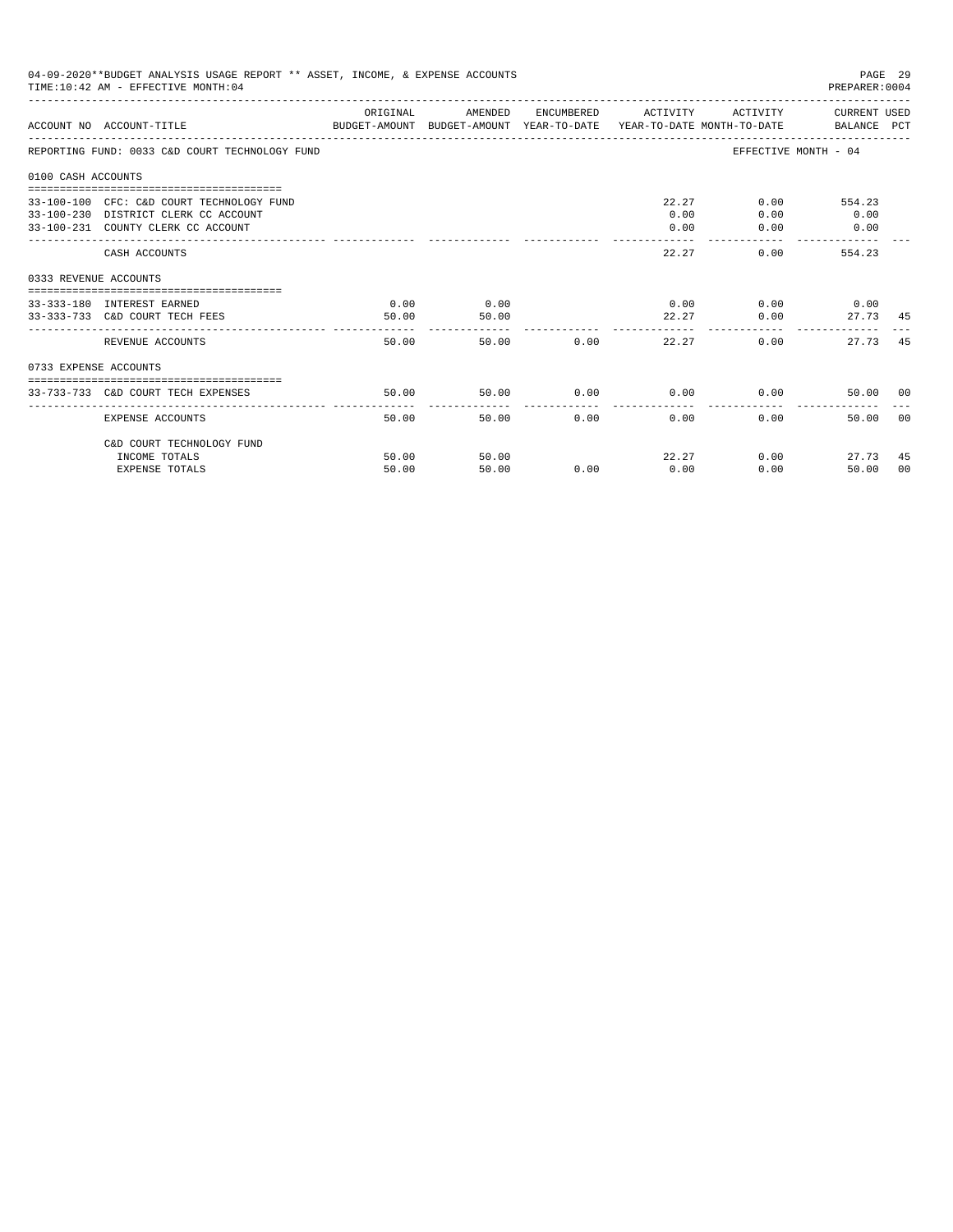04-09-2020**BUDGET ANALYSIS USAGE REPORT ** ASSET, INCOME, & EXPENSE ACCOUNTS

TIME:10:42 AM - EFFECTIVE MONTH:04

PREPARER:0004

| ACCOUNT NO | ACCOUNT-TITLE | ORIGINAL BUDGET-AMOUNT | AMENDED BUDGET-AMOUNT | ENCUMBERED YEAR-TO-DATE | ACTIVITY YEAR-TO-DATE | ACTIVITY MONTH-TO-DATE | CURRENT USED BALANCE | PCT |
|---|---|---|---|---|---|---|---|---|
| REPORTING FUND: 0033 C&D COURT TECHNOLOGY FUND | | | | | | EFFECTIVE MONTH - 04 | | |
| 0100 CASH ACCOUNTS | | | | | | | | |
| 33-100-100 | CFC: C&D COURT TECHNOLOGY FUND | | | | 22.27 | 0.00 | 554.23 | |
| 33-100-230 | DISTRICT CLERK CC ACCOUNT | | | | 0.00 | 0.00 | 0.00 | |
| 33-100-231 | COUNTY CLERK CC ACCOUNT | | | | 0.00 | 0.00 | 0.00 | |
| | CASH ACCOUNTS | | | | 22.27 | 0.00 | 554.23 | |
| 0333 REVENUE ACCOUNTS | | | | | | | | |
| 33-333-180 | INTEREST EARNED | 0.00 | 0.00 | | 0.00 | 0.00 | 0.00 | |
| 33-333-733 | C&D COURT TECH FEES | 50.00 | 50.00 | | 22.27 | 0.00 | 27.73 | 45 |
| | REVENUE ACCOUNTS | 50.00 | 50.00 | 0.00 | 22.27 | 0.00 | 27.73 | 45 |
| 0733 EXPENSE ACCOUNTS | | | | | | | | |
| 33-733-733 | C&D COURT TECH EXPENSES | 50.00 | 50.00 | 0.00 | 0.00 | 0.00 | 50.00 | 00 |
| | EXPENSE ACCOUNTS | 50.00 | 50.00 | 0.00 | 0.00 | 0.00 | 50.00 | 00 |
| | C&D COURT TECHNOLOGY FUND | | | | | | | |
| | INCOME TOTALS | 50.00 | 50.00 | | 22.27 | 0.00 | 27.73 | 45 |
| | EXPENSE TOTALS | 50.00 | 50.00 | 0.00 | 0.00 | 0.00 | 50.00 | 00 |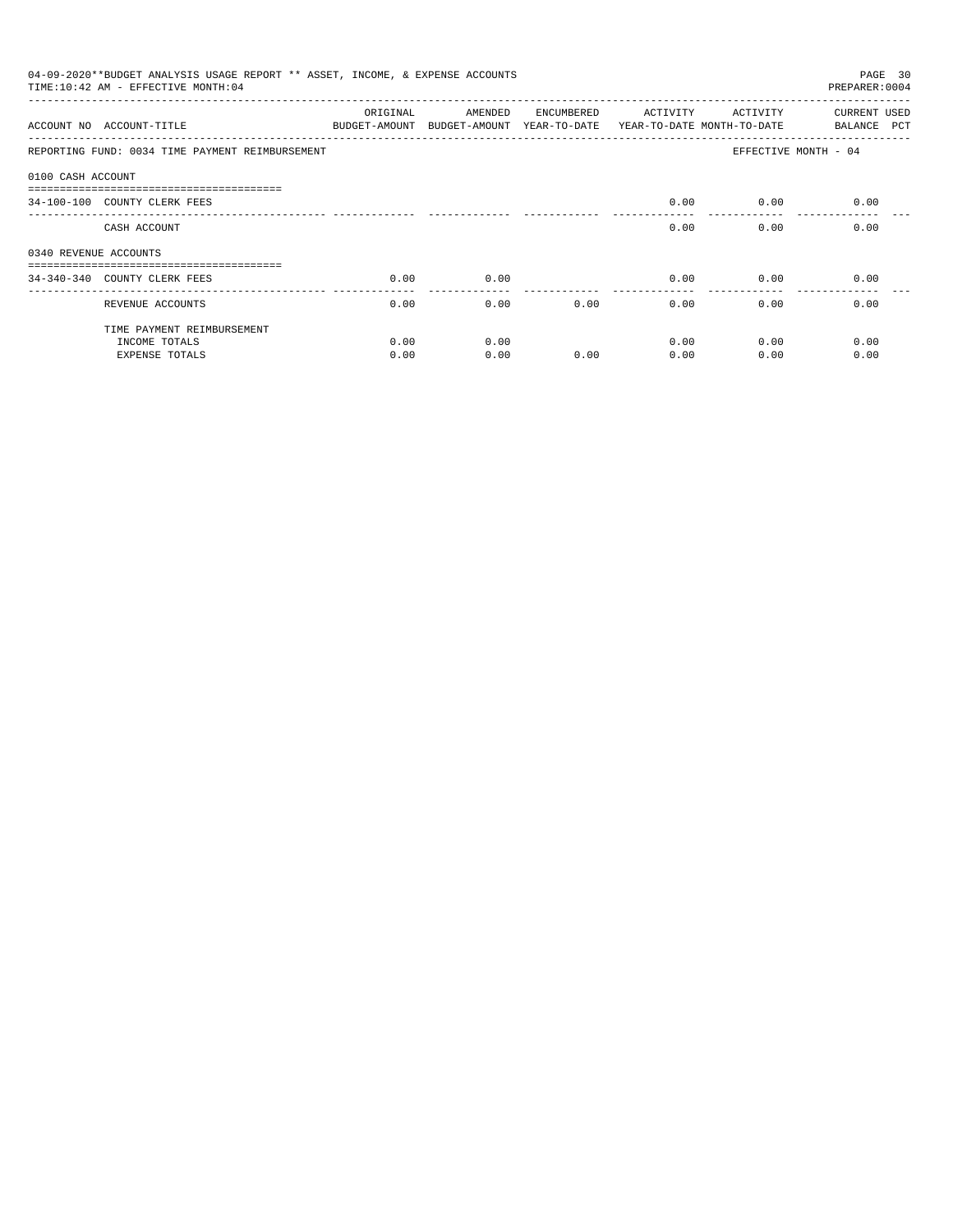04-09-2020**BUDGET ANALYSIS USAGE REPORT ** ASSET, INCOME, & EXPENSE ACCOUNTS

TIME:10:42 AM - EFFECTIVE MONTH:04

PREPARER:0004

| ACCOUNT NO | ACCOUNT-TITLE | ORIGINAL BUDGET-AMOUNT | AMENDED BUDGET-AMOUNT | ENCUMBERED YEAR-TO-DATE | ACTIVITY YEAR-TO-DATE | ACTIVITY MONTH-TO-DATE | CURRENT USED BALANCE PCT |
|---|---|---|---|---|---|---|---|
| REPORTING FUND: 0034 TIME PAYMENT REIMBURSEMENT | | | | | | EFFECTIVE MONTH - 04 | |
| 0100 CASH ACCOUNT | | | | | | | |
| 34-100-100 | COUNTY CLERK FEES | | | | 0.00 | 0.00 | 0.00 |
| | CASH ACCOUNT | | | | 0.00 | 0.00 | 0.00 |
| 0340 REVENUE ACCOUNTS | | | | | | | |
| 34-340-340 | COUNTY CLERK FEES | 0.00 | 0.00 | | 0.00 | 0.00 | 0.00 |
| | REVENUE ACCOUNTS | 0.00 | 0.00 | 0.00 | 0.00 | 0.00 | 0.00 |
| | TIME PAYMENT REIMBURSEMENT | | | | | | |
| | INCOME TOTALS | 0.00 | 0.00 | | 0.00 | 0.00 | 0.00 |
| | EXPENSE TOTALS | 0.00 | 0.00 | 0.00 | 0.00 | 0.00 | 0.00 |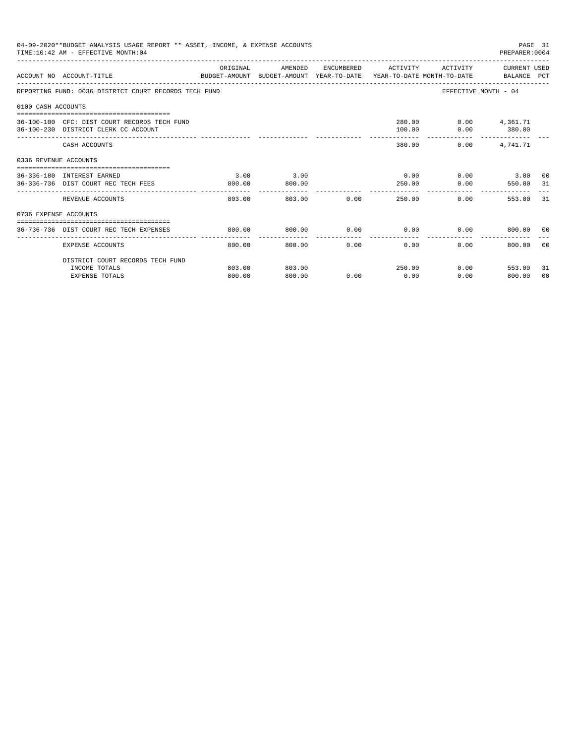04-09-2020**BUDGET ANALYSIS USAGE REPORT ** ASSET, INCOME, & EXPENSE ACCOUNTS

TIME:10:42 AM - EFFECTIVE MONTH:04

PREPARER:0004

| ACCOUNT NO | ACCOUNT-TITLE | ORIGINAL BUDGET-AMOUNT | AMENDED BUDGET-AMOUNT | ENCUMBERED YEAR-TO-DATE | ACTIVITY YEAR-TO-DATE | ACTIVITY MONTH-TO-DATE | CURRENT USED BALANCE | PCT |
|---|---|---|---|---|---|---|---|---|
| REPORTING FUND: 0036 DISTRICT COURT RECORDS TECH FUND | | | | | | EFFECTIVE MONTH - 04 | | |
| 0100 CASH ACCOUNTS | | | | | | | | |
| 36-100-100 | CFC: DIST COURT RECORDS TECH FUND | | | | 280.00 | 0.00 | 4,361.71 | |
| 36-100-230 | DISTRICT CLERK CC ACCOUNT | | | | 100.00 | 0.00 | 380.00 | |
| | CASH ACCOUNTS | | | | 380.00 | 0.00 | 4,741.71 | |
| 0336 REVENUE ACCOUNTS | | | | | | | | |
| 36-336-180 | INTEREST EARNED | 3.00 | 3.00 | | 0.00 | 0.00 | 3.00 | 00 |
| 36-336-736 | DIST COURT REC TECH FEES | 800.00 | 800.00 | | 250.00 | 0.00 | 550.00 | 31 |
| | REVENUE ACCOUNTS | 803.00 | 803.00 | 0.00 | 250.00 | 0.00 | 553.00 | 31 |
| 0736 EXPENSE ACCOUNTS | | | | | | | | |
| 36-736-736 | DIST COURT REC TECH EXPENSES | 800.00 | 800.00 | 0.00 | 0.00 | 0.00 | 800.00 | 00 |
| | EXPENSE ACCOUNTS | 800.00 | 800.00 | 0.00 | 0.00 | 0.00 | 800.00 | 00 |
| | DISTRICT COURT RECORDS TECH FUND | | | | | | | |
| | INCOME TOTALS | 803.00 | 803.00 | | 250.00 | 0.00 | 553.00 | 31 |
| | EXPENSE TOTALS | 800.00 | 800.00 | 0.00 | 0.00 | 0.00 | 800.00 | 00 |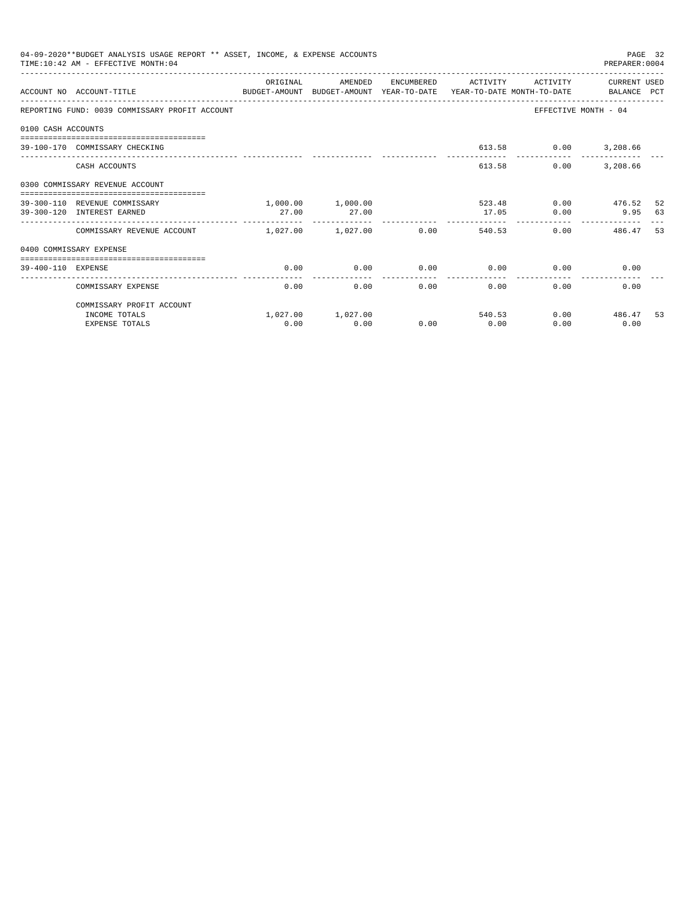04-09-2020**BUDGET ANALYSIS USAGE REPORT ** ASSET, INCOME, & EXPENSE ACCOUNTS

TIME:10:42 AM - EFFECTIVE MONTH:04

PREPARER:0004

| ACCOUNT NO | ACCOUNT-TITLE | ORIGINAL BUDGET-AMOUNT | AMENDED BUDGET-AMOUNT | ENCUMBERED YEAR-TO-DATE | ACTIVITY YEAR-TO-DATE | ACTIVITY MONTH-TO-DATE | CURRENT BALANCE | USED PCT |
|---|---|---|---|---|---|---|---|---|
| REPORTING FUND: 0039 COMMISSARY PROFIT ACCOUNT | | | | | | EFFECTIVE MONTH - 04 | | |
| 0100 CASH ACCOUNTS | | | | | | | | |
| 39-100-170 | COMMISSARY CHECKING | | | | 613.58 | 0.00 | 3,208.66 | |
| | CASH ACCOUNTS | | | | 613.58 | 0.00 | 3,208.66 | |
| 0300 COMMISSARY REVENUE ACCOUNT | | | | | | | | |
| 39-300-110 | REVENUE COMMISSARY | 1,000.00 | 1,000.00 | | 523.48 | 0.00 | 476.52 | 52 |
| 39-300-120 | INTEREST EARNED | 27.00 | 27.00 | | 17.05 | 0.00 | 9.95 | 63 |
| | COMMISSARY REVENUE ACCOUNT | 1,027.00 | 1,027.00 | 0.00 | 540.53 | 0.00 | 486.47 | 53 |
| 0400 COMMISSARY EXPENSE | | | | | | | | |
| 39-400-110 | EXPENSE | 0.00 | 0.00 | 0.00 | 0.00 | 0.00 | 0.00 | |
| | COMMISSARY EXPENSE | 0.00 | 0.00 | 0.00 | 0.00 | 0.00 | 0.00 | |
| | COMMISSARY PROFIT ACCOUNT | | | | | | | |
| | INCOME TOTALS | 1,027.00 | 1,027.00 | | 540.53 | 0.00 | 486.47 | 53 |
| | EXPENSE TOTALS | 0.00 | 0.00 | 0.00 | 0.00 | 0.00 | 0.00 | |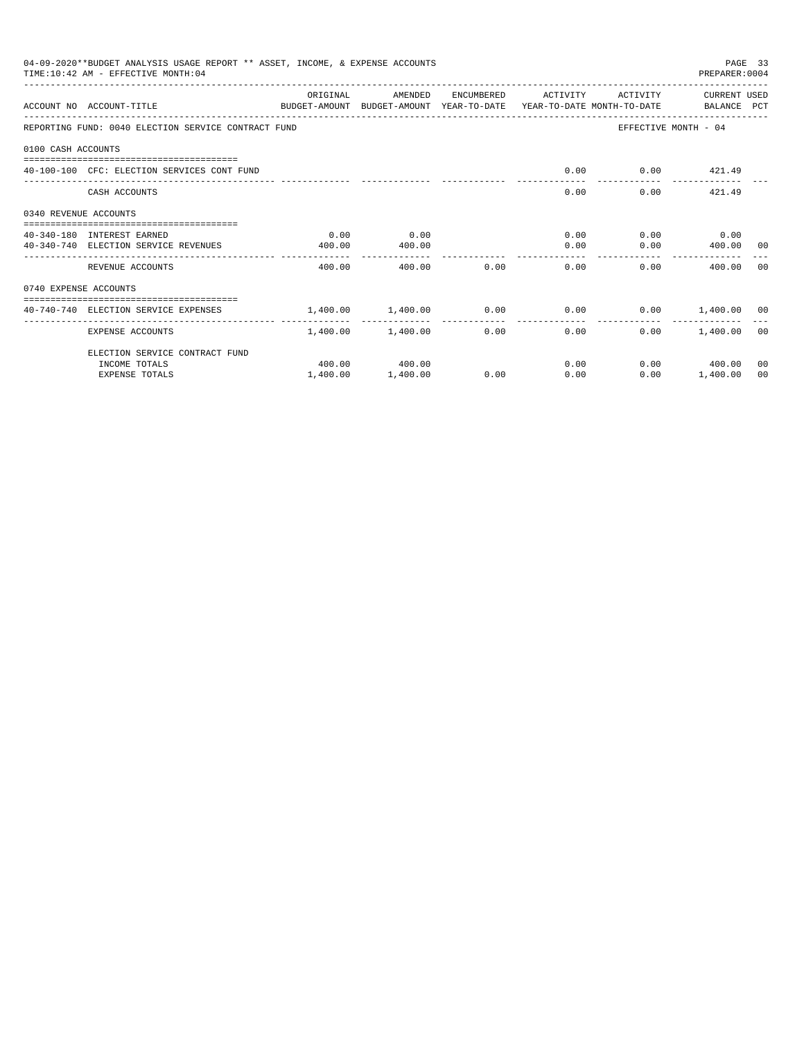04-09-2020**BUDGET ANALYSIS USAGE REPORT ** ASSET, INCOME, & EXPENSE ACCOUNTS
TIME:10:42 AM - EFFECTIVE MONTH:04

| ACCOUNT NO | ACCOUNT-TITLE | ORIGINAL BUDGET-AMOUNT | AMENDED BUDGET-AMOUNT | ENCUMBERED YEAR-TO-DATE | ACTIVITY YEAR-TO-DATE | ACTIVITY MONTH-TO-DATE | CURRENT BALANCE | USED PCT |
|---|---|---|---|---|---|---|---|---|
| REPORTING FUND: 0040 ELECTION SERVICE CONTRACT FUND | | | | | | EFFECTIVE MONTH - 04 | | |
| 0100 CASH ACCOUNTS | | | | | | | | |
| 40-100-100 | CFC: ELECTION SERVICES CONT FUND | | | | 0.00 | 0.00 | 421.49 | |
| | CASH ACCOUNTS | | | | 0.00 | 0.00 | 421.49 | |
| 0340 REVENUE ACCOUNTS | | | | | | | | |
| 40-340-180 | INTEREST EARNED | 0.00 | 0.00 | | 0.00 | 0.00 | 0.00 | |
| 40-340-740 | ELECTION SERVICE REVENUES | 400.00 | 400.00 | | 0.00 | 0.00 | 400.00 | 00 |
| | REVENUE ACCOUNTS | 400.00 | 400.00 | 0.00 | 0.00 | 0.00 | 400.00 | 00 |
| 0740 EXPENSE ACCOUNTS | | | | | | | | |
| 40-740-740 | ELECTION SERVICE EXPENSES | 1,400.00 | 1,400.00 | 0.00 | 0.00 | 0.00 | 1,400.00 | 00 |
| | EXPENSE ACCOUNTS | 1,400.00 | 1,400.00 | 0.00 | 0.00 | 0.00 | 1,400.00 | 00 |
| | ELECTION SERVICE CONTRACT FUND | | | | | | | |
| | INCOME TOTALS | 400.00 | 400.00 | | 0.00 | 0.00 | 400.00 | 00 |
| | EXPENSE TOTALS | 1,400.00 | 1,400.00 | 0.00 | 0.00 | 0.00 | 1,400.00 | 00 |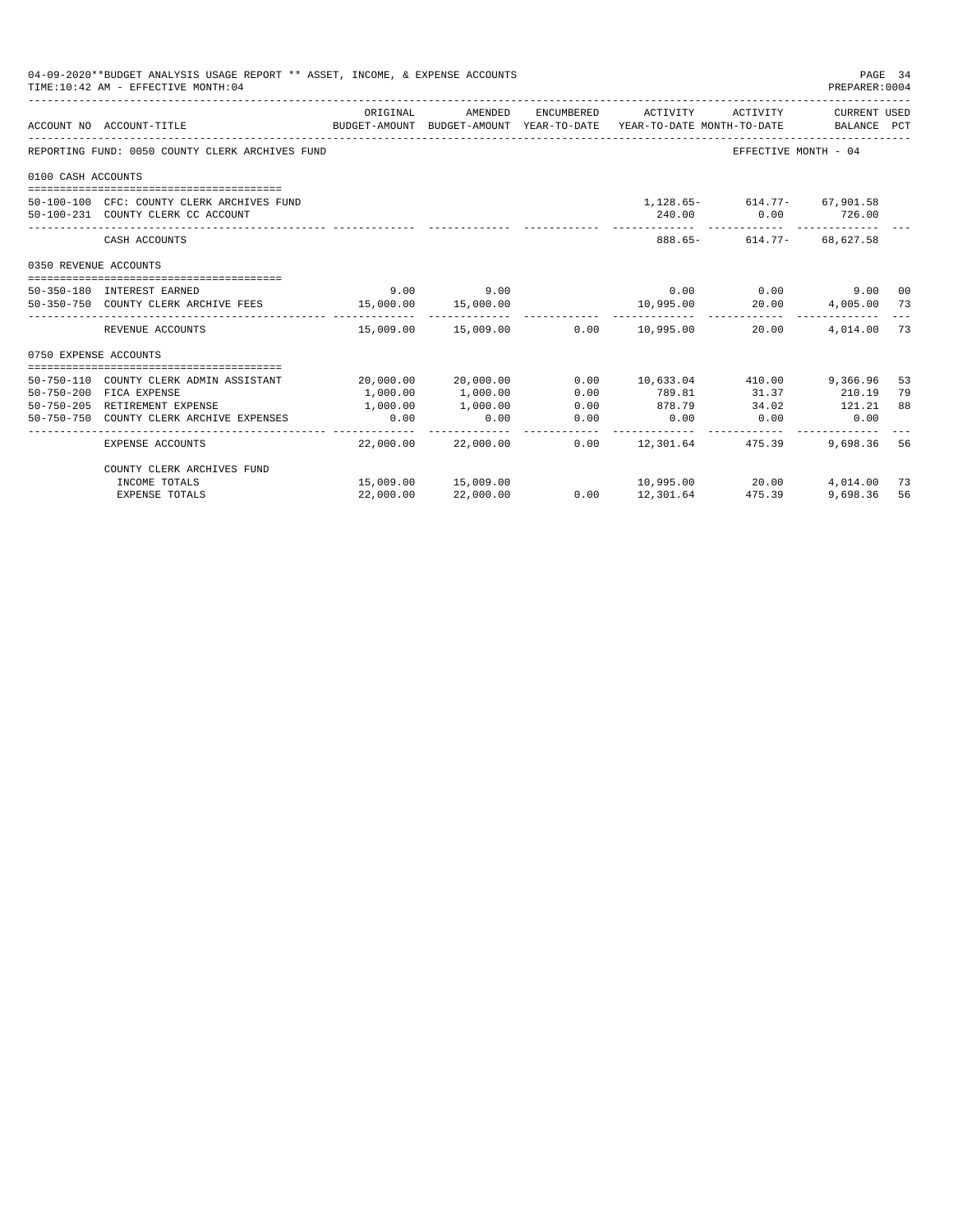04-09-2020**BUDGET ANALYSIS USAGE REPORT ** ASSET, INCOME, & EXPENSE ACCOUNTS
TIME:10:42 AM - EFFECTIVE MONTH:04
PREPARER:0004

| ACCOUNT NO | ACCOUNT-TITLE | ORIGINAL BUDGET-AMOUNT | AMENDED BUDGET-AMOUNT | ENCUMBERED YEAR-TO-DATE | ACTIVITY YEAR-TO-DATE | ACTIVITY MONTH-TO-DATE | CURRENT USED BALANCE | PCT |
|---|---|---|---|---|---|---|---|---|
| REPORTING FUND: 0050 COUNTY CLERK ARCHIVES FUND | | | | | | EFFECTIVE MONTH - 04 | | |
| 0100 CASH ACCOUNTS | | | | | | | | |
| 50-100-100 | CFC: COUNTY CLERK ARCHIVES FUND | | | | 1,128.65- | 614.77- | 67,901.58 | |
| 50-100-231 | COUNTY CLERK CC ACCOUNT | | | | 240.00 | 0.00 | 726.00 | |
| | CASH ACCOUNTS | | | | 888.65- | 614.77- | 68,627.58 | |
| 0350 REVENUE ACCOUNTS | | | | | | | | |
| 50-350-180 | INTEREST EARNED | 9.00 | 9.00 | | 0.00 | 0.00 | 9.00 | 00 |
| 50-350-750 | COUNTY CLERK ARCHIVE FEES | 15,000.00 | 15,000.00 | | 10,995.00 | 20.00 | 4,005.00 | 73 |
| | REVENUE ACCOUNTS | 15,009.00 | 15,009.00 | 0.00 | 10,995.00 | 20.00 | 4,014.00 | 73 |
| 0750 EXPENSE ACCOUNTS | | | | | | | | |
| 50-750-110 | COUNTY CLERK ADMIN ASSISTANT | 20,000.00 | 20,000.00 | 0.00 | 10,633.04 | 410.00 | 9,366.96 | 53 |
| 50-750-200 | FICA EXPENSE | 1,000.00 | 1,000.00 | 0.00 | 789.81 | 31.37 | 210.19 | 79 |
| 50-750-205 | RETIREMENT EXPENSE | 1,000.00 | 1,000.00 | 0.00 | 878.79 | 34.02 | 121.21 | 88 |
| 50-750-750 | COUNTY CLERK ARCHIVE EXPENSES | 0.00 | 0.00 | 0.00 | 0.00 | 0.00 | 0.00 | |
| | EXPENSE ACCOUNTS | 22,000.00 | 22,000.00 | 0.00 | 12,301.64 | 475.39 | 9,698.36 | 56 |
| | COUNTY CLERK ARCHIVES FUND | | | | | | | |
| | INCOME TOTALS | 15,009.00 | 15,009.00 | | 10,995.00 | 20.00 | 4,014.00 | 73 |
| | EXPENSE TOTALS | 22,000.00 | 22,000.00 | 0.00 | 12,301.64 | 475.39 | 9,698.36 | 56 |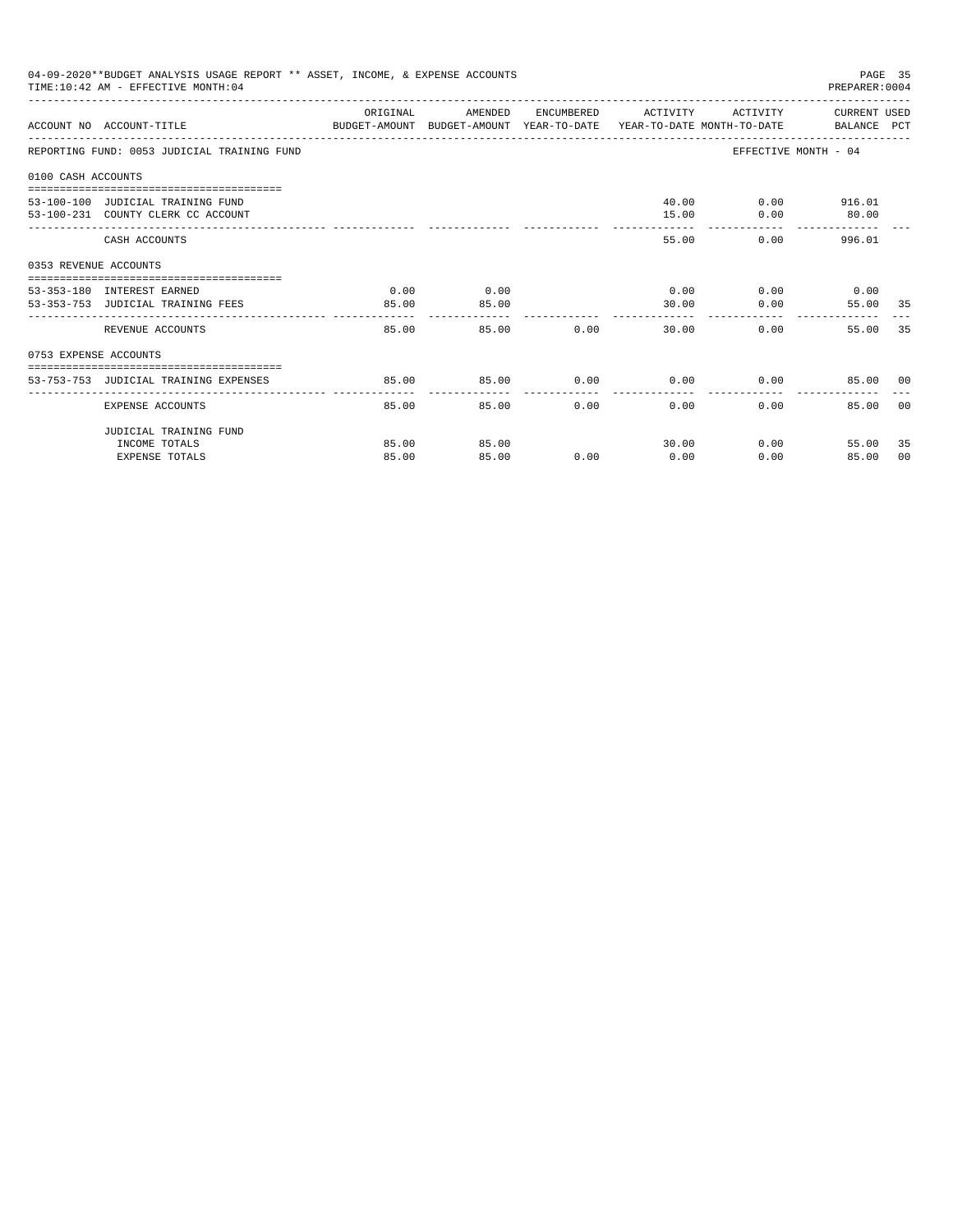04-09-2020**BUDGET ANALYSIS USAGE REPORT ** ASSET, INCOME, & EXPENSE ACCOUNTS
TIME:10:42 AM - EFFECTIVE MONTH:04
PREPARER:0004

| ACCOUNT NO | ACCOUNT-TITLE | ORIGINAL BUDGET-AMOUNT | AMENDED BUDGET-AMOUNT | ENCUMBERED YEAR-TO-DATE | ACTIVITY YEAR-TO-DATE | ACTIVITY MONTH-TO-DATE | CURRENT USED BALANCE | PCT |
|---|---|---|---|---|---|---|---|---|
| REPORTING FUND: 0053 JUDICIAL TRAINING FUND | | | | | | EFFECTIVE MONTH - 04 | | |
| 0100 CASH ACCOUNTS | | | | | | | | |
| 53-100-100 | JUDICIAL TRAINING FUND | | | | 40.00 | 0.00 | 916.01 | |
| 53-100-231 | COUNTY CLERK CC ACCOUNT | | | | 15.00 | 0.00 | 80.00 | |
| | CASH ACCOUNTS | | | | 55.00 | 0.00 | 996.01 | |
| 0353 REVENUE ACCOUNTS | | | | | | | | |
| 53-353-180 | INTEREST EARNED | 0.00 | 0.00 | | 0.00 | 0.00 | 0.00 | |
| 53-353-753 | JUDICIAL TRAINING FEES | 85.00 | 85.00 | | 30.00 | 0.00 | 55.00 | 35 |
| | REVENUE ACCOUNTS | 85.00 | 85.00 | 0.00 | 30.00 | 0.00 | 55.00 | 35 |
| 0753 EXPENSE ACCOUNTS | | | | | | | | |
| 53-753-753 | JUDICIAL TRAINING EXPENSES | 85.00 | 85.00 | 0.00 | 0.00 | 0.00 | 85.00 | 00 |
| | EXPENSE ACCOUNTS | 85.00 | 85.00 | 0.00 | 0.00 | 0.00 | 85.00 | 00 |
| | JUDICIAL TRAINING FUND | | | | | | | |
| | INCOME TOTALS | 85.00 | 85.00 | | 30.00 | 0.00 | 55.00 | 35 |
| | EXPENSE TOTALS | 85.00 | 85.00 | 0.00 | 0.00 | 0.00 | 85.00 | 00 |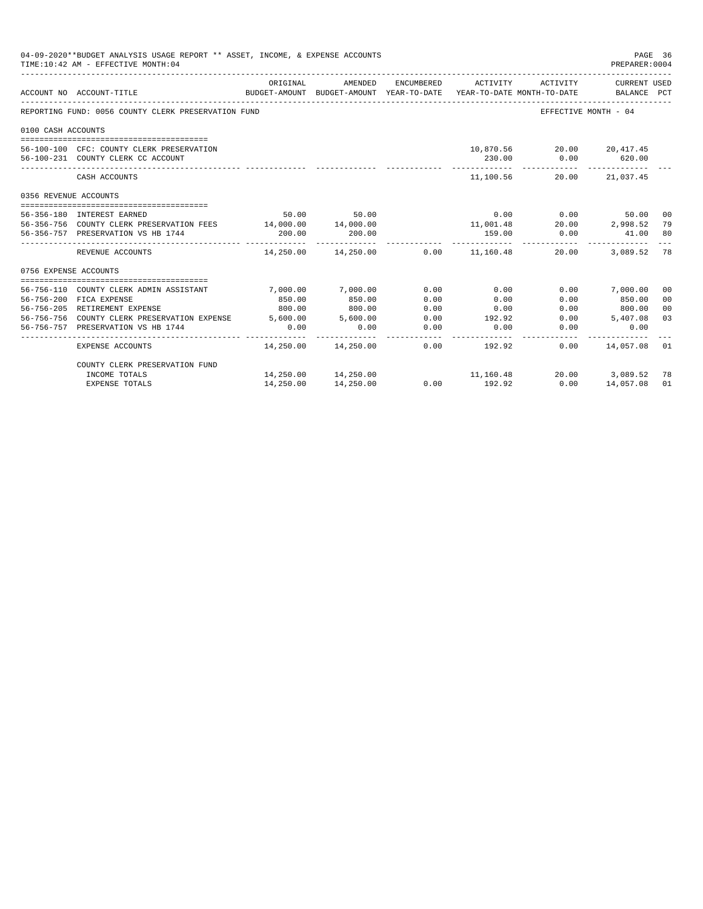04-09-2020**BUDGET ANALYSIS USAGE REPORT ** ASSET, INCOME, & EXPENSE ACCOUNTS
TIME:10:42 AM - EFFECTIVE MONTH:04

PREPARER:0004

| ACCOUNT NO | ACCOUNT-TITLE | ORIGINAL BUDGET-AMOUNT | AMENDED BUDGET-AMOUNT | ENCUMBERED YEAR-TO-DATE | ACTIVITY YEAR-TO-DATE | ACTIVITY MONTH-TO-DATE | CURRENT USED BALANCE | PCT |
|---|---|---|---|---|---|---|---|---|
| REPORTING FUND: 0056 COUNTY CLERK PRESERVATION FUND | | | | | | | EFFECTIVE MONTH - 04 | |
| 0100 CASH ACCOUNTS | | | | | | | | |
| 56-100-100 | CFC: COUNTY CLERK PRESERVATION | | | | 10,870.56 | 20.00 | 20,417.45 | |
| 56-100-231 | COUNTY CLERK CC ACCOUNT | | | | 230.00 | 0.00 | 620.00 | |
| | CASH ACCOUNTS | | | | 11,100.56 | 20.00 | 21,037.45 | |
| 0356 REVENUE ACCOUNTS | | | | | | | | |
| 56-356-180 | INTEREST EARNED | 50.00 | 50.00 | | 0.00 | 0.00 | 50.00 | 00 |
| 56-356-756 | COUNTY CLERK PRESERVATION FEES | 14,000.00 | 14,000.00 | | 11,001.48 | 20.00 | 2,998.52 | 79 |
| 56-356-757 | PRESERVATION VS HB 1744 | 200.00 | 200.00 | | 159.00 | 0.00 | 41.00 | 80 |
| | REVENUE ACCOUNTS | 14,250.00 | 14,250.00 | 0.00 | 11,160.48 | 20.00 | 3,089.52 | 78 |
| 0756 EXPENSE ACCOUNTS | | | | | | | | |
| 56-756-110 | COUNTY CLERK ADMIN ASSISTANT | 7,000.00 | 7,000.00 | 0.00 | 0.00 | 0.00 | 7,000.00 | 00 |
| 56-756-200 | FICA EXPENSE | 850.00 | 850.00 | 0.00 | 0.00 | 0.00 | 850.00 | 00 |
| 56-756-205 | RETIREMENT EXPENSE | 800.00 | 800.00 | 0.00 | 0.00 | 0.00 | 800.00 | 00 |
| 56-756-756 | COUNTY CLERK PRESERVATION EXPENSE | 5,600.00 | 5,600.00 | 0.00 | 192.92 | 0.00 | 5,407.08 | 03 |
| 56-756-757 | PRESERVATION VS HB 1744 | 0.00 | 0.00 | 0.00 | 0.00 | 0.00 | 0.00 | |
| | EXPENSE ACCOUNTS | 14,250.00 | 14,250.00 | 0.00 | 192.92 | 0.00 | 14,057.08 | 01 |
| | COUNTY CLERK PRESERVATION FUND | | | | | | | |
| | INCOME TOTALS | 14,250.00 | 14,250.00 | | 11,160.48 | 20.00 | 3,089.52 | 78 |
| | EXPENSE TOTALS | 14,250.00 | 14,250.00 | 0.00 | 192.92 | 0.00 | 14,057.08 | 01 |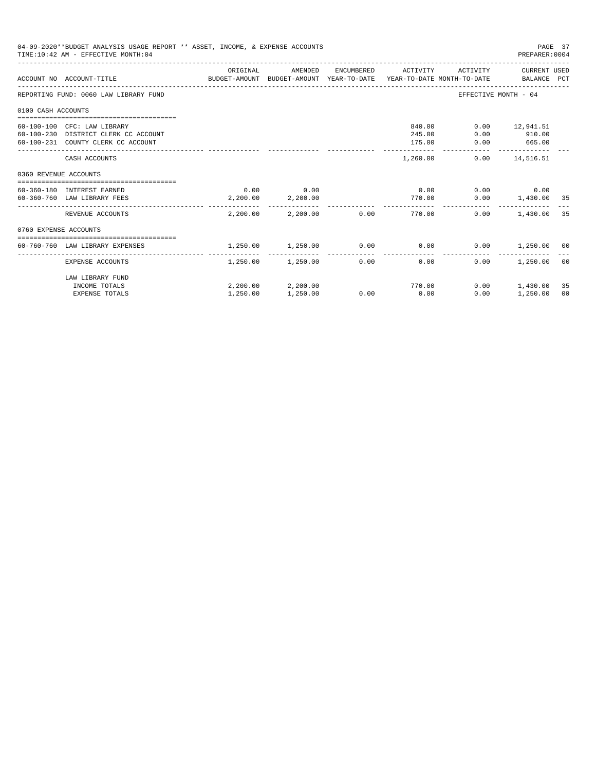04-09-2020**BUDGET ANALYSIS USAGE REPORT ** ASSET, INCOME, & EXPENSE ACCOUNTS
TIME:10:42 AM - EFFECTIVE MONTH:04
PREPARER:0004

| ACCOUNT NO | ACCOUNT-TITLE | ORIGINAL BUDGET-AMOUNT | AMENDED BUDGET-AMOUNT | ENCUMBERED YEAR-TO-DATE | ACTIVITY YEAR-TO-DATE | ACTIVITY MONTH-TO-DATE | CURRENT BALANCE | USED PCT |
|---|---|---|---|---|---|---|---|---|
| REPORTING FUND: 0060 LAW LIBRARY FUND | | | | | | | EFFECTIVE MONTH - 04 | |
| 0100 CASH ACCOUNTS | | | | | | | | |
| 60-100-100 | CFC: LAW LIBRARY | | | | 840.00 | 0.00 | 12,941.51 | |
| 60-100-230 | DISTRICT CLERK CC ACCOUNT | | | | 245.00 | 0.00 | 910.00 | |
| 60-100-231 | COUNTY CLERK CC ACCOUNT | | | | 175.00 | 0.00 | 665.00 | |
| | CASH ACCOUNTS | | | | 1,260.00 | 0.00 | 14,516.51 | |
| 0360 REVENUE ACCOUNTS | | | | | | | | |
| 60-360-180 | INTEREST EARNED | 0.00 | 0.00 | | 0.00 | 0.00 | 0.00 | |
| 60-360-760 | LAW LIBRARY FEES | 2,200.00 | 2,200.00 | | 770.00 | 0.00 | 1,430.00 | 35 |
| | REVENUE ACCOUNTS | 2,200.00 | 2,200.00 | 0.00 | 770.00 | 0.00 | 1,430.00 | 35 |
| 0760 EXPENSE ACCOUNTS | | | | | | | | |
| 60-760-760 | LAW LIBRARY EXPENSES | 1,250.00 | 1,250.00 | 0.00 | 0.00 | 0.00 | 1,250.00 | 00 |
| | EXPENSE ACCOUNTS | 1,250.00 | 1,250.00 | 0.00 | 0.00 | 0.00 | 1,250.00 | 00 |
| | LAW LIBRARY FUND | | | | | | | |
| | INCOME TOTALS | 2,200.00 | 2,200.00 | | 770.00 | 0.00 | 1,430.00 | 35 |
| | EXPENSE TOTALS | 1,250.00 | 1,250.00 | 0.00 | 0.00 | 0.00 | 1,250.00 | 00 |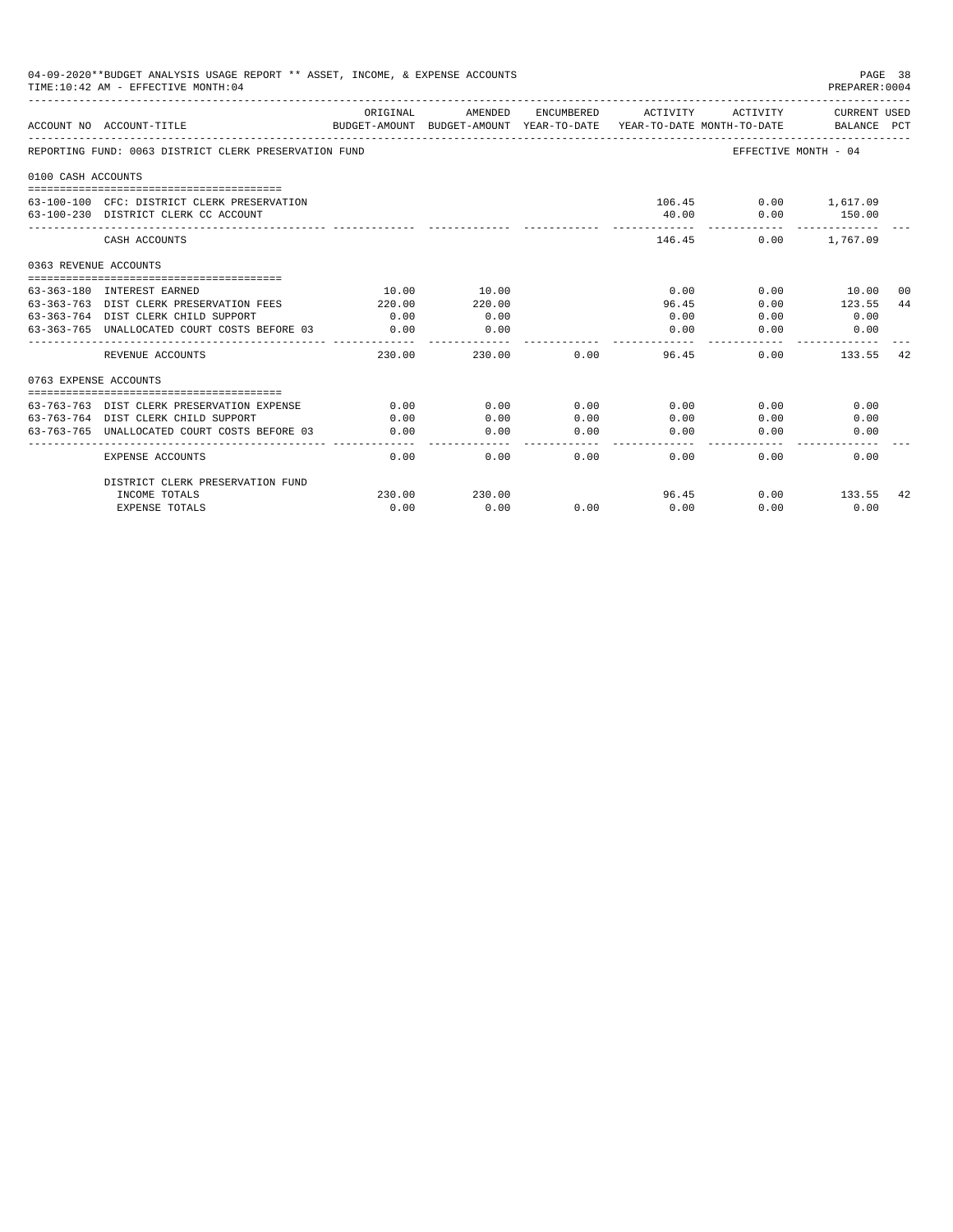04-09-2020**BUDGET ANALYSIS USAGE REPORT ** ASSET, INCOME, & EXPENSE ACCOUNTS

TIME:10:42 AM - EFFECTIVE MONTH:04

PREPARER:0004

REPORTING FUND: 0063 DISTRICT CLERK PRESERVATION FUND — EFFECTIVE MONTH - 04

| ACCOUNT NO | ACCOUNT-TITLE | ORIGINAL BUDGET-AMOUNT | AMENDED BUDGET-AMOUNT | ENCUMBERED YEAR-TO-DATE | ACTIVITY YEAR-TO-DATE | ACTIVITY MONTH-TO-DATE | CURRENT USED BALANCE | PCT |
|---|---|---|---|---|---|---|---|---|
| **0100 CASH ACCOUNTS** | | | | | | | | |
| 63-100-100 | CFC: DISTRICT CLERK PRESERVATION | | | | 106.45 | 0.00 | 1,617.09 | |
| 63-100-230 | DISTRICT CLERK CC ACCOUNT | | | | 40.00 | 0.00 | 150.00 | |
| | CASH ACCOUNTS | | | | 146.45 | 0.00 | 1,767.09 | |
| **0363 REVENUE ACCOUNTS** | | | | | | | | |
| 63-363-180 | INTEREST EARNED | 10.00 | 10.00 | | 0.00 | 0.00 | 10.00 | 00 |
| 63-363-763 | DIST CLERK PRESERVATION FEES | 220.00 | 220.00 | | 96.45 | 0.00 | 123.55 | 44 |
| 63-363-764 | DIST CLERK CHILD SUPPORT | 0.00 | 0.00 | | 0.00 | 0.00 | 0.00 | |
| 63-363-765 | UNALLOCATED COURT COSTS BEFORE 03 | 0.00 | 0.00 | | 0.00 | 0.00 | 0.00 | |
| | REVENUE ACCOUNTS | 230.00 | 230.00 | 0.00 | 96.45 | 0.00 | 133.55 | 42 |
| **0763 EXPENSE ACCOUNTS** | | | | | | | | |
| 63-763-763 | DIST CLERK PRESERVATION EXPENSE | 0.00 | 0.00 | 0.00 | 0.00 | 0.00 | 0.00 | |
| 63-763-764 | DIST CLERK CHILD SUPPORT | 0.00 | 0.00 | 0.00 | 0.00 | 0.00 | 0.00 | |
| 63-763-765 | UNALLOCATED COURT COSTS BEFORE 03 | 0.00 | 0.00 | 0.00 | 0.00 | 0.00 | 0.00 | |
| | EXPENSE ACCOUNTS | 0.00 | 0.00 | 0.00 | 0.00 | 0.00 | 0.00 | |
| | DISTRICT CLERK PRESERVATION FUND | | | | | | | |
| | INCOME TOTALS | 230.00 | 230.00 | | 96.45 | 0.00 | 133.55 | 42 |
| | EXPENSE TOTALS | 0.00 | 0.00 | 0.00 | 0.00 | 0.00 | 0.00 | |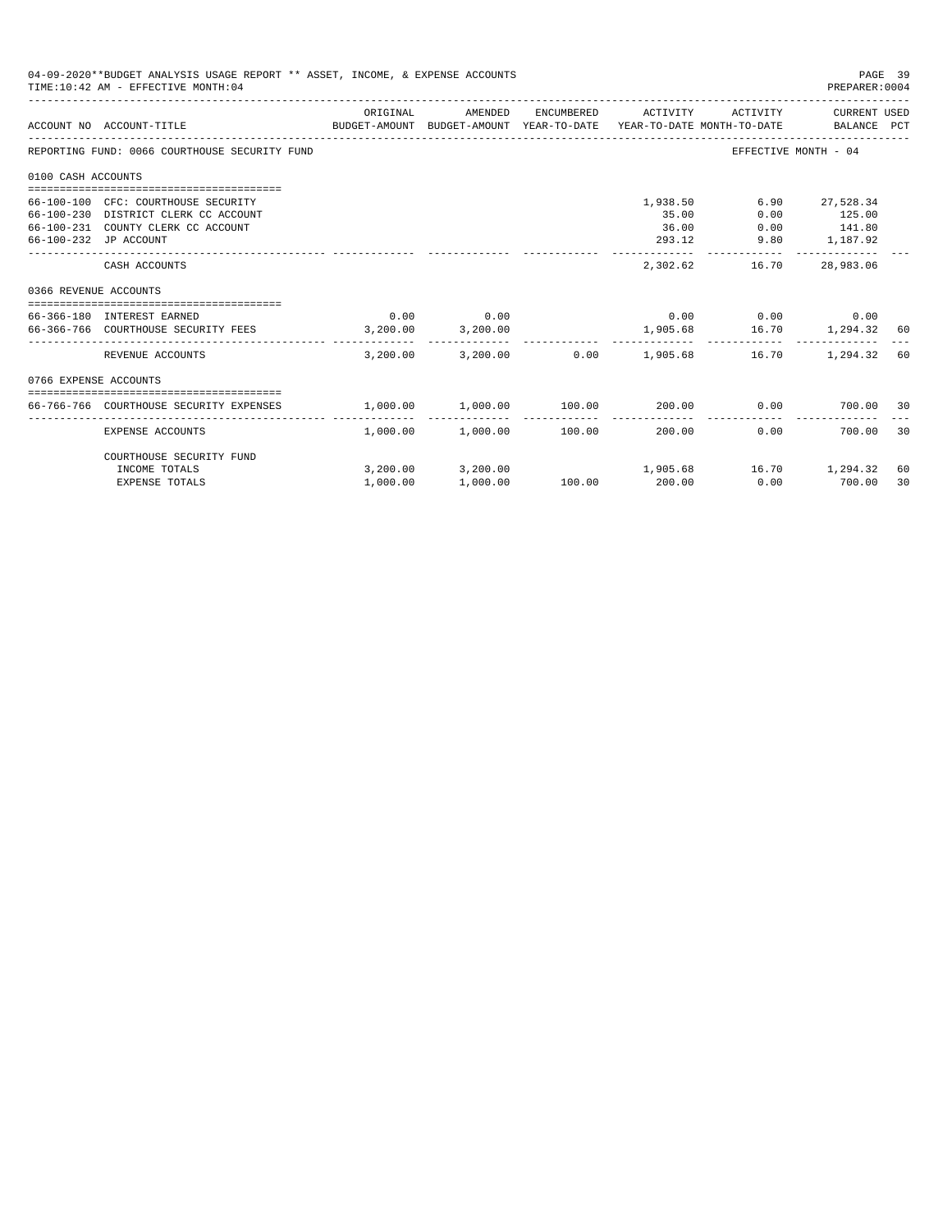04-09-2020**BUDGET ANALYSIS USAGE REPORT ** ASSET, INCOME, & EXPENSE ACCOUNTS

TIME:10:42 AM - EFFECTIVE MONTH:04

PREPARER:0004

| ACCOUNT NO | ACCOUNT-TITLE | ORIGINAL BUDGET-AMOUNT | AMENDED BUDGET-AMOUNT | ENCUMBERED YEAR-TO-DATE | ACTIVITY YEAR-TO-DATE | ACTIVITY MONTH-TO-DATE | CURRENT USED BALANCE | PCT |
|---|---|---|---|---|---|---|---|---|
| REPORTING FUND: 0066 COURTHOUSE SECURITY FUND | | | | | | EFFECTIVE MONTH - 04 | | |
| 0100 CASH ACCOUNTS | | | | | | | | |
| 66-100-100 | CFC: COURTHOUSE SECURITY | | | | 1,938.50 | 6.90 | 27,528.34 | |
| 66-100-230 | DISTRICT CLERK CC ACCOUNT | | | | 35.00 | 0.00 | 125.00 | |
| 66-100-231 | COUNTY CLERK CC ACCOUNT | | | | 36.00 | 0.00 | 141.80 | |
| 66-100-232 | JP ACCOUNT | | | | 293.12 | 9.80 | 1,187.92 | |
| | CASH ACCOUNTS | | | | 2,302.62 | 16.70 | 28,983.06 | |
| 0366 REVENUE ACCOUNTS | | | | | | | | |
| 66-366-180 | INTEREST EARNED | 0.00 | 0.00 | | 0.00 | 0.00 | 0.00 | |
| 66-366-766 | COURTHOUSE SECURITY FEES | 3,200.00 | 3,200.00 | | 1,905.68 | 16.70 | 1,294.32 | 60 |
| | REVENUE ACCOUNTS | 3,200.00 | 3,200.00 | 0.00 | 1,905.68 | 16.70 | 1,294.32 | 60 |
| 0766 EXPENSE ACCOUNTS | | | | | | | | |
| 66-766-766 | COURTHOUSE SECURITY EXPENSES | 1,000.00 | 1,000.00 | 100.00 | 200.00 | 0.00 | 700.00 | 30 |
| | EXPENSE ACCOUNTS | 1,000.00 | 1,000.00 | 100.00 | 200.00 | 0.00 | 700.00 | 30 |
| | COURTHOUSE SECURITY FUND | | | | | | | |
| | INCOME TOTALS | 3,200.00 | 3,200.00 | | 1,905.68 | 16.70 | 1,294.32 | 60 |
| | EXPENSE TOTALS | 1,000.00 | 1,000.00 | 100.00 | 200.00 | 0.00 | 700.00 | 30 |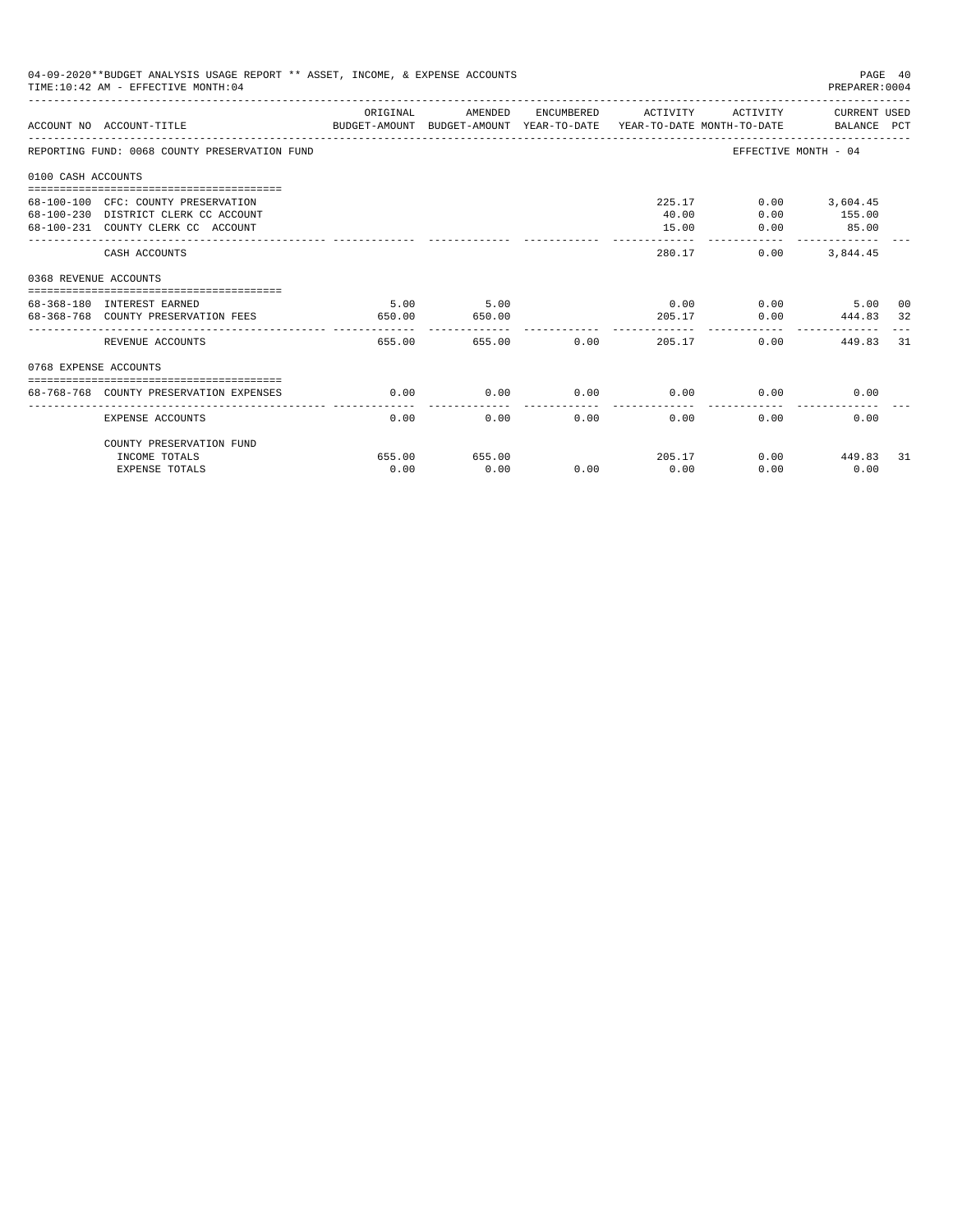04-09-2020**BUDGET ANALYSIS USAGE REPORT ** ASSET, INCOME, & EXPENSE ACCOUNTS
TIME:10:42 AM - EFFECTIVE MONTH:04
PREPARER:0004

| ACCOUNT NO | ACCOUNT-TITLE | ORIGINAL BUDGET-AMOUNT | AMENDED BUDGET-AMOUNT | ENCUMBERED YEAR-TO-DATE | ACTIVITY YEAR-TO-DATE | ACTIVITY MONTH-TO-DATE | CURRENT USED BALANCE | PCT |
|---|---|---|---|---|---|---|---|---|
| REPORTING FUND: 0068 COUNTY PRESERVATION FUND | | | | | | | EFFECTIVE MONTH - 04 | |
| 0100 CASH ACCOUNTS | | | | | | | | |
| 68-100-100 | CFC: COUNTY PRESERVATION | | | | 225.17 | 0.00 | 3,604.45 | |
| 68-100-230 | DISTRICT CLERK CC ACCOUNT | | | | 40.00 | 0.00 | 155.00 | |
| 68-100-231 | COUNTY CLERK CC ACCOUNT | | | | 15.00 | 0.00 | 85.00 | |
| | CASH ACCOUNTS | | | | 280.17 | 0.00 | 3,844.45 | |
| 0368 REVENUE ACCOUNTS | | | | | | | | |
| 68-368-180 | INTEREST EARNED | 5.00 | 5.00 | | 0.00 | 0.00 | 5.00 | 00 |
| 68-368-768 | COUNTY PRESERVATION FEES | 650.00 | 650.00 | | 205.17 | 0.00 | 444.83 | 32 |
| | REVENUE ACCOUNTS | 655.00 | 655.00 | 0.00 | 205.17 | 0.00 | 449.83 | 31 |
| 0768 EXPENSE ACCOUNTS | | | | | | | | |
| 68-768-768 | COUNTY PRESERVATION EXPENSES | 0.00 | 0.00 | 0.00 | 0.00 | 0.00 | 0.00 | |
| | EXPENSE ACCOUNTS | 0.00 | 0.00 | 0.00 | 0.00 | 0.00 | 0.00 | |
| | COUNTY PRESERVATION FUND | | | | | | | |
| | INCOME TOTALS | 655.00 | 655.00 | | 205.17 | 0.00 | 449.83 | 31 |
| | EXPENSE TOTALS | 0.00 | 0.00 | 0.00 | 0.00 | 0.00 | 0.00 | |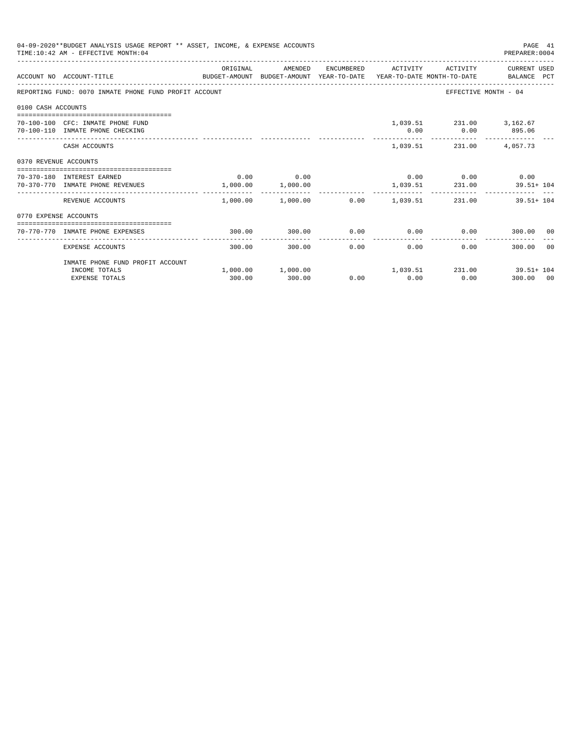04-09-2020**BUDGET ANALYSIS USAGE REPORT ** ASSET, INCOME, & EXPENSE ACCOUNTS
TIME:10:42 AM - EFFECTIVE MONTH:04

PREPARER:0004

| ACCOUNT NO | ACCOUNT-TITLE | ORIGINAL BUDGET-AMOUNT | AMENDED BUDGET-AMOUNT | ENCUMBERED YEAR-TO-DATE | ACTIVITY YEAR-TO-DATE | ACTIVITY MONTH-TO-DATE | CURRENT USED BALANCE | PCT |
|---|---|---|---|---|---|---|---|---|
| REPORTING FUND: 0070 INMATE PHONE FUND PROFIT ACCOUNT | | | | | | EFFECTIVE MONTH - 04 | | |
| 0100 CASH ACCOUNTS | | | | | | | | |
| 70-100-100 | CFC: INMATE PHONE FUND | | | | 1,039.51 | 231.00 | 3,162.67 | |
| 70-100-110 | INMATE PHONE CHECKING | | | | 0.00 | 0.00 | 895.06 | |
| | CASH ACCOUNTS | | | | 1,039.51 | 231.00 | 4,057.73 | |
| 0370 REVENUE ACCOUNTS | | | | | | | | |
| 70-370-180 | INTEREST EARNED | 0.00 | 0.00 | | 0.00 | 0.00 | 0.00 | |
| 70-370-770 | INMATE PHONE REVENUES | 1,000.00 | 1,000.00 | | 1,039.51 | 231.00 | 39.51+ | 104 |
| | REVENUE ACCOUNTS | 1,000.00 | 1,000.00 | 0.00 | 1,039.51 | 231.00 | 39.51+ | 104 |
| 0770 EXPENSE ACCOUNTS | | | | | | | | |
| 70-770-770 | INMATE PHONE EXPENSES | 300.00 | 300.00 | 0.00 | 0.00 | 0.00 | 300.00 | 00 |
| | EXPENSE ACCOUNTS | 300.00 | 300.00 | 0.00 | 0.00 | 0.00 | 300.00 | 00 |
| | INMATE PHONE FUND PROFIT ACCOUNT | | | | | | | |
| | INCOME TOTALS | 1,000.00 | 1,000.00 | | 1,039.51 | 231.00 | 39.51+ | 104 |
| | EXPENSE TOTALS | 300.00 | 300.00 | 0.00 | 0.00 | 0.00 | 300.00 | 00 |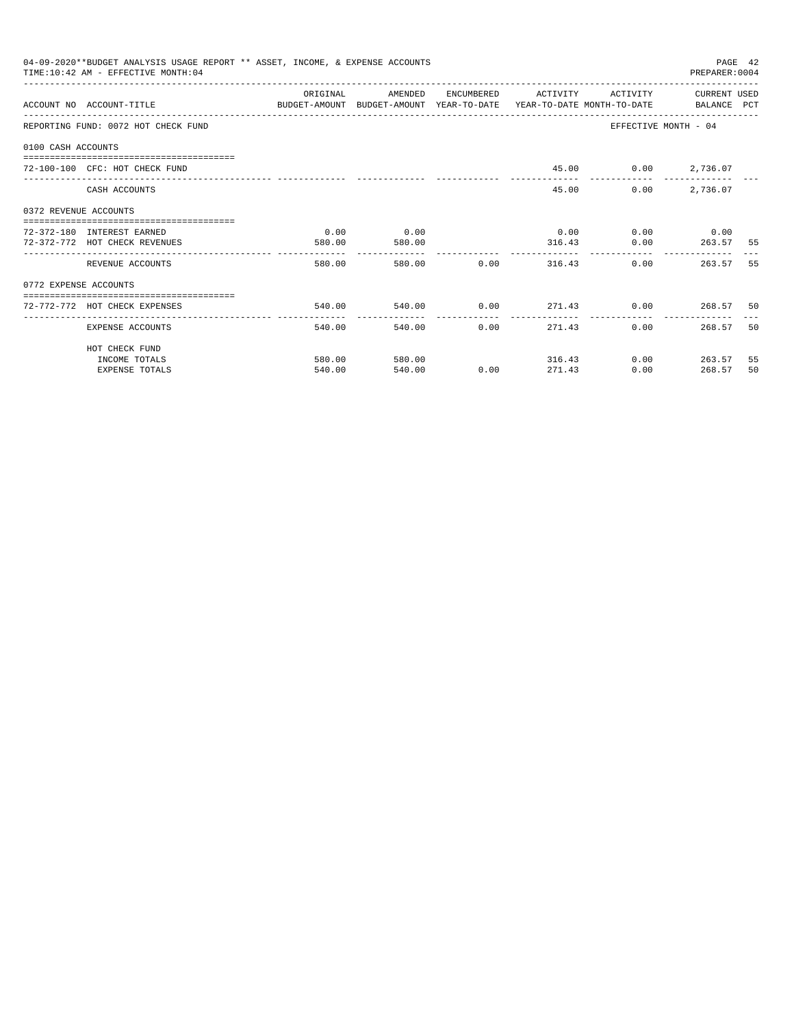04-09-2020**BUDGET ANALYSIS USAGE REPORT ** ASSET, INCOME, & EXPENSE ACCOUNTS
TIME:10:42 AM - EFFECTIVE MONTH:04

PREPARER:0004

| ACCOUNT NO | ACCOUNT-TITLE | ORIGINAL BUDGET-AMOUNT | AMENDED BUDGET-AMOUNT | ENCUMBERED YEAR-TO-DATE | ACTIVITY YEAR-TO-DATE | ACTIVITY MONTH-TO-DATE | CURRENT BALANCE | USED PCT |
|---|---|---|---|---|---|---|---|---|
| REPORTING FUND: 0072 HOT CHECK FUND | | | | | | | EFFECTIVE MONTH - 04 | |
| 0100 CASH ACCOUNTS | | | | | | | | |
| 72-100-100 | CFC: HOT CHECK FUND | | | | 45.00 | 0.00 | 2,736.07 | |
| | CASH ACCOUNTS | | | | 45.00 | 0.00 | 2,736.07 | |
| 0372 REVENUE ACCOUNTS | | | | | | | | |
| 72-372-180 | INTEREST EARNED | 0.00 | 0.00 | | 0.00 | 0.00 | 0.00 | |
| 72-372-772 | HOT CHECK REVENUES | 580.00 | 580.00 | | 316.43 | 0.00 | 263.57 | 55 |
| | REVENUE ACCOUNTS | 580.00 | 580.00 | 0.00 | 316.43 | 0.00 | 263.57 | 55 |
| 0772 EXPENSE ACCOUNTS | | | | | | | | |
| 72-772-772 | HOT CHECK EXPENSES | 540.00 | 540.00 | 0.00 | 271.43 | 0.00 | 268.57 | 50 |
| | EXPENSE ACCOUNTS | 540.00 | 540.00 | 0.00 | 271.43 | 0.00 | 268.57 | 50 |
| | HOT CHECK FUND | | | | | | | |
| | INCOME TOTALS | 580.00 | 580.00 | | 316.43 | 0.00 | 263.57 | 55 |
| | EXPENSE TOTALS | 540.00 | 540.00 | 0.00 | 271.43 | 0.00 | 268.57 | 50 |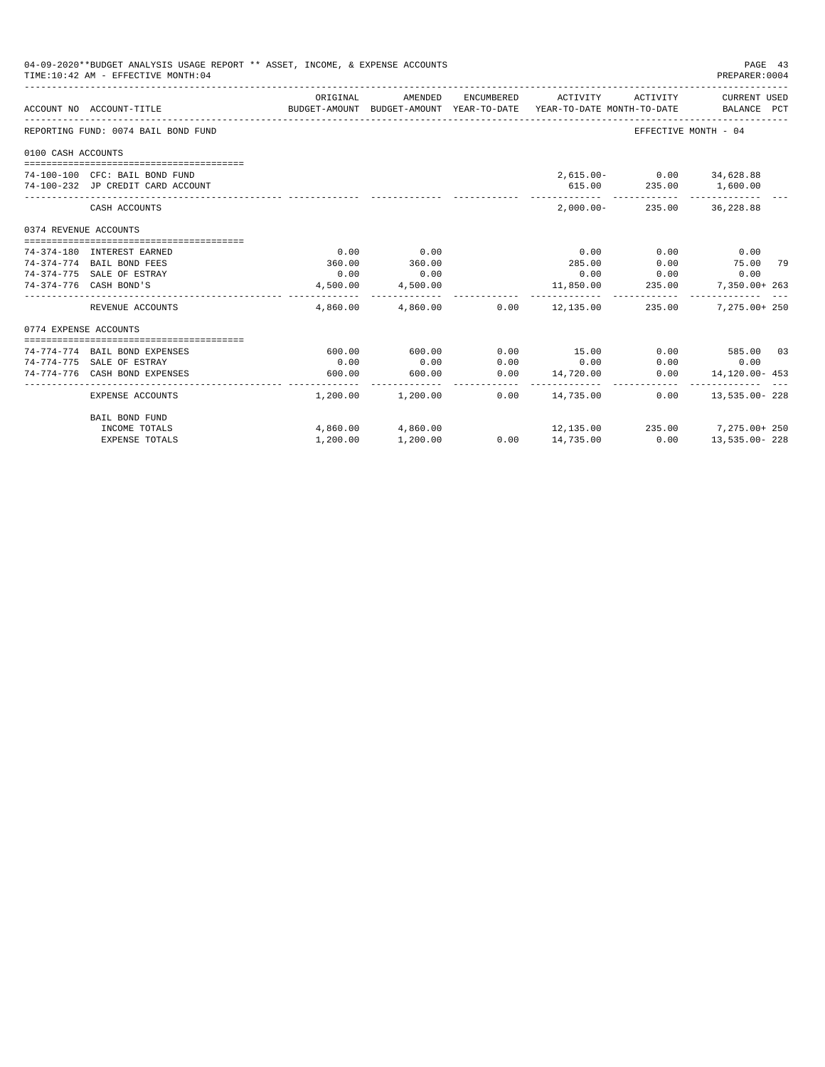04-09-2020**BUDGET ANALYSIS USAGE REPORT ** ASSET, INCOME, & EXPENSE ACCOUNTS
TIME:10:42 AM - EFFECTIVE MONTH:04

PREPARER:0004

| ACCOUNT NO | ACCOUNT-TITLE | ORIGINAL BUDGET-AMOUNT | AMENDED BUDGET-AMOUNT | ENCUMBERED YEAR-TO-DATE | ACTIVITY YEAR-TO-DATE | ACTIVITY MONTH-TO-DATE | CURRENT USED BALANCE | PCT |
|---|---|---|---|---|---|---|---|---|
| REPORTING FUND: 0074 BAIL BOND FUND | | | | | | | EFFECTIVE MONTH - 04 | |
| 0100 CASH ACCOUNTS | | | | | | | | |
| 74-100-100 | CFC: BAIL BOND FUND | | | | 2,615.00- | 0.00 | 34,628.88 | |
| 74-100-232 | JP CREDIT CARD ACCOUNT | | | | 615.00 | 235.00 | 1,600.00 | |
| | CASH ACCOUNTS | | | | 2,000.00- | 235.00 | 36,228.88 | |
| 0374 REVENUE ACCOUNTS | | | | | | | | |
| 74-374-180 | INTEREST EARNED | 0.00 | 0.00 | | 0.00 | 0.00 | 0.00 | |
| 74-374-774 | BAIL BOND FEES | 360.00 | 360.00 | | 285.00 | 0.00 | 75.00 | 79 |
| 74-374-775 | SALE OF ESTRAY | 0.00 | 0.00 | | 0.00 | 0.00 | 0.00 | |
| 74-374-776 | CASH BOND'S | 4,500.00 | 4,500.00 | | 11,850.00 | 235.00 | 7,350.00+ | 263 |
| | REVENUE ACCOUNTS | 4,860.00 | 4,860.00 | 0.00 | 12,135.00 | 235.00 | 7,275.00+ | 250 |
| 0774 EXPENSE ACCOUNTS | | | | | | | | |
| 74-774-774 | BAIL BOND EXPENSES | 600.00 | 600.00 | 0.00 | 15.00 | 0.00 | 585.00 | 03 |
| 74-774-775 | SALE OF ESTRAY | 0.00 | 0.00 | 0.00 | 0.00 | 0.00 | 0.00 | |
| 74-774-776 | CASH BOND EXPENSES | 600.00 | 600.00 | 0.00 | 14,720.00 | 0.00 | 14,120.00- | 453 |
| | EXPENSE ACCOUNTS | 1,200.00 | 1,200.00 | 0.00 | 14,735.00 | 0.00 | 13,535.00- | 228 |
| | BAIL BOND FUND | | | | | | | |
| | INCOME TOTALS | 4,860.00 | 4,860.00 | | 12,135.00 | 235.00 | 7,275.00+ | 250 |
| | EXPENSE TOTALS | 1,200.00 | 1,200.00 | 0.00 | 14,735.00 | 0.00 | 13,535.00- | 228 |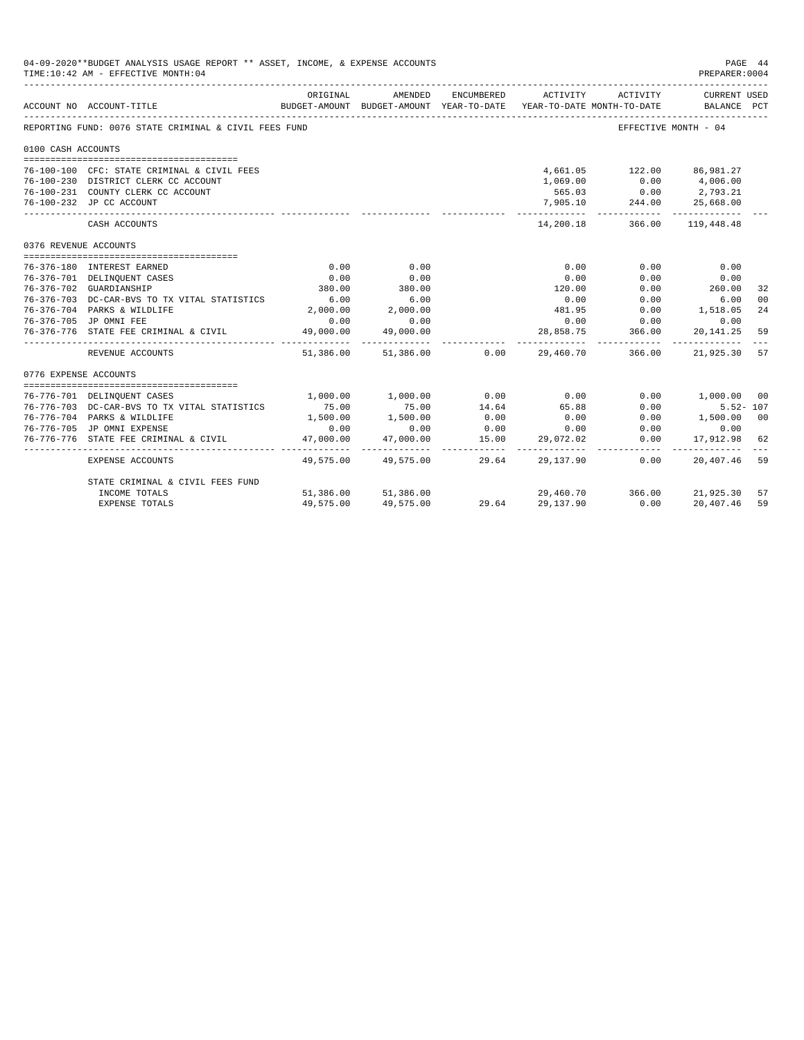04-09-2020**BUDGET ANALYSIS USAGE REPORT ** ASSET, INCOME, & EXPENSE ACCOUNTS
TIME:10:42 AM - EFFECTIVE MONTH:04
PREPARER:0004

| ACCOUNT NO | ACCOUNT-TITLE | ORIGINAL BUDGET-AMOUNT | AMENDED BUDGET-AMOUNT | ENCUMBERED YEAR-TO-DATE | ACTIVITY YEAR-TO-DATE | ACTIVITY MONTH-TO-DATE | CURRENT USED BALANCE | PCT |
|---|---|---|---|---|---|---|---|---|
| REPORTING FUND: 0076 STATE CRIMINAL & CIVIL FEES FUND | | | | | | EFFECTIVE MONTH - 04 | | |
| 0100 CASH ACCOUNTS | | | | | | | | |
| 76-100-100 | CFC: STATE CRIMINAL & CIVIL FEES | | | | 4,661.05 | 122.00 | 86,981.27 | |
| 76-100-230 | DISTRICT CLERK CC ACCOUNT | | | | 1,069.00 | 0.00 | 4,006.00 | |
| 76-100-231 | COUNTY CLERK CC ACCOUNT | | | | 565.03 | 0.00 | 2,793.21 | |
| 76-100-232 | JP CC ACCOUNT | | | | 7,905.10 | 244.00 | 25,668.00 | |
| | CASH ACCOUNTS | | | | 14,200.18 | 366.00 | 119,448.48 | |
| 0376 REVENUE ACCOUNTS | | | | | | | | |
| 76-376-180 | INTEREST EARNED | 0.00 | 0.00 | | 0.00 | 0.00 | 0.00 | |
| 76-376-701 | DELINQUENT CASES | 0.00 | 0.00 | | 0.00 | 0.00 | 0.00 | |
| 76-376-702 | GUARDIANSHIP | 380.00 | 380.00 | | 120.00 | 0.00 | 260.00 | 32 |
| 76-376-703 | DC-CAR-BVS TO TX VITAL STATISTICS | 6.00 | 6.00 | | 0.00 | 0.00 | 6.00 | 00 |
| 76-376-704 | PARKS & WILDLIFE | 2,000.00 | 2,000.00 | | 481.95 | 0.00 | 1,518.05 | 24 |
| 76-376-705 | JP OMNI FEE | 0.00 | 0.00 | | 0.00 | 0.00 | 0.00 | |
| 76-376-776 | STATE FEE CRIMINAL & CIVIL | 49,000.00 | 49,000.00 | | 28,858.75 | 366.00 | 20,141.25 | 59 |
| | REVENUE ACCOUNTS | 51,386.00 | 51,386.00 | 0.00 | 29,460.70 | 366.00 | 21,925.30 | 57 |
| 0776 EXPENSE ACCOUNTS | | | | | | | | |
| 76-776-701 | DELINQUENT CASES | 1,000.00 | 1,000.00 | 0.00 | 0.00 | 0.00 | 1,000.00 | 00 |
| 76-776-703 | DC-CAR-BVS TO TX VITAL STATISTICS | 75.00 | 75.00 | 14.64 | 65.88 | 0.00 | 5.52- | 107 |
| 76-776-704 | PARKS & WILDLIFE | 1,500.00 | 1,500.00 | 0.00 | 0.00 | 0.00 | 1,500.00 | 00 |
| 76-776-705 | JP OMNI EXPENSE | 0.00 | 0.00 | 0.00 | 0.00 | 0.00 | 0.00 | |
| 76-776-776 | STATE FEE CRIMINAL & CIVIL | 47,000.00 | 47,000.00 | 15.00 | 29,072.02 | 0.00 | 17,912.98 | 62 |
| | EXPENSE ACCOUNTS | 49,575.00 | 49,575.00 | 29.64 | 29,137.90 | 0.00 | 20,407.46 | 59 |
| | STATE CRIMINAL & CIVIL FEES FUND | | | | | | | |
| | INCOME TOTALS | 51,386.00 | 51,386.00 | | 29,460.70 | 366.00 | 21,925.30 | 57 |
| | EXPENSE TOTALS | 49,575.00 | 49,575.00 | 29.64 | 29,137.90 | 0.00 | 20,407.46 | 59 |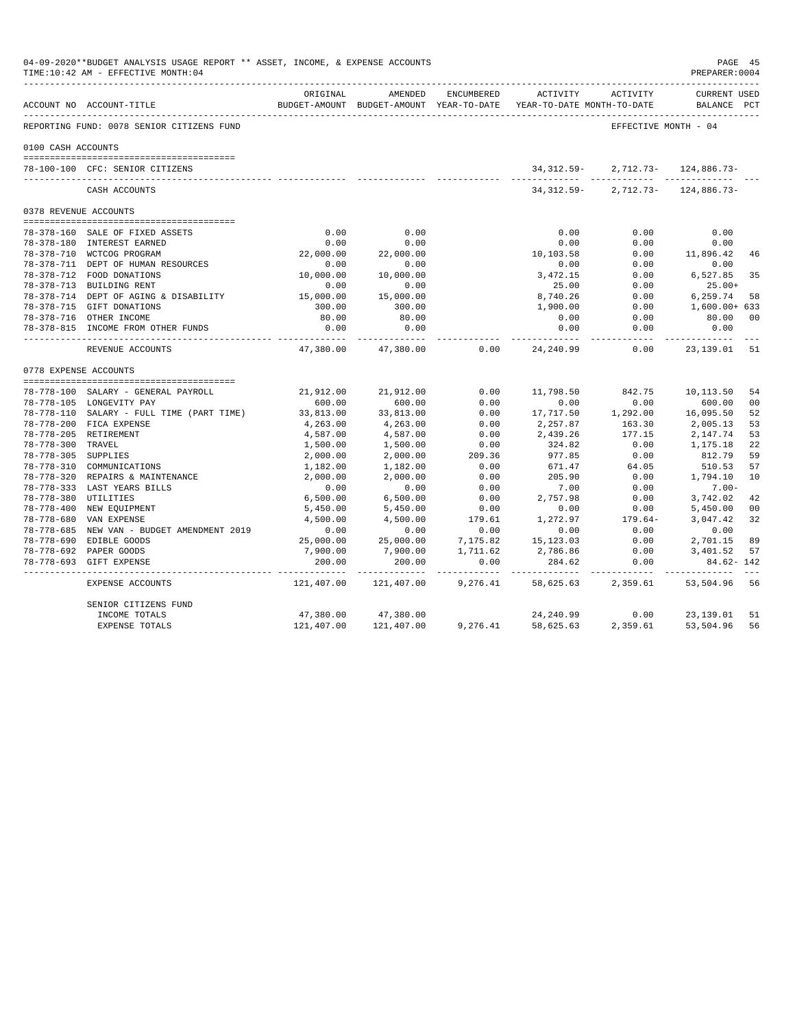04-09-2020**BUDGET ANALYSIS USAGE REPORT ** ASSET, INCOME, & EXPENSE ACCOUNTS
TIME:10:42 AM - EFFECTIVE MONTH:04
PREPARER:0004

REPORTING FUND: 0078 SENIOR CITIZENS FUND — EFFECTIVE MONTH - 04

| ACCOUNT NO | ACCOUNT-TITLE | ORIGINAL BUDGET-AMOUNT | AMENDED BUDGET-AMOUNT | ENCUMBERED YEAR-TO-DATE | ACTIVITY YEAR-TO-DATE | ACTIVITY MONTH-TO-DATE | CURRENT USED BALANCE | PCT |
|---|---|---|---|---|---|---|---|---|
| **0100 CASH ACCOUNTS** | | | | | | | | |
| 78-100-100 | CFC: SENIOR CITIZENS | | | | 34,312.59- | 2,712.73- | 124,886.73- | |
| | CASH ACCOUNTS | | | | 34,312.59- | 2,712.73- | 124,886.73- | |
| **0378 REVENUE ACCOUNTS** | | | | | | | | |
| 78-378-160 | SALE OF FIXED ASSETS | 0.00 | 0.00 | | 0.00 | 0.00 | 0.00 | |
| 78-378-180 | INTEREST EARNED | 0.00 | 0.00 | | 0.00 | 0.00 | 0.00 | |
| 78-378-710 | WCTCOG PROGRAM | 22,000.00 | 22,000.00 | | 10,103.58 | 0.00 | 11,896.42 | 46 |
| 78-378-711 | DEPT OF HUMAN RESOURCES | 0.00 | 0.00 | | 0.00 | 0.00 | 0.00 | |
| 78-378-712 | FOOD DONATIONS | 10,000.00 | 10,000.00 | | 3,472.15 | 0.00 | 6,527.85 | 35 |
| 78-378-713 | BUILDING RENT | 0.00 | 0.00 | | 25.00 | 0.00 | 25.00+ | |
| 78-378-714 | DEPT OF AGING & DISABILITY | 15,000.00 | 15,000.00 | | 8,740.26 | 0.00 | 6,259.74 | 58 |
| 78-378-715 | GIFT DONATIONS | 300.00 | 300.00 | | 1,900.00 | 0.00 | 1,600.00+ | 633 |
| 78-378-716 | OTHER INCOME | 80.00 | 80.00 | | 0.00 | 0.00 | 80.00 | 00 |
| 78-378-815 | INCOME FROM OTHER FUNDS | 0.00 | 0.00 | | 0.00 | 0.00 | 0.00 | |
| | REVENUE ACCOUNTS | 47,380.00 | 47,380.00 | 0.00 | 24,240.99 | 0.00 | 23,139.01 | 51 |
| **0778 EXPENSE ACCOUNTS** | | | | | | | | |
| 78-778-100 | SALARY - GENERAL PAYROLL | 21,912.00 | 21,912.00 | 0.00 | 11,798.50 | 842.75 | 10,113.50 | 54 |
| 78-778-105 | LONGEVITY PAY | 600.00 | 600.00 | 0.00 | 0.00 | 0.00 | 600.00 | 00 |
| 78-778-110 | SALARY - FULL TIME (PART TIME) | 33,813.00 | 33,813.00 | 0.00 | 17,717.50 | 1,292.00 | 16,095.50 | 52 |
| 78-778-200 | FICA EXPENSE | 4,263.00 | 4,263.00 | 0.00 | 2,257.87 | 163.30 | 2,005.13 | 53 |
| 78-778-205 | RETIREMENT | 4,587.00 | 4,587.00 | 0.00 | 2,439.26 | 177.15 | 2,147.74 | 53 |
| 78-778-300 | TRAVEL | 1,500.00 | 1,500.00 | 0.00 | 324.82 | 0.00 | 1,175.18 | 22 |
| 78-778-305 | SUPPLIES | 2,000.00 | 2,000.00 | 209.36 | 977.85 | 0.00 | 812.79 | 59 |
| 78-778-310 | COMMUNICATIONS | 1,182.00 | 1,182.00 | 0.00 | 671.47 | 64.05 | 510.53 | 57 |
| 78-778-320 | REPAIRS & MAINTENANCE | 2,000.00 | 2,000.00 | 0.00 | 205.90 | 0.00 | 1,794.10 | 10 |
| 78-778-333 | LAST YEARS BILLS | 0.00 | 0.00 | 0.00 | 7.00 | 0.00 | 7.00- | |
| 78-778-380 | UTILITIES | 6,500.00 | 6,500.00 | 0.00 | 2,757.98 | 0.00 | 3,742.02 | 42 |
| 78-778-400 | NEW EQUIPMENT | 5,450.00 | 5,450.00 | 0.00 | 0.00 | 0.00 | 5,450.00 | 00 |
| 78-778-680 | VAN EXPENSE | 4,500.00 | 4,500.00 | 179.61 | 1,272.97 | 179.64- | 3,047.42 | 32 |
| 78-778-685 | NEW VAN - BUDGET AMENDMENT 2019 | 0.00 | 0.00 | 0.00 | 0.00 | 0.00 | 0.00 | |
| 78-778-690 | EDIBLE GOODS | 25,000.00 | 25,000.00 | 7,175.82 | 15,123.03 | 0.00 | 2,701.15 | 89 |
| 78-778-692 | PAPER GOODS | 7,900.00 | 7,900.00 | 1,711.62 | 2,786.86 | 0.00 | 3,401.52 | 57 |
| 78-778-693 | GIFT EXPENSE | 200.00 | 200.00 | 0.00 | 284.62 | 0.00 | 84.62- | 142 |
| | EXPENSE ACCOUNTS | 121,407.00 | 121,407.00 | 9,276.41 | 58,625.63 | 2,359.61 | 53,504.96 | 56 |
| | SENIOR CITIZENS FUND | | | | | | | |
| | INCOME TOTALS | 47,380.00 | 47,380.00 | | 24,240.99 | 0.00 | 23,139.01 | 51 |
| | EXPENSE TOTALS | 121,407.00 | 121,407.00 | 9,276.41 | 58,625.63 | 2,359.61 | 53,504.96 | 56 |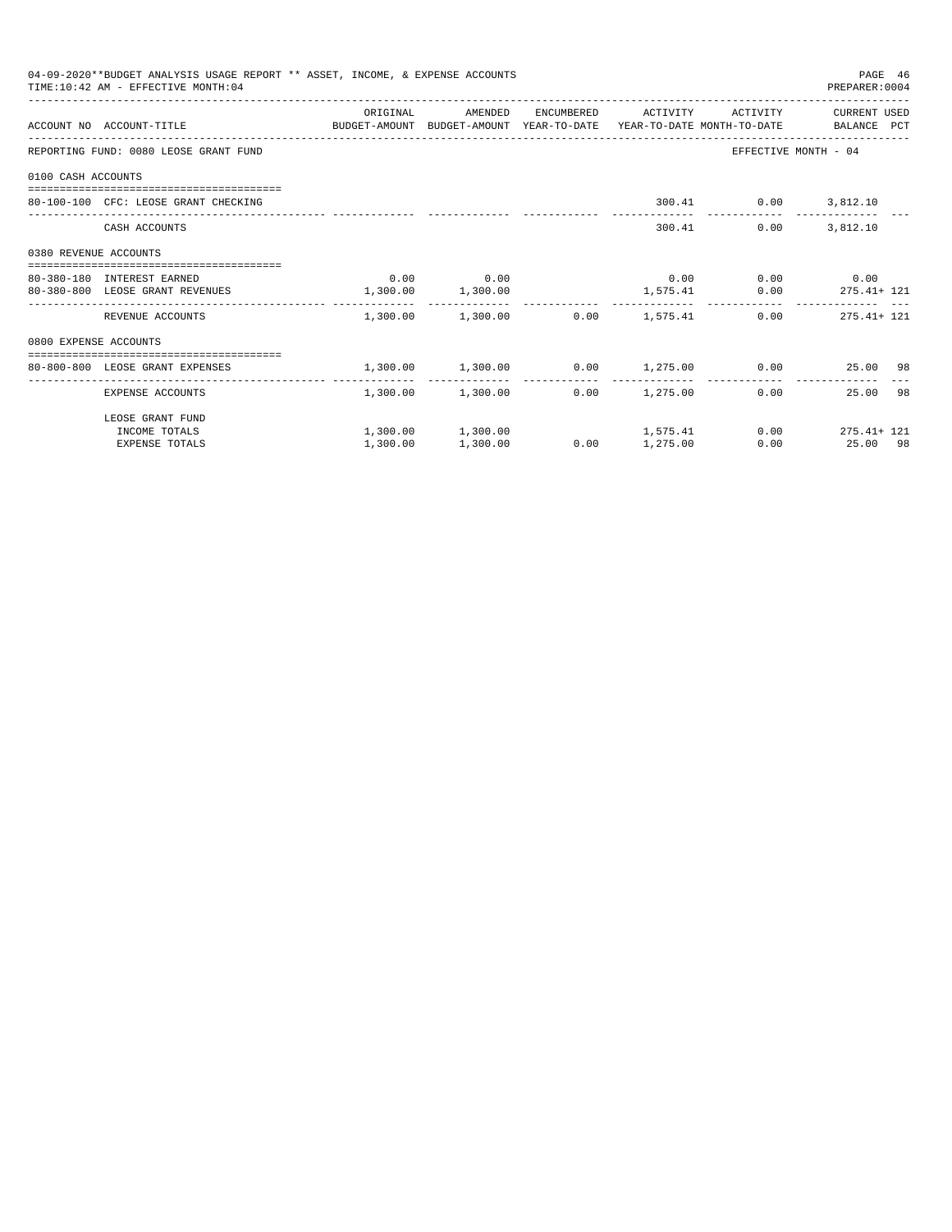04-09-2020**BUDGET ANALYSIS USAGE REPORT ** ASSET, INCOME, & EXPENSE ACCOUNTS

TIME:10:42 AM - EFFECTIVE MONTH:04

PREPARER:0004

| ACCOUNT NO | ACCOUNT-TITLE | ORIGINAL BUDGET-AMOUNT | AMENDED BUDGET-AMOUNT | ENCUMBERED YEAR-TO-DATE | ACTIVITY YEAR-TO-DATE | ACTIVITY MONTH-TO-DATE | CURRENT USED BALANCE | PCT |
|---|---|---|---|---|---|---|---|---|
| REPORTING FUND: 0080 LEOSE GRANT FUND | | | | | | EFFECTIVE MONTH - 04 | | |
| 0100 CASH ACCOUNTS | | | | | | | | |
| 80-100-100 | CFC: LEOSE GRANT CHECKING | | | | 300.41 | 0.00 | 3,812.10 | |
| | CASH ACCOUNTS | | | | 300.41 | 0.00 | 3,812.10 | |
| 0380 REVENUE ACCOUNTS | | | | | | | | |
| 80-380-180 | INTEREST EARNED | 0.00 | 0.00 | | 0.00 | 0.00 | 0.00 | |
| 80-380-800 | LEOSE GRANT REVENUES | 1,300.00 | 1,300.00 | | 1,575.41 | 0.00 | 275.41+ | 121 |
| | REVENUE ACCOUNTS | 1,300.00 | 1,300.00 | 0.00 | 1,575.41 | 0.00 | 275.41+ | 121 |
| 0800 EXPENSE ACCOUNTS | | | | | | | | |
| 80-800-800 | LEOSE GRANT EXPENSES | 1,300.00 | 1,300.00 | 0.00 | 1,275.00 | 0.00 | 25.00 | 98 |
| | EXPENSE ACCOUNTS | 1,300.00 | 1,300.00 | 0.00 | 1,275.00 | 0.00 | 25.00 | 98 |
| | LEOSE GRANT FUND | | | | | | | |
| | INCOME TOTALS | 1,300.00 | 1,300.00 | | 1,575.41 | 0.00 | 275.41+ | 121 |
| | EXPENSE TOTALS | 1,300.00 | 1,300.00 | 0.00 | 1,275.00 | 0.00 | 25.00 | 98 |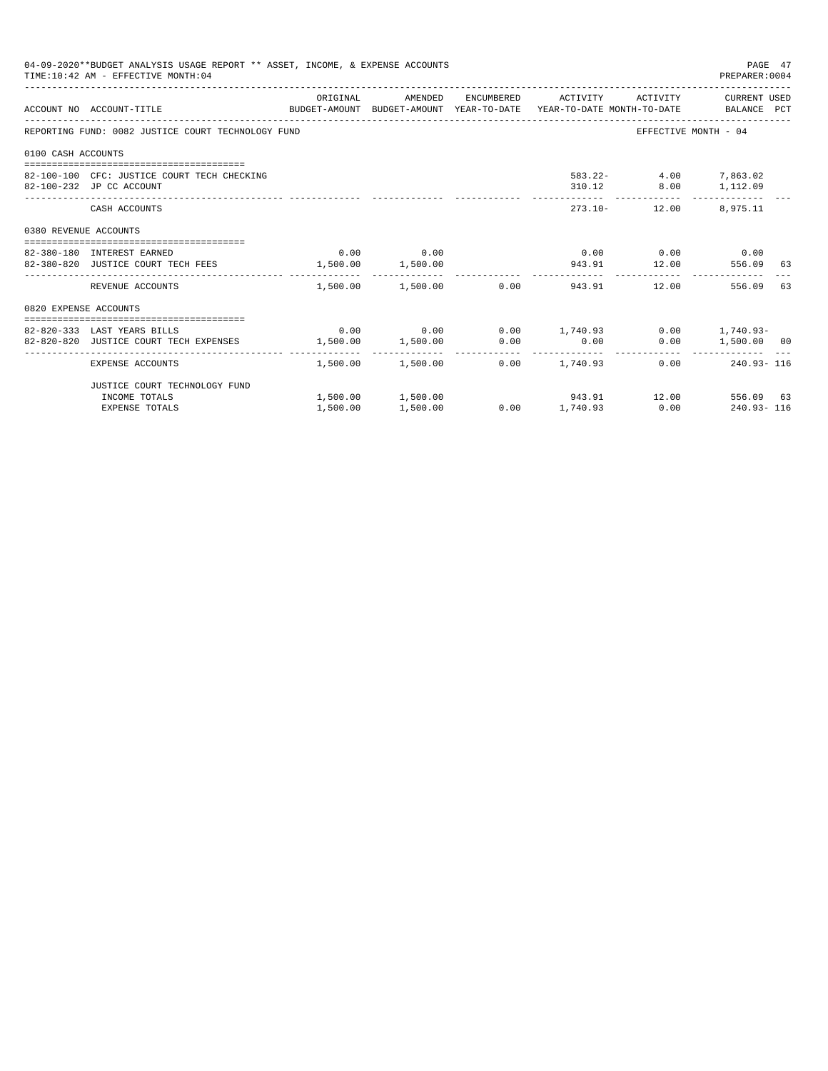04-09-2020**BUDGET ANALYSIS USAGE REPORT ** ASSET, INCOME, & EXPENSE ACCOUNTS
TIME:10:42 AM - EFFECTIVE MONTH:04

PREPARER:0004

| ACCOUNT NO | ACCOUNT-TITLE | ORIGINAL BUDGET-AMOUNT | AMENDED BUDGET-AMOUNT | ENCUMBERED YEAR-TO-DATE | ACTIVITY YEAR-TO-DATE | ACTIVITY MONTH-TO-DATE | CURRENT USED BALANCE | PCT |
|---|---|---|---|---|---|---|---|---|
| REPORTING FUND: 0082 JUSTICE COURT TECHNOLOGY FUND | | | | | | EFFECTIVE MONTH - 04 | | |
| 0100 CASH ACCOUNTS | | | | | | | | |
| 82-100-100 | CFC: JUSTICE COURT TECH CHECKING | | | | 583.22- | 4.00 | 7,863.02 | |
| 82-100-232 | JP CC ACCOUNT | | | | 310.12 | 8.00 | 1,112.09 | |
| | CASH ACCOUNTS | | | | 273.10- | 12.00 | 8,975.11 | |
| 0380 REVENUE ACCOUNTS | | | | | | | | |
| 82-380-180 | INTEREST EARNED | 0.00 | 0.00 | | 0.00 | 0.00 | 0.00 | |
| 82-380-820 | JUSTICE COURT TECH FEES | 1,500.00 | 1,500.00 | | 943.91 | 12.00 | 556.09 | 63 |
| | REVENUE ACCOUNTS | 1,500.00 | 1,500.00 | 0.00 | 943.91 | 12.00 | 556.09 | 63 |
| 0820 EXPENSE ACCOUNTS | | | | | | | | |
| 82-820-333 | LAST YEARS BILLS | 0.00 | 0.00 | 0.00 | 1,740.93 | 0.00 | 1,740.93- | |
| 82-820-820 | JUSTICE COURT TECH EXPENSES | 1,500.00 | 1,500.00 | 0.00 | 0.00 | 0.00 | 1,500.00 | 00 |
| | EXPENSE ACCOUNTS | 1,500.00 | 1,500.00 | 0.00 | 1,740.93 | 0.00 | 240.93- | 116 |
| | JUSTICE COURT TECHNOLOGY FUND | | | | | | | |
| | INCOME TOTALS | 1,500.00 | 1,500.00 | | 943.91 | 12.00 | 556.09 | 63 |
| | EXPENSE TOTALS | 1,500.00 | 1,500.00 | 0.00 | 1,740.93 | 0.00 | 240.93- | 116 |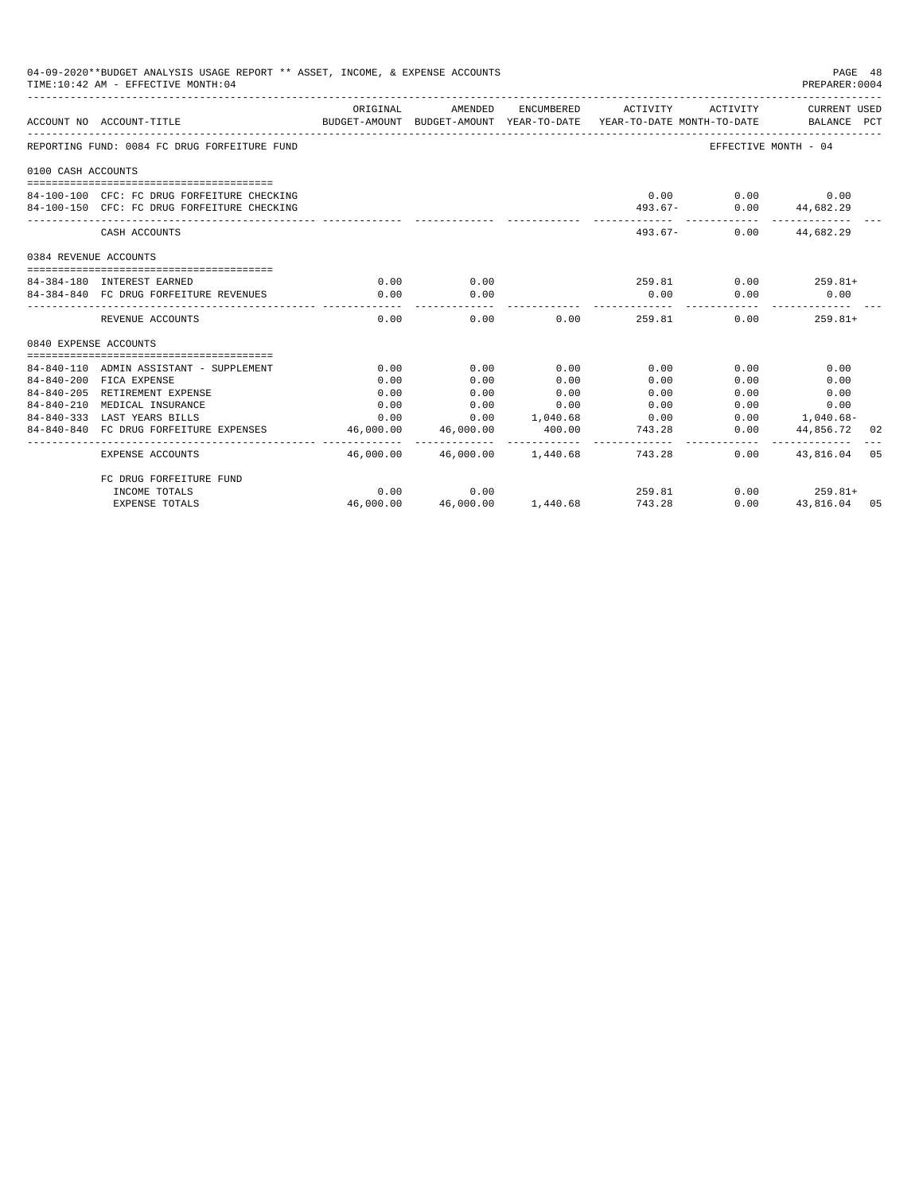04-09-2020**BUDGET ANALYSIS USAGE REPORT ** ASSET, INCOME, & EXPENSE ACCOUNTS
TIME:10:42 AM - EFFECTIVE MONTH:04

PREPARER:0004

| ACCOUNT NO | ACCOUNT-TITLE | ORIGINAL BUDGET-AMOUNT | AMENDED BUDGET-AMOUNT | ENCUMBERED YEAR-TO-DATE | ACTIVITY YEAR-TO-DATE | ACTIVITY MONTH-TO-DATE | CURRENT USED BALANCE | PCT |
|---|---|---|---|---|---|---|---|---|
| REPORTING FUND: 0084 FC DRUG FORFEITURE FUND | | | | | | EFFECTIVE MONTH - 04 | | |
| 0100 CASH ACCOUNTS | | | | | | | | |
| 84-100-100 | CFC: FC DRUG FORFEITURE CHECKING | | | | 0.00 | 0.00 | 0.00 | |
| 84-100-150 | CFC: FC DRUG FORFEITURE CHECKING | | | | 493.67- | 0.00 | 44,682.29 | |
| | CASH ACCOUNTS | | | | 493.67- | 0.00 | 44,682.29 | |
| 0384 REVENUE ACCOUNTS | | | | | | | | |
| 84-384-180 | INTEREST EARNED | 0.00 | 0.00 | | 259.81 | 0.00 | 259.81+ | |
| 84-384-840 | FC DRUG FORFEITURE REVENUES | 0.00 | 0.00 | | 0.00 | 0.00 | 0.00 | |
| | REVENUE ACCOUNTS | 0.00 | 0.00 | 0.00 | 259.81 | 0.00 | 259.81+ | |
| 0840 EXPENSE ACCOUNTS | | | | | | | | |
| 84-840-110 | ADMIN ASSISTANT - SUPPLEMENT | 0.00 | 0.00 | 0.00 | 0.00 | 0.00 | 0.00 | |
| 84-840-200 | FICA EXPENSE | 0.00 | 0.00 | 0.00 | 0.00 | 0.00 | 0.00 | |
| 84-840-205 | RETIREMENT EXPENSE | 0.00 | 0.00 | 0.00 | 0.00 | 0.00 | 0.00 | |
| 84-840-210 | MEDICAL INSURANCE | 0.00 | 0.00 | 0.00 | 0.00 | 0.00 | 0.00 | |
| 84-840-333 | LAST YEARS BILLS | 0.00 | 0.00 | 1,040.68 | 0.00 | 0.00 | 1,040.68- | |
| 84-840-840 | FC DRUG FORFEITURE EXPENSES | 46,000.00 | 46,000.00 | 400.00 | 743.28 | 0.00 | 44,856.72 | 02 |
| | EXPENSE ACCOUNTS | 46,000.00 | 46,000.00 | 1,440.68 | 743.28 | 0.00 | 43,816.04 | 05 |
| | FC DRUG FORFEITURE FUND | | | | | | | |
| | INCOME TOTALS | 0.00 | 0.00 | | 259.81 | 0.00 | 259.81+ | |
| | EXPENSE TOTALS | 46,000.00 | 46,000.00 | 1,440.68 | 743.28 | 0.00 | 43,816.04 | 05 |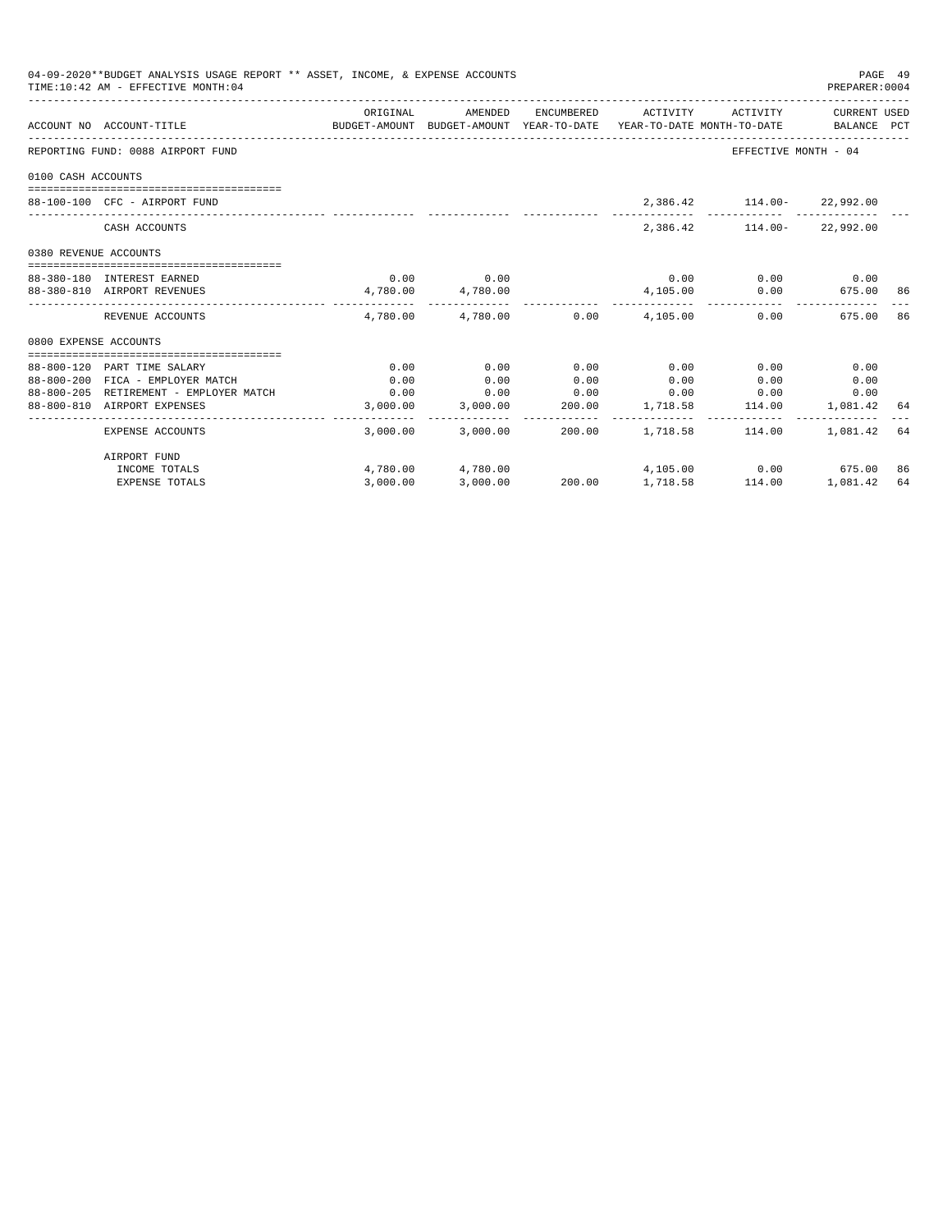04-09-2020**BUDGET ANALYSIS USAGE REPORT ** ASSET, INCOME, & EXPENSE ACCOUNTS
TIME:10:42 AM - EFFECTIVE MONTH:04
PREPARER:0004

| ACCOUNT NO | ACCOUNT-TITLE | ORIGINAL BUDGET-AMOUNT | AMENDED BUDGET-AMOUNT | ENCUMBERED YEAR-TO-DATE | ACTIVITY YEAR-TO-DATE | ACTIVITY MONTH-TO-DATE | CURRENT USED BALANCE | PCT |
|---|---|---|---|---|---|---|---|---|
| REPORTING FUND: 0088 AIRPORT FUND | | | | | | EFFECTIVE MONTH - 04 | | |
| 0100 CASH ACCOUNTS | | | | | | | | |
| 88-100-100 | CFC - AIRPORT FUND | | | | 2,386.42 | 114.00- | 22,992.00 | |
| | CASH ACCOUNTS | | | | 2,386.42 | 114.00- | 22,992.00 | |
| 0380 REVENUE ACCOUNTS | | | | | | | | |
| 88-380-180 | INTEREST EARNED | 0.00 | 0.00 | | 0.00 | 0.00 | 0.00 | |
| 88-380-810 | AIRPORT REVENUES | 4,780.00 | 4,780.00 | | 4,105.00 | 0.00 | 675.00 | 86 |
| | REVENUE ACCOUNTS | 4,780.00 | 4,780.00 | 0.00 | 4,105.00 | 0.00 | 675.00 | 86 |
| 0800 EXPENSE ACCOUNTS | | | | | | | | |
| 88-800-120 | PART TIME SALARY | 0.00 | 0.00 | 0.00 | 0.00 | 0.00 | 0.00 | |
| 88-800-200 | FICA - EMPLOYER MATCH | 0.00 | 0.00 | 0.00 | 0.00 | 0.00 | 0.00 | |
| 88-800-205 | RETIREMENT - EMPLOYER MATCH | 0.00 | 0.00 | 0.00 | 0.00 | 0.00 | 0.00 | |
| 88-800-810 | AIRPORT EXPENSES | 3,000.00 | 3,000.00 | 200.00 | 1,718.58 | 114.00 | 1,081.42 | 64 |
| | EXPENSE ACCOUNTS | 3,000.00 | 3,000.00 | 200.00 | 1,718.58 | 114.00 | 1,081.42 | 64 |
| | AIRPORT FUND | | | | | | | |
| | INCOME TOTALS | 4,780.00 | 4,780.00 | | 4,105.00 | 0.00 | 675.00 | 86 |
| | EXPENSE TOTALS | 3,000.00 | 3,000.00 | 200.00 | 1,718.58 | 114.00 | 1,081.42 | 64 |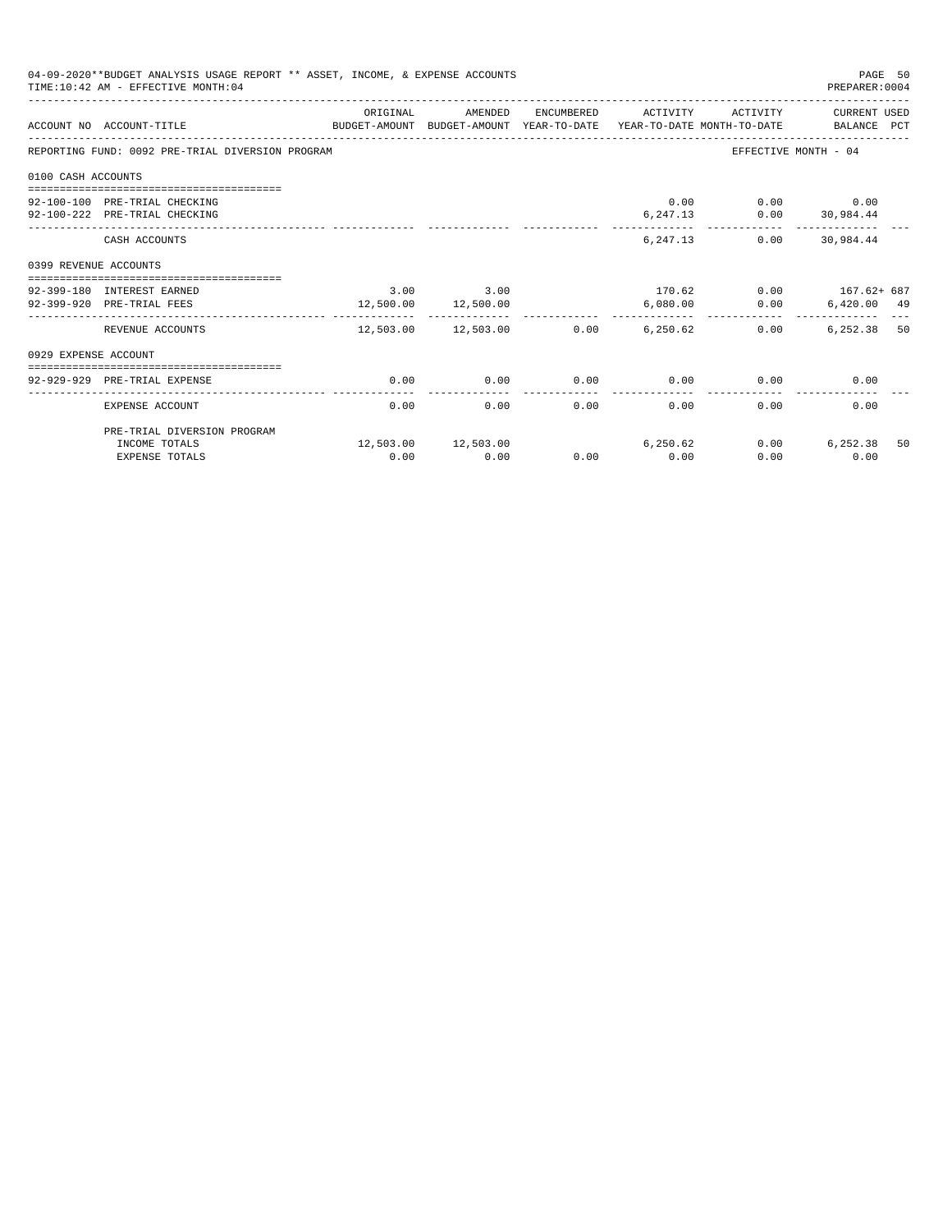04-09-2020**BUDGET ANALYSIS USAGE REPORT ** ASSET, INCOME, & EXPENSE ACCOUNTS

TIME:10:42 AM - EFFECTIVE MONTH:04

PREPARER:0004

| ACCOUNT NO | ACCOUNT-TITLE | ORIGINAL BUDGET-AMOUNT | AMENDED BUDGET-AMOUNT | ENCUMBERED YEAR-TO-DATE | ACTIVITY YEAR-TO-DATE | ACTIVITY MONTH-TO-DATE | CURRENT USED BALANCE | PCT |
|---|---|---|---|---|---|---|---|---|
| REPORTING FUND: 0092 PRE-TRIAL DIVERSION PROGRAM | | | | | | EFFECTIVE MONTH - 04 | | |
| 0100 CASH ACCOUNTS | | | | | | | | |
| 92-100-100 | PRE-TRIAL CHECKING | | | | 0.00 | 0.00 | 0.00 | |
| 92-100-222 | PRE-TRIAL CHECKING | | | | 6,247.13 | 0.00 | 30,984.44 | |
| | CASH ACCOUNTS | | | | 6,247.13 | 0.00 | 30,984.44 | |
| 0399 REVENUE ACCOUNTS | | | | | | | | |
| 92-399-180 | INTEREST EARNED | 3.00 | 3.00 | | 170.62 | 0.00 | 167.62+ | 687 |
| 92-399-920 | PRE-TRIAL FEES | 12,500.00 | 12,500.00 | | 6,080.00 | 0.00 | 6,420.00 | 49 |
| | REVENUE ACCOUNTS | 12,503.00 | 12,503.00 | 0.00 | 6,250.62 | 0.00 | 6,252.38 | 50 |
| 0929 EXPENSE ACCOUNT | | | | | | | | |
| 92-929-929 | PRE-TRIAL EXPENSE | 0.00 | 0.00 | 0.00 | 0.00 | 0.00 | 0.00 | |
| | EXPENSE ACCOUNT | 0.00 | 0.00 | 0.00 | 0.00 | 0.00 | 0.00 | |
| | PRE-TRIAL DIVERSION PROGRAM | | | | | | | |
| | INCOME TOTALS | 12,503.00 | 12,503.00 | | 6,250.62 | 0.00 | 6,252.38 | 50 |
| | EXPENSE TOTALS | 0.00 | 0.00 | 0.00 | 0.00 | 0.00 | 0.00 | |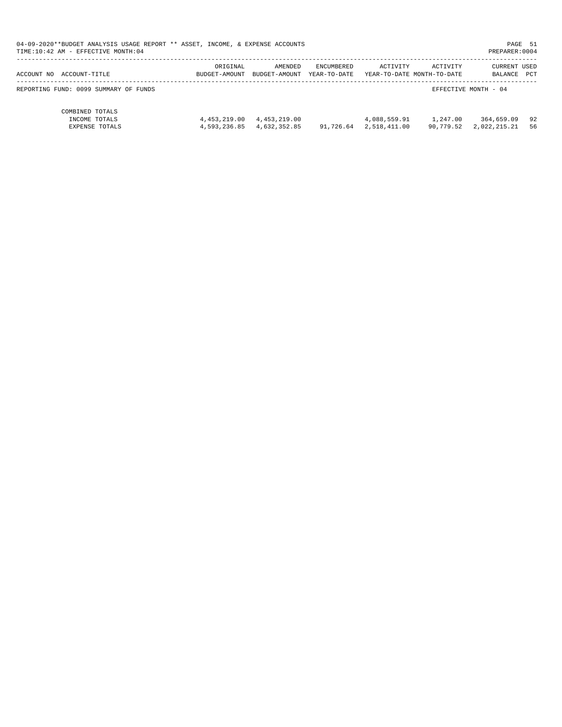04-09-2020**BUDGET ANALYSIS USAGE REPORT ** ASSET, INCOME, & EXPENSE ACCOUNTS

TIME:10:42 AM - EFFECTIVE MONTH:04

PREPARER:0004

| ACCOUNT NO ACCOUNT-TITLE | ORIGINAL BUDGET-AMOUNT | AMENDED BUDGET-AMOUNT | ENCUMBERED YEAR-TO-DATE | ACTIVITY YEAR-TO-DATE | ACTIVITY MONTH-TO-DATE | CURRENT BALANCE | USED PCT |
|---|---|---|---|---|---|---|---|
| REPORTING FUND: 0099 SUMMARY OF FUNDS | | | | | EFFECTIVE MONTH - 04 | | |
| COMBINED TOTALS | | | | | | | |
| INCOME TOTALS | 4,453,219.00 | 4,453,219.00 | | 4,088,559.91 | 1,247.00 | 364,659.09 | 92 |
| EXPENSE TOTALS | 4,593,236.85 | 4,632,352.85 | 91,726.64 | 2,518,411.00 | 90,779.52 | 2,022,215.21 | 56 |